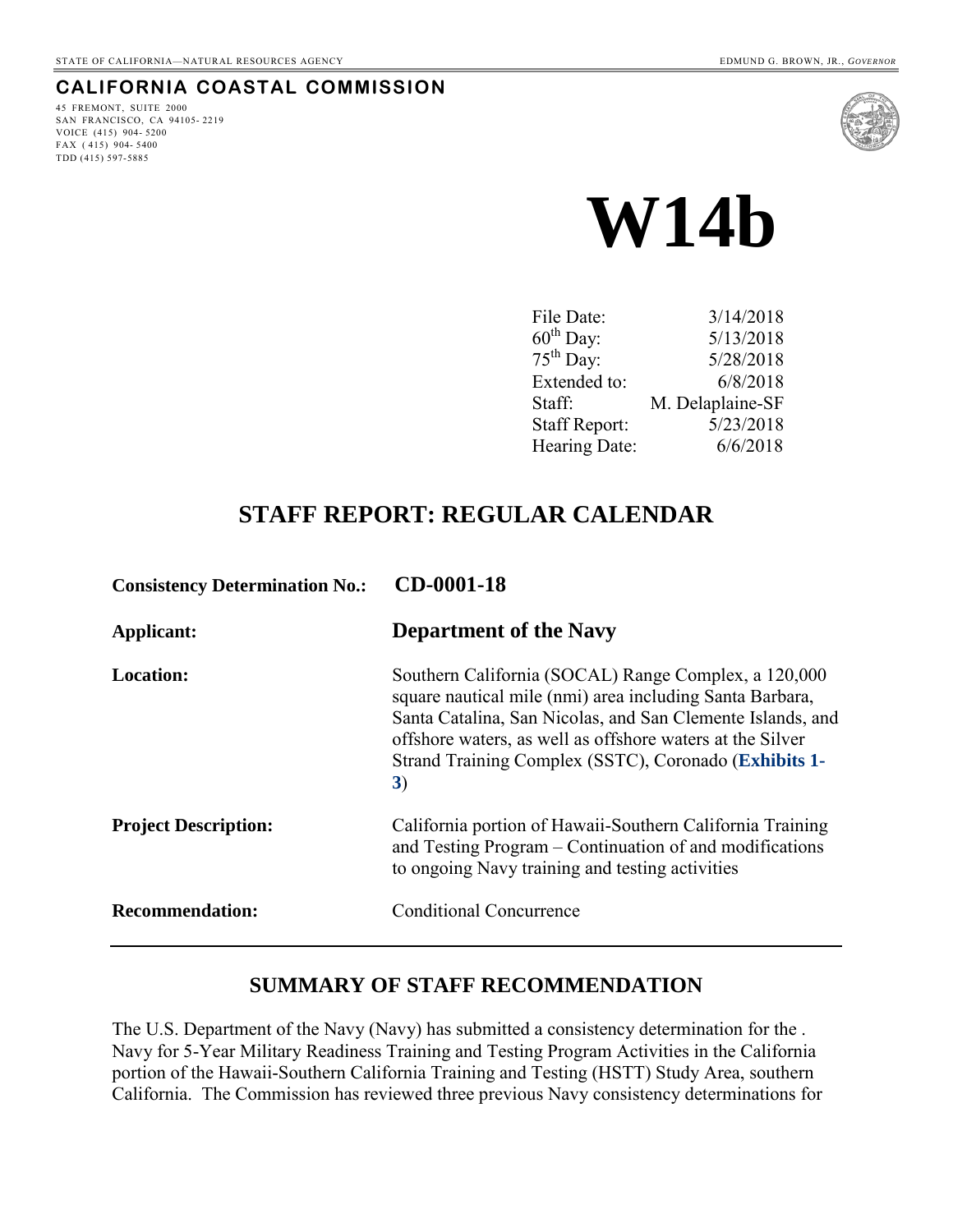STATE OF CALIFORNIA—NATURAL RESOURCES AGENCY EDMUND G. BROWN, JR., *GOVERNOR*

## CALIFORNIA COASTAL COMMISSION

45 FREMONT, SUITE 2000
SAN FRANCISCO, CA 94105-2219
VOICE (415) 904-5200
FAX (415) 904-5400
TDD (415) 597-5885

# W14b

| | |
|---|---|
| File Date: | 3/14/2018 |
| 60th Day: | 5/13/2018 |
| 75th Day: | 5/28/2018 |
| Extended to: | 6/8/2018 |
| Staff: | M. Delaplaine-SF |
| Staff Report: | 5/23/2018 |
| Hearing Date: | 6/6/2018 |

## STAFF REPORT: REGULAR CALENDAR

| | |
|---|---|
| **Consistency Determination No.:** | **CD-0001-18** |
| **Applicant:** | **Department of the Navy** |
| **Location:** | Southern California (SOCAL) Range Complex, a 120,000 square nautical mile (nmi) area including Santa Barbara, Santa Catalina, San Nicolas, and San Clemente Islands, and offshore waters, as well as offshore waters at the Silver Strand Training Complex (SSTC), Coronado (**Exhibits 1-3**) |
| **Project Description:** | California portion of Hawaii-Southern California Training and Testing Program – Continuation of and modifications to ongoing Navy training and testing activities |
| **Recommendation:** | Conditional Concurrence |

## SUMMARY OF STAFF RECOMMENDATION

The U.S. Department of the Navy (Navy) has submitted a consistency determination for the . Navy for 5-Year Military Readiness Training and Testing Program Activities in the California portion of the Hawaii-Southern California Training and Testing (HSTT) Study Area, southern California. The Commission has reviewed three previous Navy consistency determinations for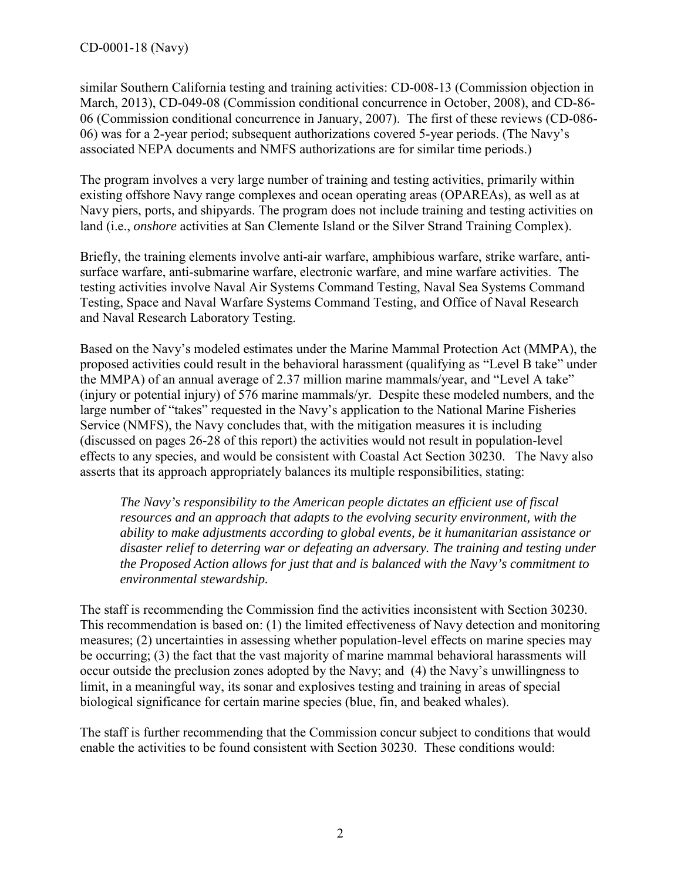similar Southern California testing and training activities: CD-008-13 (Commission objection in March, 2013), CD-049-08 (Commission conditional concurrence in October, 2008), and CD-86-06 (Commission conditional concurrence in January, 2007). The first of these reviews (CD-086-06) was for a 2-year period; subsequent authorizations covered 5-year periods. (The Navy's associated NEPA documents and NMFS authorizations are for similar time periods.)

The program involves a very large number of training and testing activities, primarily within existing offshore Navy range complexes and ocean operating areas (OPAREAs), as well as at Navy piers, ports, and shipyards. The program does not include training and testing activities on land (i.e., *onshore* activities at San Clemente Island or the Silver Strand Training Complex).

Briefly, the training elements involve anti-air warfare, amphibious warfare, strike warfare, anti-surface warfare, anti-submarine warfare, electronic warfare, and mine warfare activities. The testing activities involve Naval Air Systems Command Testing, Naval Sea Systems Command Testing, Space and Naval Warfare Systems Command Testing, and Office of Naval Research and Naval Research Laboratory Testing.

Based on the Navy's modeled estimates under the Marine Mammal Protection Act (MMPA), the proposed activities could result in the behavioral harassment (qualifying as "Level B take" under the MMPA) of an annual average of 2.37 million marine mammals/year, and "Level A take" (injury or potential injury) of 576 marine mammals/yr. Despite these modeled numbers, and the large number of "takes" requested in the Navy's application to the National Marine Fisheries Service (NMFS), the Navy concludes that, with the mitigation measures it is including (discussed on pages 26-28 of this report) the activities would not result in population-level effects to any species, and would be consistent with Coastal Act Section 30230. The Navy also asserts that its approach appropriately balances its multiple responsibilities, stating:

> *The Navy's responsibility to the American people dictates an efficient use of fiscal resources and an approach that adapts to the evolving security environment, with the ability to make adjustments according to global events, be it humanitarian assistance or disaster relief to deterring war or defeating an adversary. The training and testing under the Proposed Action allows for just that and is balanced with the Navy's commitment to environmental stewardship.*

The staff is recommending the Commission find the activities inconsistent with Section 30230. This recommendation is based on: (1) the limited effectiveness of Navy detection and monitoring measures; (2) uncertainties in assessing whether population-level effects on marine species may be occurring; (3) the fact that the vast majority of marine mammal behavioral harassments will occur outside the preclusion zones adopted by the Navy; and (4) the Navy's unwillingness to limit, in a meaningful way, its sonar and explosives testing and training in areas of special biological significance for certain marine species (blue, fin, and beaked whales).

The staff is further recommending that the Commission concur subject to conditions that would enable the activities to be found consistent with Section 30230. These conditions would: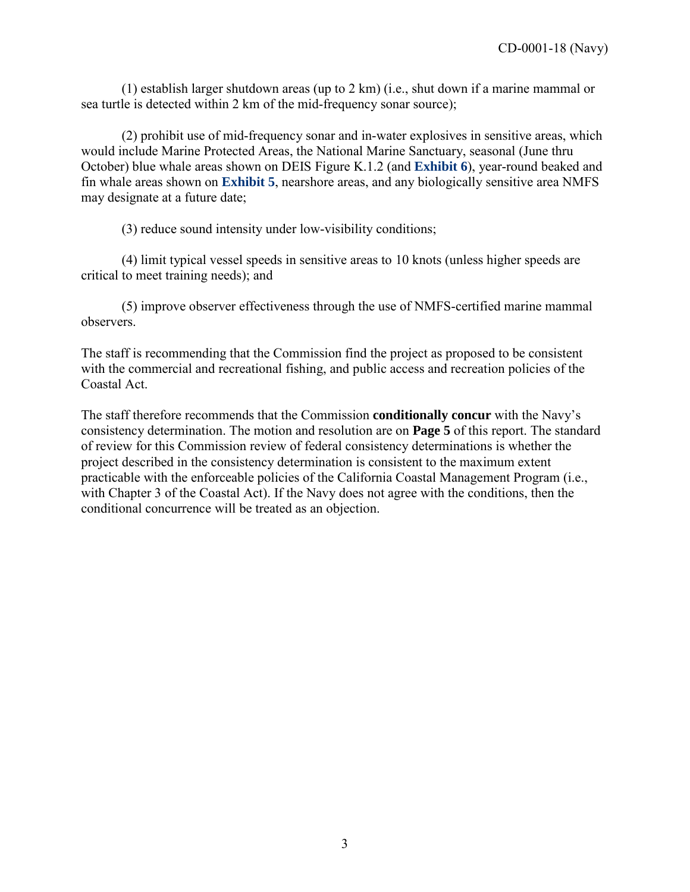(1) establish larger shutdown areas (up to 2 km) (i.e., shut down if a marine mammal or sea turtle is detected within 2 km of the mid-frequency sonar source);

(2) prohibit use of mid-frequency sonar and in-water explosives in sensitive areas, which would include Marine Protected Areas, the National Marine Sanctuary, seasonal (June thru October) blue whale areas shown on DEIS Figure K.1.2 (and **Exhibit 6**), year-round beaked and fin whale areas shown on **Exhibit 5**, nearshore areas, and any biologically sensitive area NMFS may designate at a future date;

(3) reduce sound intensity under low-visibility conditions;

(4) limit typical vessel speeds in sensitive areas to 10 knots (unless higher speeds are critical to meet training needs); and

(5) improve observer effectiveness through the use of NMFS-certified marine mammal observers.

The staff is recommending that the Commission find the project as proposed to be consistent with the commercial and recreational fishing, and public access and recreation policies of the Coastal Act.

The staff therefore recommends that the Commission **conditionally concur** with the Navy's consistency determination. The motion and resolution are on **Page 5** of this report. The standard of review for this Commission review of federal consistency determinations is whether the project described in the consistency determination is consistent to the maximum extent practicable with the enforceable policies of the California Coastal Management Program (i.e., with Chapter 3 of the Coastal Act). If the Navy does not agree with the conditions, then the conditional concurrence will be treated as an objection.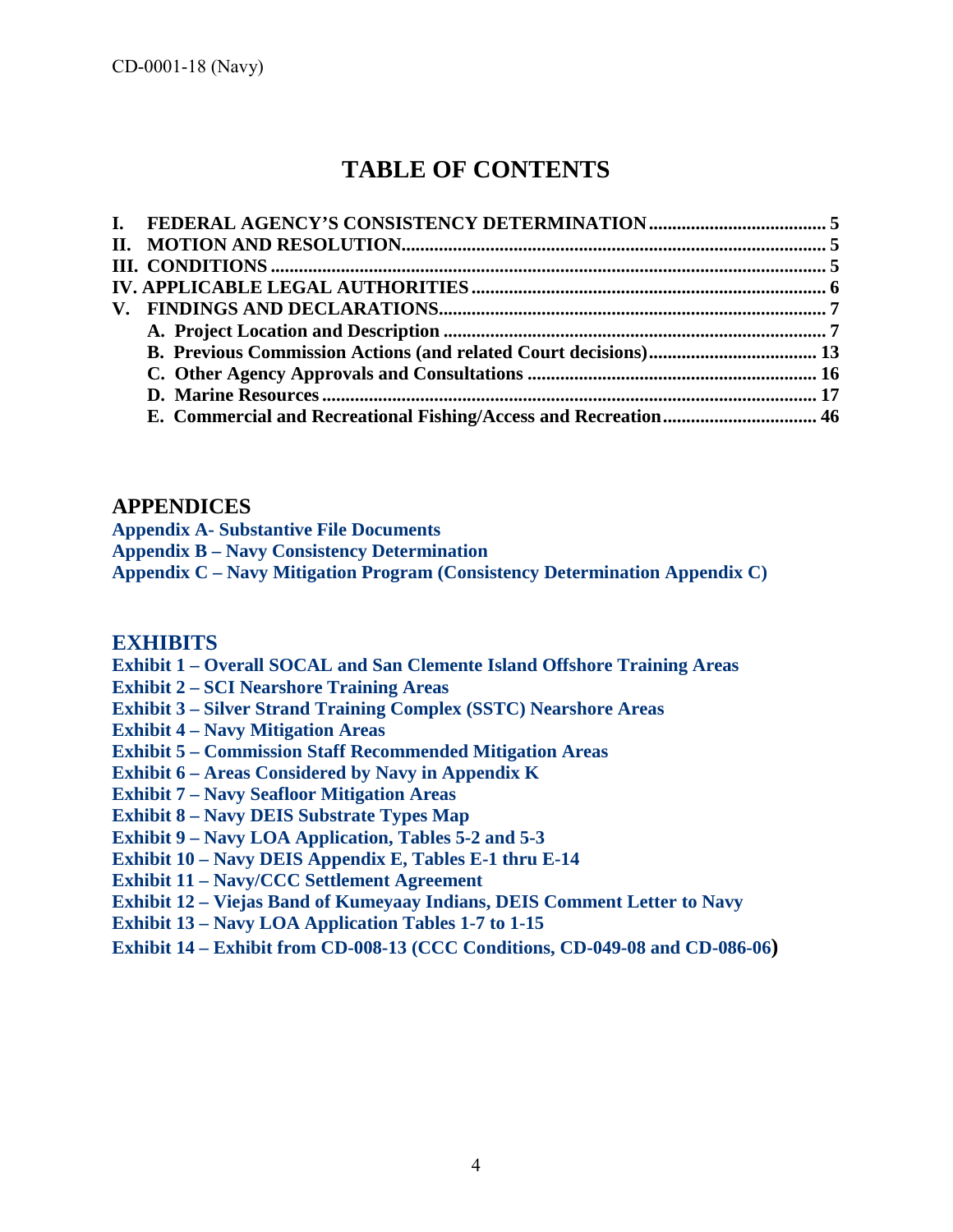# TABLE OF CONTENTS

**I. FEDERAL AGENCY'S CONSISTENCY DETERMINATION** ...... 5
**II. MOTION AND RESOLUTION** ...... 5
**III. CONDITIONS** ...... 5
**IV. APPLICABLE LEGAL AUTHORITIES** ...... 6
**V. FINDINGS AND DECLARATIONS** ...... 7
- **A. Project Location and Description** ...... 7
- **B. Previous Commission Actions (and related Court decisions)** ...... 13
- **C. Other Agency Approvals and Consultations** ...... 16
- **D. Marine Resources** ...... 17
- **E. Commercial and Recreational Fishing/Access and Recreation** ...... 46

## APPENDICES

**Appendix A- Substantive File Documents**
**Appendix B – Navy Consistency Determination**
**Appendix C – Navy Mitigation Program (Consistency Determination Appendix C)**

## EXHIBITS

**Exhibit 1 – Overall SOCAL and San Clemente Island Offshore Training Areas**
**Exhibit 2 – SCI Nearshore Training Areas**
**Exhibit 3 – Silver Strand Training Complex (SSTC) Nearshore Areas**
**Exhibit 4 – Navy Mitigation Areas**
**Exhibit 5 – Commission Staff Recommended Mitigation Areas**
**Exhibit 6 – Areas Considered by Navy in Appendix K**
**Exhibit 7 – Navy Seafloor Mitigation Areas**
**Exhibit 8 – Navy DEIS Substrate Types Map**
**Exhibit 9 – Navy LOA Application, Tables 5-2 and 5-3**
**Exhibit 10 – Navy DEIS Appendix E, Tables E-1 thru E-14**
**Exhibit 11 – Navy/CCC Settlement Agreement**
**Exhibit 12 – Viejas Band of Kumeyaay Indians, DEIS Comment Letter to Navy**
**Exhibit 13 – Navy LOA Application Tables 1-7 to 1-15**
**Exhibit 14 – Exhibit from CD-008-13 (CCC Conditions, CD-049-08 and CD-086-06)**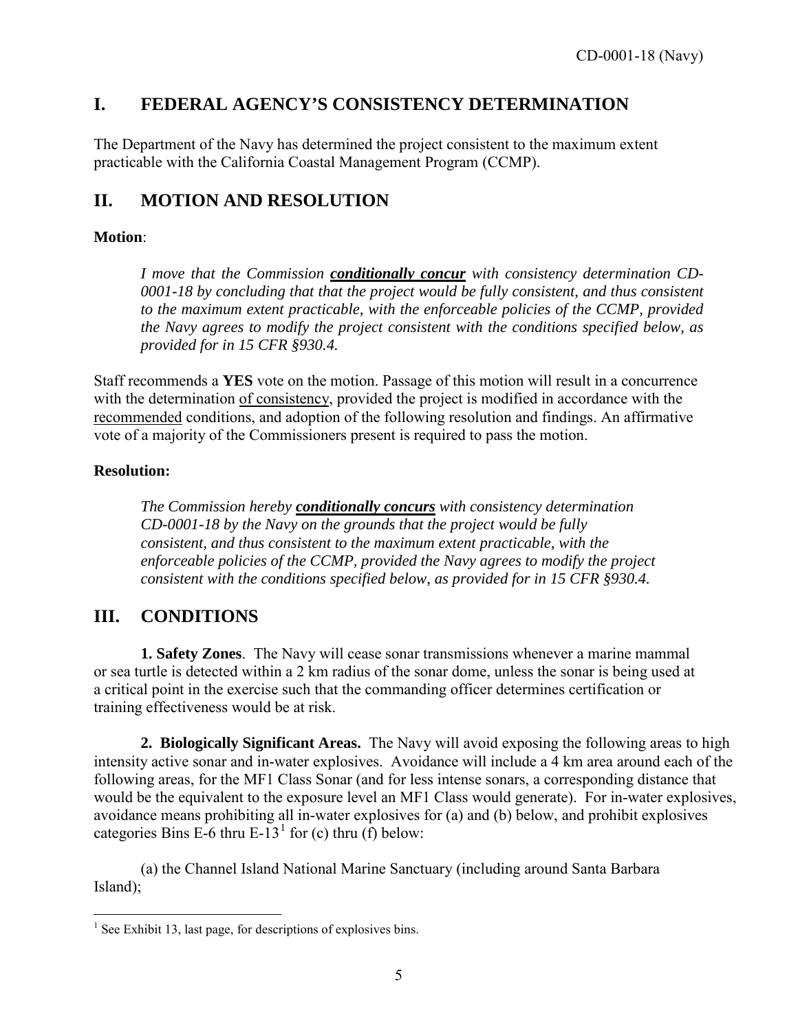## I. FEDERAL AGENCY'S CONSISTENCY DETERMINATION

The Department of the Navy has determined the project consistent to the maximum extent practicable with the California Coastal Management Program (CCMP).

## II. MOTION AND RESOLUTION

**Motion**:

> *I move that the Commission **conditionally concur** with consistency determination CD-0001-18 by concluding that that the project would be fully consistent, and thus consistent to the maximum extent practicable, with the enforceable policies of the CCMP, provided the Navy agrees to modify the project consistent with the conditions specified below, as provided for in 15 CFR §930.4.*

Staff recommends a **YES** vote on the motion. Passage of this motion will result in a concurrence with the determination of consistency, provided the project is modified in accordance with the recommended conditions, and adoption of the following resolution and findings. An affirmative vote of a majority of the Commissioners present is required to pass the motion.

**Resolution:**

> *The Commission hereby **conditionally concurs** with consistency determination CD-0001-18 by the Navy on the grounds that the project would be fully consistent, and thus consistent to the maximum extent practicable, with the enforceable policies of the CCMP, provided the Navy agrees to modify the project consistent with the conditions specified below, as provided for in 15 CFR §930.4.*

## III. CONDITIONS

**1. Safety Zones**. The Navy will cease sonar transmissions whenever a marine mammal or sea turtle is detected within a 2 km radius of the sonar dome, unless the sonar is being used at a critical point in the exercise such that the commanding officer determines certification or training effectiveness would be at risk.

**2. Biologically Significant Areas.** The Navy will avoid exposing the following areas to high intensity active sonar and in-water explosives. Avoidance will include a 4 km area around each of the following areas, for the MF1 Class Sonar (and for less intense sonars, a corresponding distance that would be the equivalent to the exposure level an MF1 Class would generate). For in-water explosives, avoidance means prohibiting all in-water explosives for (a) and (b) below, and prohibit explosives categories Bins E-6 thru E-13[1] for (c) thru (f) below:

(a) the Channel Island National Marine Sanctuary (including around Santa Barbara Island);

[1] See Exhibit 13, last page, for descriptions of explosives bins.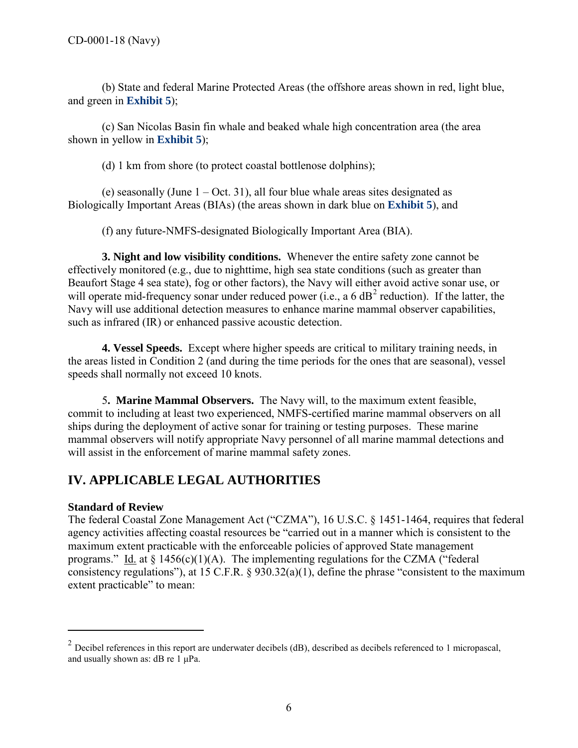(b) State and federal Marine Protected Areas (the offshore areas shown in red, light blue, and green in **Exhibit 5**);

(c) San Nicolas Basin fin whale and beaked whale high concentration area (the area shown in yellow in **Exhibit 5**);

(d) 1 km from shore (to protect coastal bottlenose dolphins);

(e) seasonally (June 1 – Oct. 31), all four blue whale areas sites designated as Biologically Important Areas (BIAs) (the areas shown in dark blue on **Exhibit 5**), and

(f) any future-NMFS-designated Biologically Important Area (BIA).

**3. Night and low visibility conditions.** Whenever the entire safety zone cannot be effectively monitored (e.g., due to nighttime, high sea state conditions (such as greater than Beaufort Stage 4 sea state), fog or other factors), the Navy will either avoid active sonar use, or will operate mid-frequency sonar under reduced power (i.e., a 6 dB[2] reduction). If the latter, the Navy will use additional detection measures to enhance marine mammal observer capabilities, such as infrared (IR) or enhanced passive acoustic detection.

**4. Vessel Speeds.** Except where higher speeds are critical to military training needs, in the areas listed in Condition 2 (and during the time periods for the ones that are seasonal), vessel speeds shall normally not exceed 10 knots.

5**. Marine Mammal Observers.** The Navy will, to the maximum extent feasible, commit to including at least two experienced, NMFS-certified marine mammal observers on all ships during the deployment of active sonar for training or testing purposes. These marine mammal observers will notify appropriate Navy personnel of all marine mammal detections and will assist in the enforcement of marine mammal safety zones.

## IV. APPLICABLE LEGAL AUTHORITIES

**Standard of Review**

The federal Coastal Zone Management Act ("CZMA"), 16 U.S.C. § 1451-1464, requires that federal agency activities affecting coastal resources be "carried out in a manner which is consistent to the maximum extent practicable with the enforceable policies of approved State management programs." Id. at § 1456(c)(1)(A). The implementing regulations for the CZMA ("federal consistency regulations"), at 15 C.F.R. § 930.32(a)(1), define the phrase "consistent to the maximum extent practicable" to mean:

---

[2] Decibel references in this report are underwater decibels (dB), described as decibels referenced to 1 micropascal, and usually shown as: dB re 1 μPa.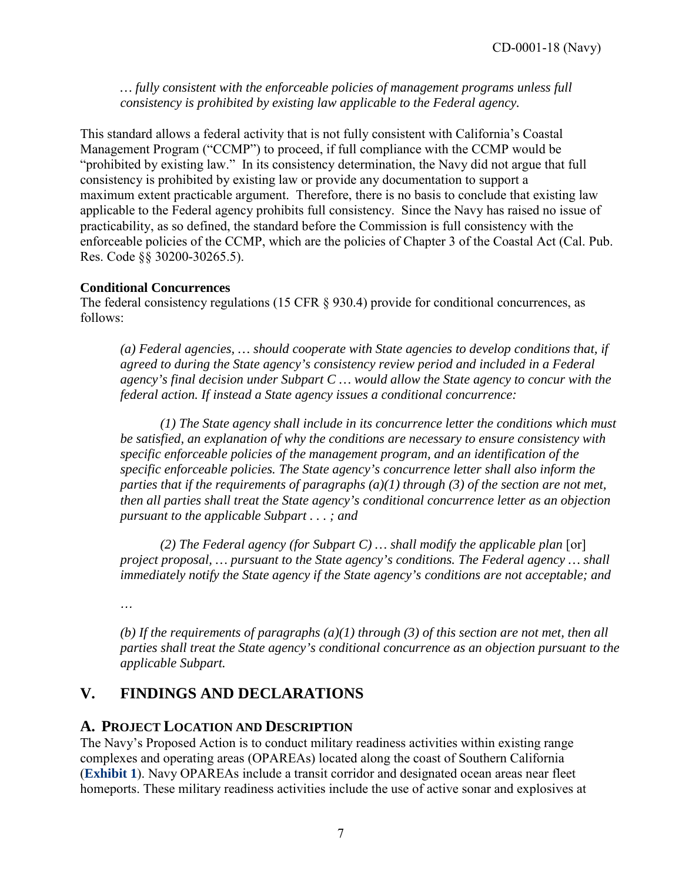> *… fully consistent with the enforceable policies of management programs unless full consistency is prohibited by existing law applicable to the Federal agency.*

This standard allows a federal activity that is not fully consistent with California's Coastal Management Program ("CCMP") to proceed, if full compliance with the CCMP would be "prohibited by existing law." In its consistency determination, the Navy did not argue that full consistency is prohibited by existing law or provide any documentation to support a maximum extent practicable argument. Therefore, there is no basis to conclude that existing law applicable to the Federal agency prohibits full consistency. Since the Navy has raised no issue of practicability, as so defined, the standard before the Commission is full consistency with the enforceable policies of the CCMP, which are the policies of Chapter 3 of the Coastal Act (Cal. Pub. Res. Code §§ 30200-30265.5).

**Conditional Concurrences**

The federal consistency regulations (15 CFR § 930.4) provide for conditional concurrences, as follows:

> *(a) Federal agencies, … should cooperate with State agencies to develop conditions that, if agreed to during the State agency's consistency review period and included in a Federal agency's final decision under Subpart C … would allow the State agency to concur with the federal action. If instead a State agency issues a conditional concurrence:*
>
> *(1) The State agency shall include in its concurrence letter the conditions which must be satisfied, an explanation of why the conditions are necessary to ensure consistency with specific enforceable policies of the management program, and an identification of the specific enforceable policies. The State agency's concurrence letter shall also inform the parties that if the requirements of paragraphs (a)(1) through (3) of the section are not met, then all parties shall treat the State agency's conditional concurrence letter as an objection pursuant to the applicable Subpart . . . ; and*
>
> *(2) The Federal agency (for Subpart C) … shall modify the applicable plan* [or] *project proposal, … pursuant to the State agency's conditions. The Federal agency … shall immediately notify the State agency if the State agency's conditions are not acceptable; and*
>
> *…*
>
> *(b) If the requirements of paragraphs (a)(1) through (3) of this section are not met, then all parties shall treat the State agency's conditional concurrence as an objection pursuant to the applicable Subpart.*

## V. FINDINGS AND DECLARATIONS

### A. PROJECT LOCATION AND DESCRIPTION

The Navy's Proposed Action is to conduct military readiness activities within existing range complexes and operating areas (OPAREAs) located along the coast of Southern California (**Exhibit 1**). Navy OPAREAs include a transit corridor and designated ocean areas near fleet homeports. These military readiness activities include the use of active sonar and explosives at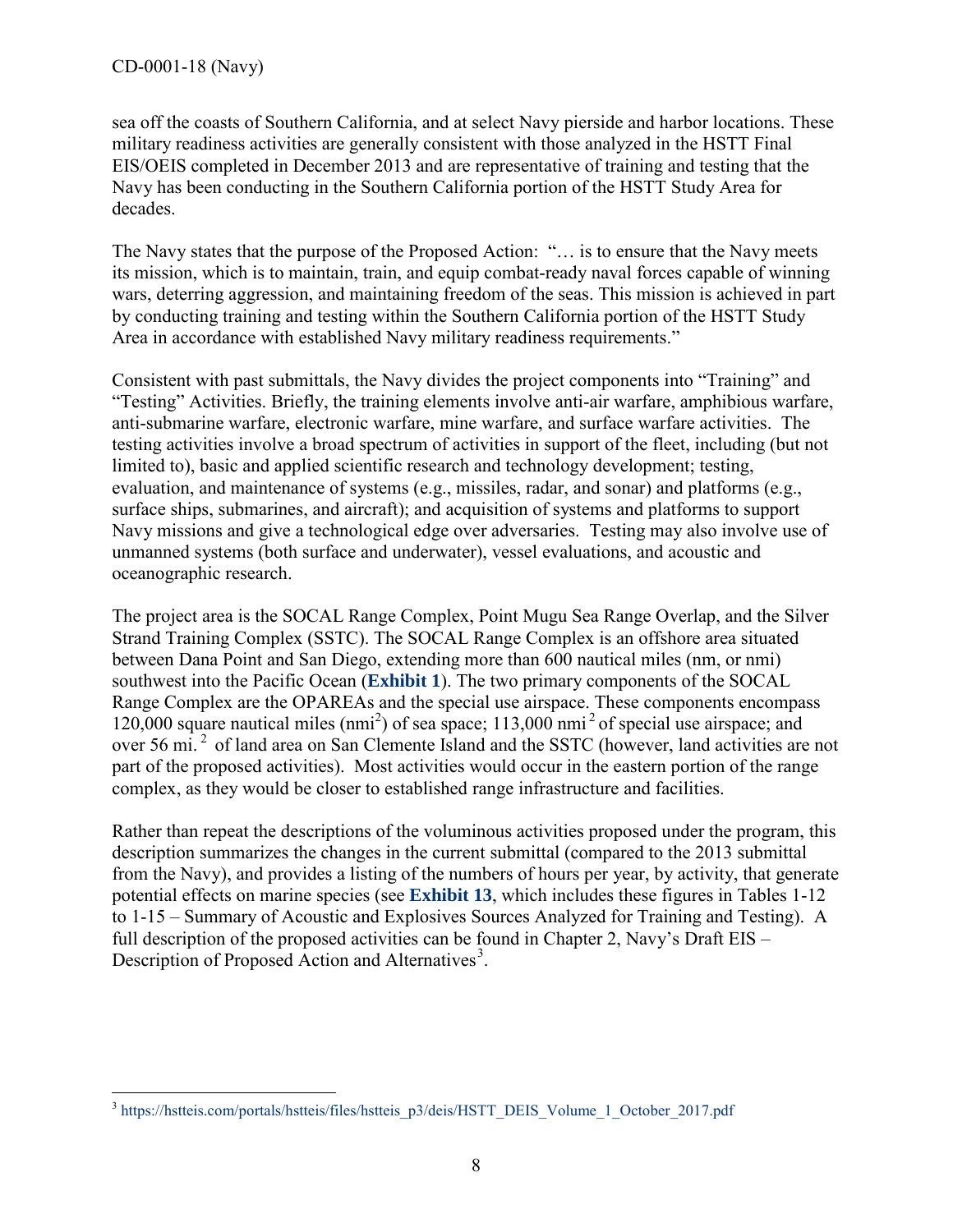sea off the coasts of Southern California, and at select Navy pierside and harbor locations. These military readiness activities are generally consistent with those analyzed in the HSTT Final EIS/OEIS completed in December 2013 and are representative of training and testing that the Navy has been conducting in the Southern California portion of the HSTT Study Area for decades.

The Navy states that the purpose of the Proposed Action: "… is to ensure that the Navy meets its mission, which is to maintain, train, and equip combat-ready naval forces capable of winning wars, deterring aggression, and maintaining freedom of the seas. This mission is achieved in part by conducting training and testing within the Southern California portion of the HSTT Study Area in accordance with established Navy military readiness requirements."

Consistent with past submittals, the Navy divides the project components into "Training" and "Testing" Activities. Briefly, the training elements involve anti-air warfare, amphibious warfare, anti-submarine warfare, electronic warfare, mine warfare, and surface warfare activities. The testing activities involve a broad spectrum of activities in support of the fleet, including (but not limited to), basic and applied scientific research and technology development; testing, evaluation, and maintenance of systems (e.g., missiles, radar, and sonar) and platforms (e.g., surface ships, submarines, and aircraft); and acquisition of systems and platforms to support Navy missions and give a technological edge over adversaries. Testing may also involve use of unmanned systems (both surface and underwater), vessel evaluations, and acoustic and oceanographic research.

The project area is the SOCAL Range Complex, Point Mugu Sea Range Overlap, and the Silver Strand Training Complex (SSTC). The SOCAL Range Complex is an offshore area situated between Dana Point and San Diego, extending more than 600 nautical miles (nm, or nmi) southwest into the Pacific Ocean (**Exhibit 1**). The two primary components of the SOCAL Range Complex are the OPAREAs and the special use airspace. These components encompass 120,000 square nautical miles ($nmi^2$) of sea space; 113,000 $nmi^2$ of special use airspace; and over 56 $mi.^2$ of land area on San Clemente Island and the SSTC (however, land activities are not part of the proposed activities). Most activities would occur in the eastern portion of the range complex, as they would be closer to established range infrastructure and facilities.

Rather than repeat the descriptions of the voluminous activities proposed under the program, this description summarizes the changes in the current submittal (compared to the 2013 submittal from the Navy), and provides a listing of the numbers of hours per year, by activity, that generate potential effects on marine species (see **Exhibit 13**, which includes these figures in Tables 1-12 to 1-15 – Summary of Acoustic and Explosives Sources Analyzed for Training and Testing). A full description of the proposed activities can be found in Chapter 2, Navy's Draft EIS – Description of Proposed Action and Alternatives[3].

[3] https://hstteis.com/portals/hstteis/files/hstteis_p3/deis/HSTT_DEIS_Volume_1_October_2017.pdf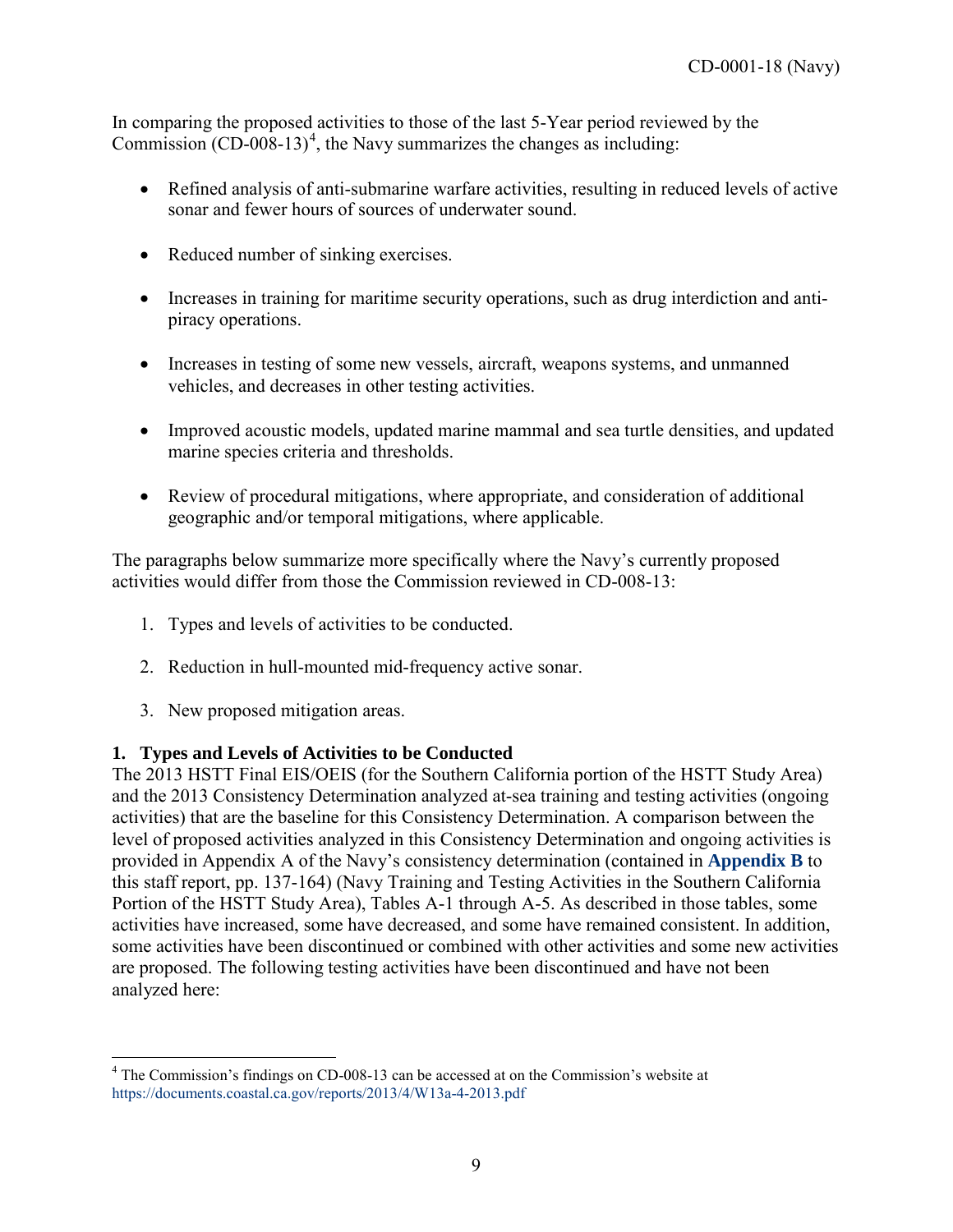In comparing the proposed activities to those of the last 5-Year period reviewed by the Commission (CD-008-13)[4], the Navy summarizes the changes as including:

- Refined analysis of anti-submarine warfare activities, resulting in reduced levels of active sonar and fewer hours of sources of underwater sound.
- Reduced number of sinking exercises.
- Increases in training for maritime security operations, such as drug interdiction and anti-piracy operations.
- Increases in testing of some new vessels, aircraft, weapons systems, and unmanned vehicles, and decreases in other testing activities.
- Improved acoustic models, updated marine mammal and sea turtle densities, and updated marine species criteria and thresholds.
- Review of procedural mitigations, where appropriate, and consideration of additional geographic and/or temporal mitigations, where applicable.

The paragraphs below summarize more specifically where the Navy's currently proposed activities would differ from those the Commission reviewed in CD-008-13:

1. Types and levels of activities to be conducted.
2. Reduction in hull-mounted mid-frequency active sonar.
3. New proposed mitigation areas.

**1. Types and Levels of Activities to be Conducted**

The 2013 HSTT Final EIS/OEIS (for the Southern California portion of the HSTT Study Area) and the 2013 Consistency Determination analyzed at-sea training and testing activities (ongoing activities) that are the baseline for this Consistency Determination. A comparison between the level of proposed activities analyzed in this Consistency Determination and ongoing activities is provided in Appendix A of the Navy's consistency determination (contained in **Appendix B** to this staff report, pp. 137-164) (Navy Training and Testing Activities in the Southern California Portion of the HSTT Study Area), Tables A-1 through A-5. As described in those tables, some activities have increased, some have decreased, and some have remained consistent. In addition, some activities have been discontinued or combined with other activities and some new activities are proposed. The following testing activities have been discontinued and have not been analyzed here:

[4] The Commission's findings on CD-008-13 can be accessed at on the Commission's website at https://documents.coastal.ca.gov/reports/2013/4/W13a-4-2013.pdf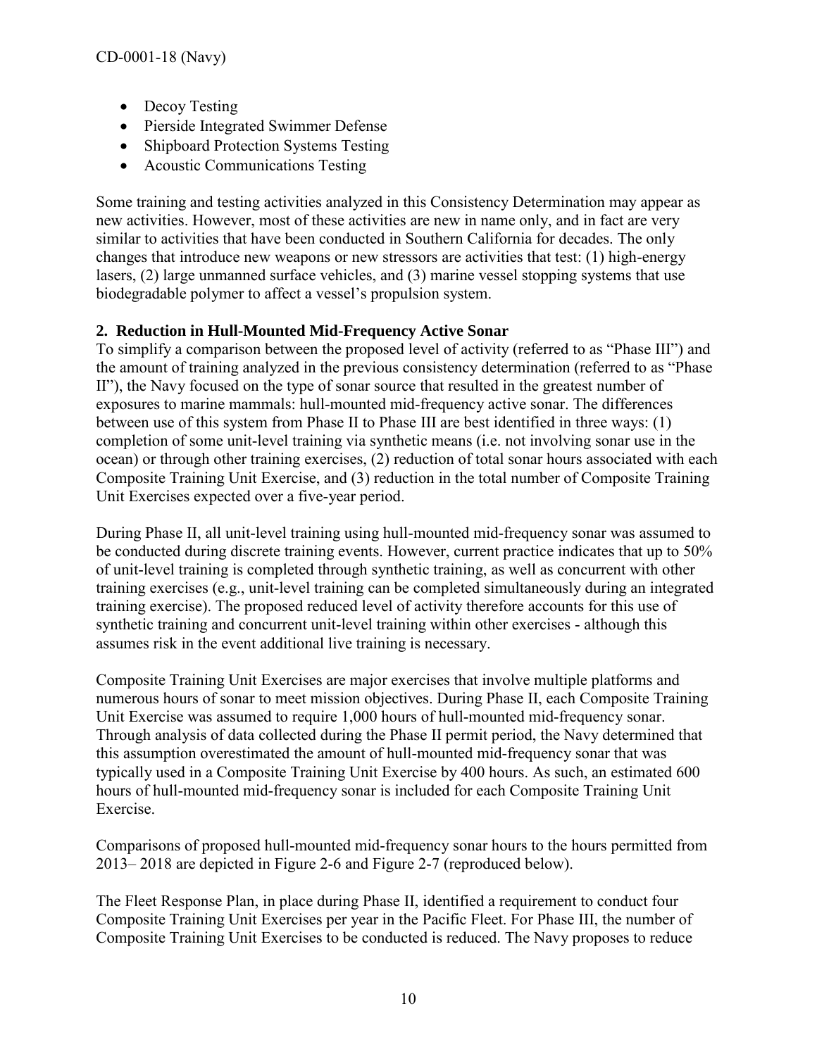- Decoy Testing
- Pierside Integrated Swimmer Defense
- Shipboard Protection Systems Testing
- Acoustic Communications Testing

Some training and testing activities analyzed in this Consistency Determination may appear as new activities. However, most of these activities are new in name only, and in fact are very similar to activities that have been conducted in Southern California for decades. The only changes that introduce new weapons or new stressors are activities that test: (1) high-energy lasers, (2) large unmanned surface vehicles, and (3) marine vessel stopping systems that use biodegradable polymer to affect a vessel's propulsion system.

**2. Reduction in Hull-Mounted Mid-Frequency Active Sonar**

To simplify a comparison between the proposed level of activity (referred to as "Phase III") and the amount of training analyzed in the previous consistency determination (referred to as "Phase II"), the Navy focused on the type of sonar source that resulted in the greatest number of exposures to marine mammals: hull-mounted mid-frequency active sonar. The differences between use of this system from Phase II to Phase III are best identified in three ways: (1) completion of some unit-level training via synthetic means (i.e. not involving sonar use in the ocean) or through other training exercises, (2) reduction of total sonar hours associated with each Composite Training Unit Exercise, and (3) reduction in the total number of Composite Training Unit Exercises expected over a five-year period.

During Phase II, all unit-level training using hull-mounted mid-frequency sonar was assumed to be conducted during discrete training events. However, current practice indicates that up to 50% of unit-level training is completed through synthetic training, as well as concurrent with other training exercises (e.g., unit-level training can be completed simultaneously during an integrated training exercise). The proposed reduced level of activity therefore accounts for this use of synthetic training and concurrent unit-level training within other exercises - although this assumes risk in the event additional live training is necessary.

Composite Training Unit Exercises are major exercises that involve multiple platforms and numerous hours of sonar to meet mission objectives. During Phase II, each Composite Training Unit Exercise was assumed to require 1,000 hours of hull-mounted mid-frequency sonar. Through analysis of data collected during the Phase II permit period, the Navy determined that this assumption overestimated the amount of hull-mounted mid-frequency sonar that was typically used in a Composite Training Unit Exercise by 400 hours. As such, an estimated 600 hours of hull-mounted mid-frequency sonar is included for each Composite Training Unit Exercise.

Comparisons of proposed hull-mounted mid-frequency sonar hours to the hours permitted from 2013– 2018 are depicted in Figure 2-6 and Figure 2-7 (reproduced below).

The Fleet Response Plan, in place during Phase II, identified a requirement to conduct four Composite Training Unit Exercises per year in the Pacific Fleet. For Phase III, the number of Composite Training Unit Exercises to be conducted is reduced. The Navy proposes to reduce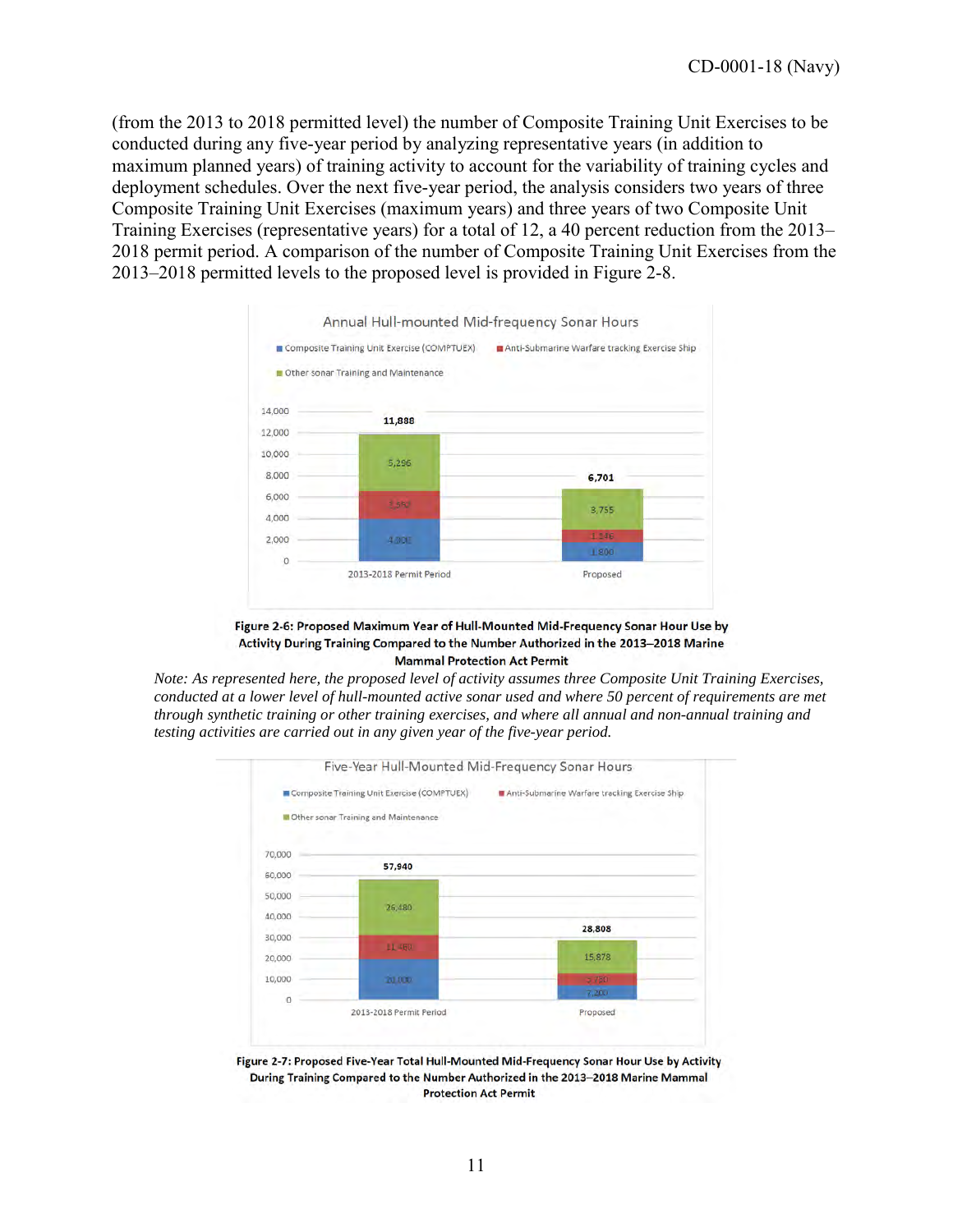(from the 2013 to 2018 permitted level) the number of Composite Training Unit Exercises to be conducted during any five-year period by analyzing representative years (in addition to maximum planned years) of training activity to account for the variability of training cycles and deployment schedules. Over the next five-year period, the analysis considers two years of three Composite Training Unit Exercises (maximum years) and three years of two Composite Unit Training Exercises (representative years) for a total of 12, a 40 percent reduction from the 2013–2018 permit period. A comparison of the number of Composite Training Unit Exercises from the 2013–2018 permitted levels to the proposed level is provided in Figure 2-8.

**Figure 2-6: Proposed Maximum Year of Hull-Mounted Mid-Frequency Sonar Hour Use by Activity During Training Compared to the Number Authorized in the 2013–2018 Marine Mammal Protection Act Permit**

*Note: As represented here, the proposed level of activity assumes three Composite Unit Training Exercises, conducted at a lower level of hull-mounted active sonar used and where 50 percent of requirements are met through synthetic training or other training exercises, and where all annual and non-annual training and testing activities are carried out in any given year of the five-year period.*

**Figure 2-7: Proposed Five-Year Total Hull-Mounted Mid-Frequency Sonar Hour Use by Activity During Training Compared to the Number Authorized in the 2013–2018 Marine Mammal Protection Act Permit**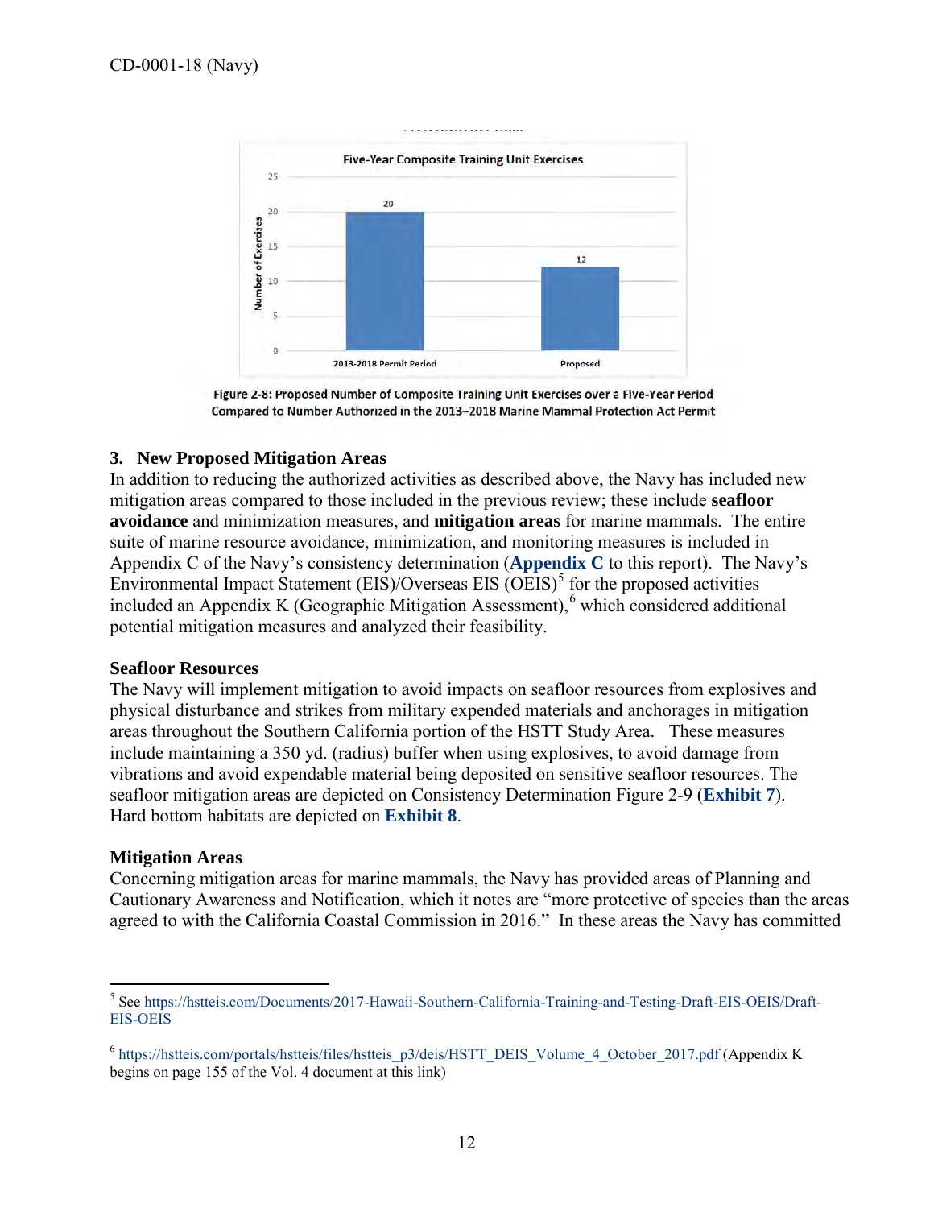Five-Year Composite Training Unit Exercises

| | 2013-2018 Permit Period | Proposed |
|---|---|---|
| Number of Exercises | 20 | 12 |

Figure 2-8: Proposed Number of Composite Training Unit Exercises over a Five-Year Period Compared to Number Authorized in the 2013–2018 Marine Mammal Protection Act Permit

### 3. New Proposed Mitigation Areas

In addition to reducing the authorized activities as described above, the Navy has included new mitigation areas compared to those included in the previous review; these include **seafloor avoidance** and minimization measures, and **mitigation areas** for marine mammals. The entire suite of marine resource avoidance, minimization, and monitoring measures is included in Appendix C of the Navy's consistency determination (**Appendix C** to this report). The Navy's Environmental Impact Statement (EIS)/Overseas EIS (OEIS)[5] for the proposed activities included an Appendix K (Geographic Mitigation Assessment),[6] which considered additional potential mitigation measures and analyzed their feasibility.

**Seafloor Resources**

The Navy will implement mitigation to avoid impacts on seafloor resources from explosives and physical disturbance and strikes from military expended materials and anchorages in mitigation areas throughout the Southern California portion of the HSTT Study Area. These measures include maintaining a 350 yd. (radius) buffer when using explosives, to avoid damage from vibrations and avoid expendable material being deposited on sensitive seafloor resources. The seafloor mitigation areas are depicted on Consistency Determination Figure 2-9 (**Exhibit 7**). Hard bottom habitats are depicted on **Exhibit 8**.

**Mitigation Areas**

Concerning mitigation areas for marine mammals, the Navy has provided areas of Planning and Cautionary Awareness and Notification, which it notes are "more protective of species than the areas agreed to with the California Coastal Commission in 2016." In these areas the Navy has committed

---

[5] See https://hstteis.com/Documents/2017-Hawaii-Southern-California-Training-and-Testing-Draft-EIS-OEIS/Draft-EIS-OEIS

[6] https://hstteis.com/portals/hstteis/files/hstteis_p3/deis/HSTT_DEIS_Volume_4_October_2017.pdf (Appendix K begins on page 155 of the Vol. 4 document at this link)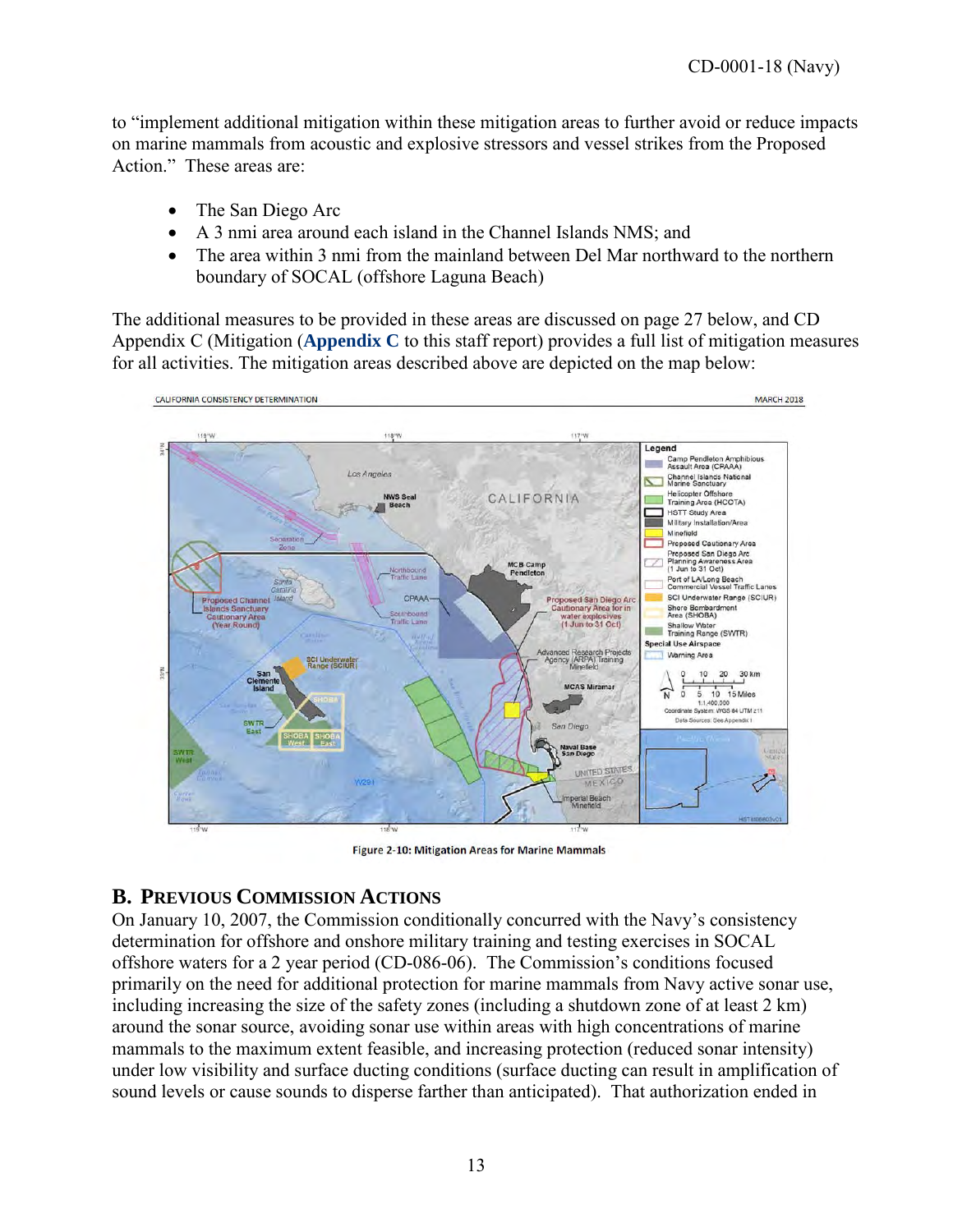to "implement additional mitigation within these mitigation areas to further avoid or reduce impacts on marine mammals from acoustic and explosive stressors and vessel strikes from the Proposed Action." These areas are:

- The San Diego Arc
- A 3 nmi area around each island in the Channel Islands NMS; and
- The area within 3 nmi from the mainland between Del Mar northward to the northern boundary of SOCAL (offshore Laguna Beach)

The additional measures to be provided in these areas are discussed on page 27 below, and CD Appendix C (Mitigation (**Appendix C** to this staff report) provides a full list of mitigation measures for all activities. The mitigation areas described above are depicted on the map below:

Figure 2-10: Mitigation Areas for Marine Mammals

## B. Previous Commission Actions

On January 10, 2007, the Commission conditionally concurred with the Navy's consistency determination for offshore and onshore military training and testing exercises in SOCAL offshore waters for a 2 year period (CD-086-06). The Commission's conditions focused primarily on the need for additional protection for marine mammals from Navy active sonar use, including increasing the size of the safety zones (including a shutdown zone of at least 2 km) around the sonar source, avoiding sonar use within areas with high concentrations of marine mammals to the maximum extent feasible, and increasing protection (reduced sonar intensity) under low visibility and surface ducting conditions (surface ducting can result in amplification of sound levels or cause sounds to disperse farther than anticipated). That authorization ended in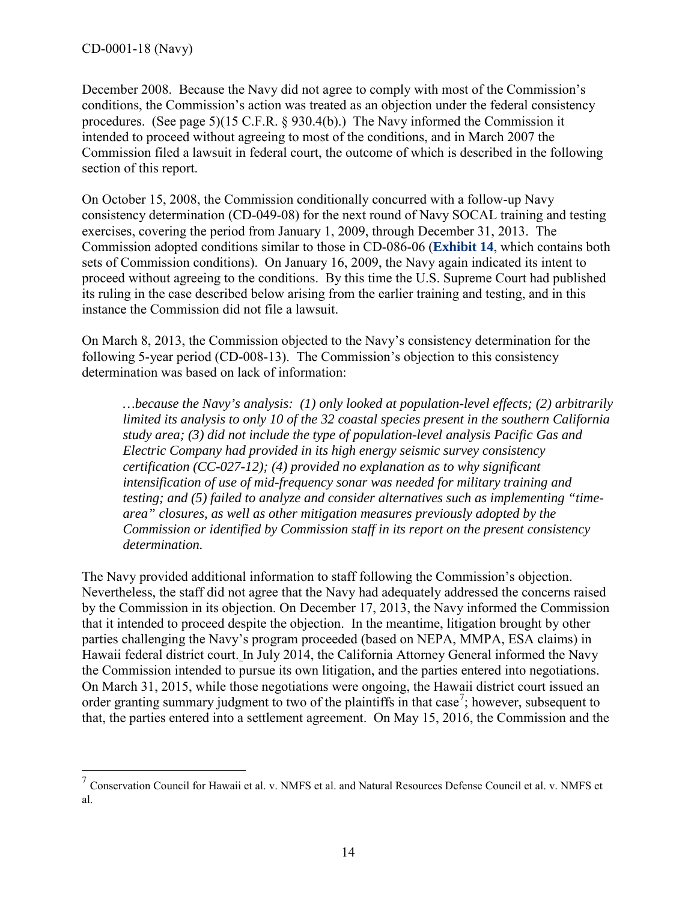December 2008. Because the Navy did not agree to comply with most of the Commission's conditions, the Commission's action was treated as an objection under the federal consistency procedures. (See page 5)(15 C.F.R. § 930.4(b).) The Navy informed the Commission it intended to proceed without agreeing to most of the conditions, and in March 2007 the Commission filed a lawsuit in federal court, the outcome of which is described in the following section of this report.

On October 15, 2008, the Commission conditionally concurred with a follow-up Navy consistency determination (CD-049-08) for the next round of Navy SOCAL training and testing exercises, covering the period from January 1, 2009, through December 31, 2013. The Commission adopted conditions similar to those in CD-086-06 (**Exhibit 14**, which contains both sets of Commission conditions). On January 16, 2009, the Navy again indicated its intent to proceed without agreeing to the conditions. By this time the U.S. Supreme Court had published its ruling in the case described below arising from the earlier training and testing, and in this instance the Commission did not file a lawsuit.

On March 8, 2013, the Commission objected to the Navy's consistency determination for the following 5-year period (CD-008-13). The Commission's objection to this consistency determination was based on lack of information:

> *…because the Navy's analysis: (1) only looked at population-level effects; (2) arbitrarily limited its analysis to only 10 of the 32 coastal species present in the southern California study area; (3) did not include the type of population-level analysis Pacific Gas and Electric Company had provided in its high energy seismic survey consistency certification (CC-027-12); (4) provided no explanation as to why significant intensification of use of mid-frequency sonar was needed for military training and testing; and (5) failed to analyze and consider alternatives such as implementing "time-area" closures, as well as other mitigation measures previously adopted by the Commission or identified by Commission staff in its report on the present consistency determination.*

The Navy provided additional information to staff following the Commission's objection. Nevertheless, the staff did not agree that the Navy had adequately addressed the concerns raised by the Commission in its objection. On December 17, 2013, the Navy informed the Commission that it intended to proceed despite the objection. In the meantime, litigation brought by other parties challenging the Navy's program proceeded (based on NEPA, MMPA, ESA claims) in Hawaii federal district court. In July 2014, the California Attorney General informed the Navy the Commission intended to pursue its own litigation, and the parties entered into negotiations. On March 31, 2015, while those negotiations were ongoing, the Hawaii district court issued an order granting summary judgment to two of the plaintiffs in that case[7]; however, subsequent to that, the parties entered into a settlement agreement. On May 15, 2016, the Commission and the

[7] Conservation Council for Hawaii et al. v. NMFS et al. and Natural Resources Defense Council et al. v. NMFS et al.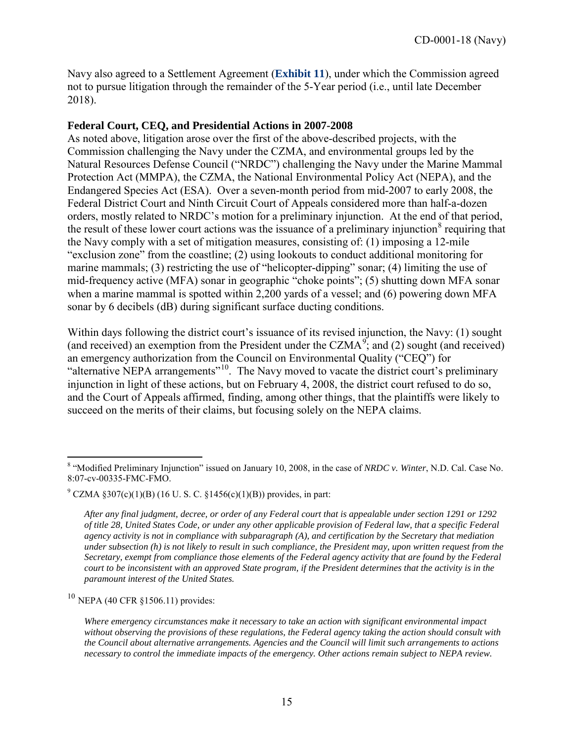Navy also agreed to a Settlement Agreement (**Exhibit 11**), under which the Commission agreed not to pursue litigation through the remainder of the 5-Year period (i.e., until late December 2018).

**Federal Court, CEQ, and Presidential Actions in 2007-2008**

As noted above, litigation arose over the first of the above-described projects, with the Commission challenging the Navy under the CZMA, and environmental groups led by the Natural Resources Defense Council ("NRDC") challenging the Navy under the Marine Mammal Protection Act (MMPA), the CZMA, the National Environmental Policy Act (NEPA), and the Endangered Species Act (ESA). Over a seven-month period from mid-2007 to early 2008, the Federal District Court and Ninth Circuit Court of Appeals considered more than half-a-dozen orders, mostly related to NRDC's motion for a preliminary injunction. At the end of that period, the result of these lower court actions was the issuance of a preliminary injunction[8] requiring that the Navy comply with a set of mitigation measures, consisting of: (1) imposing a 12-mile "exclusion zone" from the coastline; (2) using lookouts to conduct additional monitoring for marine mammals; (3) restricting the use of "helicopter-dipping" sonar; (4) limiting the use of mid-frequency active (MFA) sonar in geographic "choke points"; (5) shutting down MFA sonar when a marine mammal is spotted within 2,200 yards of a vessel; and (6) powering down MFA sonar by 6 decibels (dB) during significant surface ducting conditions.

Within days following the district court's issuance of its revised injunction, the Navy: (1) sought (and received) an exemption from the President under the CZMA[9]; and (2) sought (and received) an emergency authorization from the Council on Environmental Quality ("CEQ") for "alternative NEPA arrangements"[10]. The Navy moved to vacate the district court's preliminary injunction in light of these actions, but on February 4, 2008, the district court refused to do so, and the Court of Appeals affirmed, finding, among other things, that the plaintiffs were likely to succeed on the merits of their claims, but focusing solely on the NEPA claims.

---

[8] "Modified Preliminary Injunction" issued on January 10, 2008, in the case of *NRDC v. Winter*, N.D. Cal. Case No. 8:07-cv-00335-FMC-FMO.

[9] CZMA §307(c)(1)(B) (16 U. S. C. §1456(c)(1)(B)) provides, in part:

> *After any final judgment, decree, or order of any Federal court that is appealable under section 1291 or 1292 of title 28, United States Code, or under any other applicable provision of Federal law, that a specific Federal agency activity is not in compliance with subparagraph (A), and certification by the Secretary that mediation under subsection (h) is not likely to result in such compliance, the President may, upon written request from the Secretary, exempt from compliance those elements of the Federal agency activity that are found by the Federal court to be inconsistent with an approved State program, if the President determines that the activity is in the paramount interest of the United States.*

[10] NEPA (40 CFR §1506.11) provides:

> *Where emergency circumstances make it necessary to take an action with significant environmental impact without observing the provisions of these regulations, the Federal agency taking the action should consult with the Council about alternative arrangements. Agencies and the Council will limit such arrangements to actions necessary to control the immediate impacts of the emergency. Other actions remain subject to NEPA review.*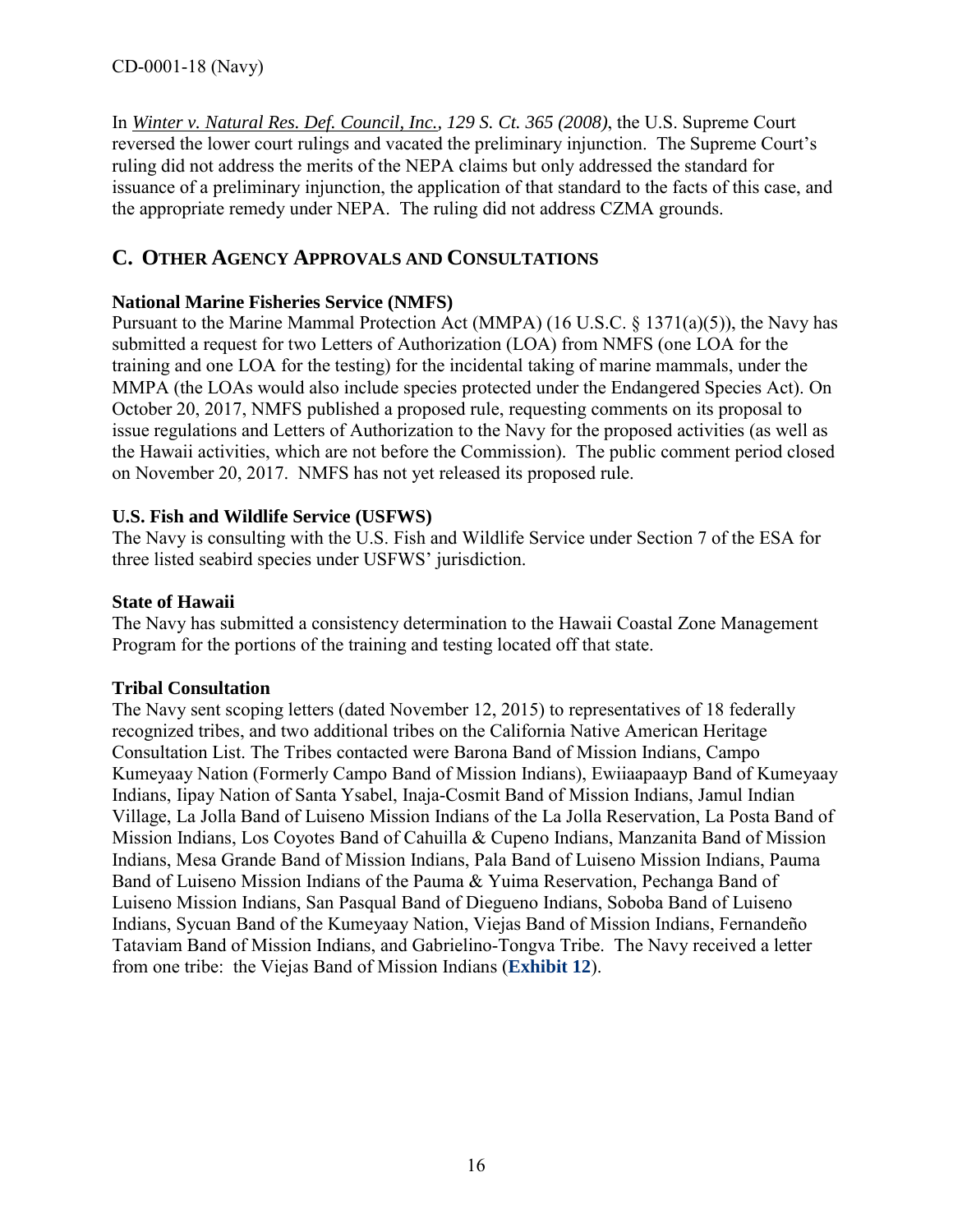In *Winter v. Natural Res. Def. Council, Inc., 129 S. Ct. 365 (2008)*, the U.S. Supreme Court reversed the lower court rulings and vacated the preliminary injunction. The Supreme Court's ruling did not address the merits of the NEPA claims but only addressed the standard for issuance of a preliminary injunction, the application of that standard to the facts of this case, and the appropriate remedy under NEPA. The ruling did not address CZMA grounds.

## C. OTHER AGENCY APPROVALS AND CONSULTATIONS

**National Marine Fisheries Service (NMFS)**
Pursuant to the Marine Mammal Protection Act (MMPA) (16 U.S.C. § 1371(a)(5)), the Navy has submitted a request for two Letters of Authorization (LOA) from NMFS (one LOA for the training and one LOA for the testing) for the incidental taking of marine mammals, under the MMPA (the LOAs would also include species protected under the Endangered Species Act). On October 20, 2017, NMFS published a proposed rule, requesting comments on its proposal to issue regulations and Letters of Authorization to the Navy for the proposed activities (as well as the Hawaii activities, which are not before the Commission). The public comment period closed on November 20, 2017. NMFS has not yet released its proposed rule.

**U.S. Fish and Wildlife Service (USFWS)**
The Navy is consulting with the U.S. Fish and Wildlife Service under Section 7 of the ESA for three listed seabird species under USFWS' jurisdiction.

**State of Hawaii**
The Navy has submitted a consistency determination to the Hawaii Coastal Zone Management Program for the portions of the training and testing located off that state.

**Tribal Consultation**
The Navy sent scoping letters (dated November 12, 2015) to representatives of 18 federally recognized tribes, and two additional tribes on the California Native American Heritage Consultation List. The Tribes contacted were Barona Band of Mission Indians, Campo Kumeyaay Nation (Formerly Campo Band of Mission Indians), Ewiiaapaayp Band of Kumeyaay Indians, Iipay Nation of Santa Ysabel, Inaja-Cosmit Band of Mission Indians, Jamul Indian Village, La Jolla Band of Luiseno Mission Indians of the La Jolla Reservation, La Posta Band of Mission Indians, Los Coyotes Band of Cahuilla & Cupeno Indians, Manzanita Band of Mission Indians, Mesa Grande Band of Mission Indians, Pala Band of Luiseno Mission Indians, Pauma Band of Luiseno Mission Indians of the Pauma & Yuima Reservation, Pechanga Band of Luiseno Mission Indians, San Pasqual Band of Diegueno Indians, Soboba Band of Luiseno Indians, Sycuan Band of the Kumeyaay Nation, Viejas Band of Mission Indians, Fernandeño Tataviam Band of Mission Indians, and Gabrielino-Tongva Tribe. The Navy received a letter from one tribe: the Viejas Band of Mission Indians (**Exhibit 12**).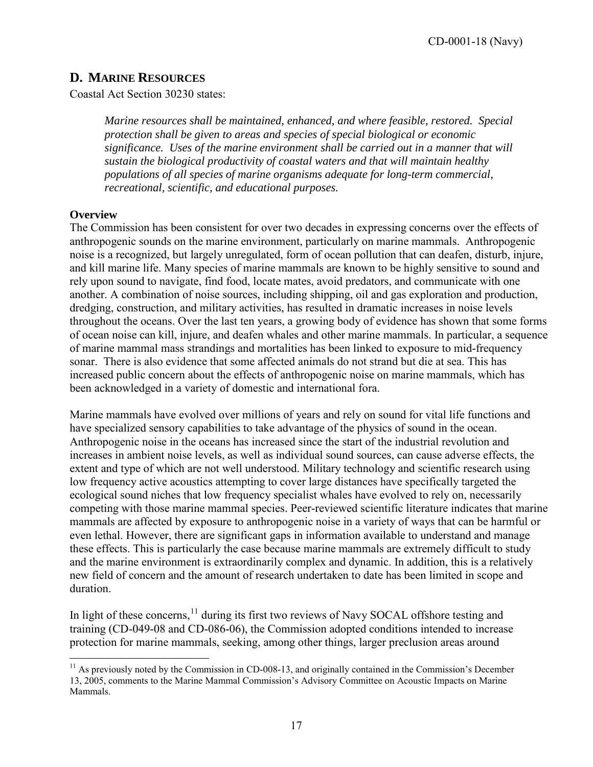## D. Marine Resources

Coastal Act Section 30230 states:

> *Marine resources shall be maintained, enhanced, and where feasible, restored. Special protection shall be given to areas and species of special biological or economic significance. Uses of the marine environment shall be carried out in a manner that will sustain the biological productivity of coastal waters and that will maintain healthy populations of all species of marine organisms adequate for long-term commercial, recreational, scientific, and educational purposes.*

**Overview**

The Commission has been consistent for over two decades in expressing concerns over the effects of anthropogenic sounds on the marine environment, particularly on marine mammals. Anthropogenic noise is a recognized, but largely unregulated, form of ocean pollution that can deafen, disturb, injure, and kill marine life. Many species of marine mammals are known to be highly sensitive to sound and rely upon sound to navigate, find food, locate mates, avoid predators, and communicate with one another. A combination of noise sources, including shipping, oil and gas exploration and production, dredging, construction, and military activities, has resulted in dramatic increases in noise levels throughout the oceans. Over the last ten years, a growing body of evidence has shown that some forms of ocean noise can kill, injure, and deafen whales and other marine mammals. In particular, a sequence of marine mammal mass strandings and mortalities has been linked to exposure to mid-frequency sonar. There is also evidence that some affected animals do not strand but die at sea. This has increased public concern about the effects of anthropogenic noise on marine mammals, which has been acknowledged in a variety of domestic and international fora.

Marine mammals have evolved over millions of years and rely on sound for vital life functions and have specialized sensory capabilities to take advantage of the physics of sound in the ocean. Anthropogenic noise in the oceans has increased since the start of the industrial revolution and increases in ambient noise levels, as well as individual sound sources, can cause adverse effects, the extent and type of which are not well understood. Military technology and scientific research using low frequency active acoustics attempting to cover large distances have specifically targeted the ecological sound niches that low frequency specialist whales have evolved to rely on, necessarily competing with those marine mammal species. Peer-reviewed scientific literature indicates that marine mammals are affected by exposure to anthropogenic noise in a variety of ways that can be harmful or even lethal. However, there are significant gaps in information available to understand and manage these effects. This is particularly the case because marine mammals are extremely difficult to study and the marine environment is extraordinarily complex and dynamic. In addition, this is a relatively new field of concern and the amount of research undertaken to date has been limited in scope and duration.

In light of these concerns,[11] during its first two reviews of Navy SOCAL offshore testing and training (CD-049-08 and CD-086-06), the Commission adopted conditions intended to increase protection for marine mammals, seeking, among other things, larger preclusion areas around

---

[11] As previously noted by the Commission in CD-008-13, and originally contained in the Commission's December 13, 2005, comments to the Marine Mammal Commission's Advisory Committee on Acoustic Impacts on Marine Mammals.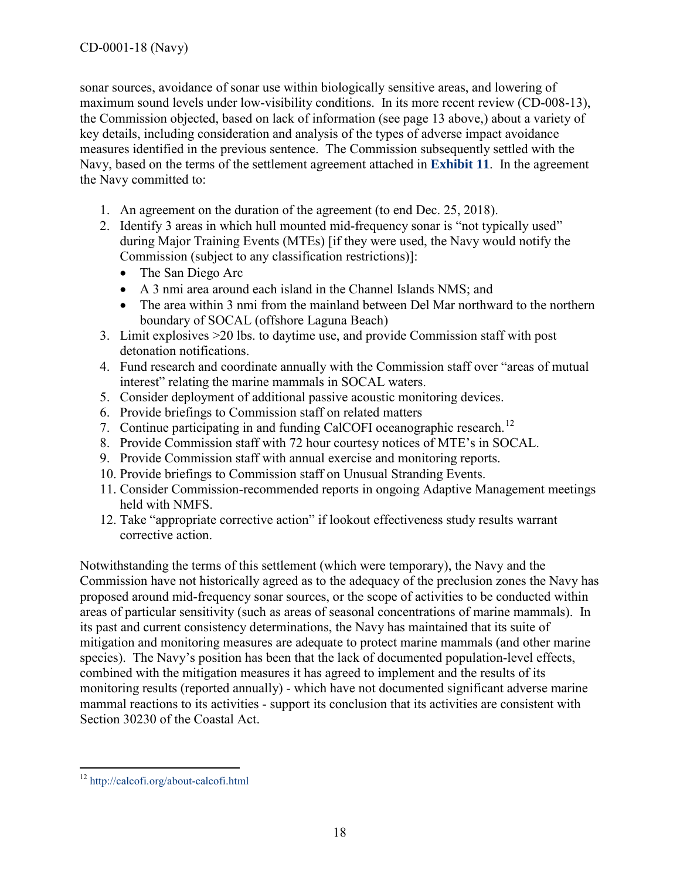sonar sources, avoidance of sonar use within biologically sensitive areas, and lowering of maximum sound levels under low-visibility conditions. In its more recent review (CD-008-13), the Commission objected, based on lack of information (see page 13 above,) about a variety of key details, including consideration and analysis of the types of adverse impact avoidance measures identified in the previous sentence. The Commission subsequently settled with the Navy, based on the terms of the settlement agreement attached in **Exhibit 11**. In the agreement the Navy committed to:

1. An agreement on the duration of the agreement (to end Dec. 25, 2018).
2. Identify 3 areas in which hull mounted mid-frequency sonar is "not typically used" during Major Training Events (MTEs) [if they were used, the Navy would notify the Commission (subject to any classification restrictions)]:
   - The San Diego Arc
   - A 3 nmi area around each island in the Channel Islands NMS; and
   - The area within 3 nmi from the mainland between Del Mar northward to the northern boundary of SOCAL (offshore Laguna Beach)
3. Limit explosives >20 lbs. to daytime use, and provide Commission staff with post detonation notifications.
4. Fund research and coordinate annually with the Commission staff over "areas of mutual interest" relating the marine mammals in SOCAL waters.
5. Consider deployment of additional passive acoustic monitoring devices.
6. Provide briefings to Commission staff on related matters
7. Continue participating in and funding CalCOFI oceanographic research.[12]
8. Provide Commission staff with 72 hour courtesy notices of MTE's in SOCAL.
9. Provide Commission staff with annual exercise and monitoring reports.
10. Provide briefings to Commission staff on Unusual Stranding Events.
11. Consider Commission-recommended reports in ongoing Adaptive Management meetings held with NMFS.
12. Take "appropriate corrective action" if lookout effectiveness study results warrant corrective action.

Notwithstanding the terms of this settlement (which were temporary), the Navy and the Commission have not historically agreed as to the adequacy of the preclusion zones the Navy has proposed around mid-frequency sonar sources, or the scope of activities to be conducted within areas of particular sensitivity (such as areas of seasonal concentrations of marine mammals). In its past and current consistency determinations, the Navy has maintained that its suite of mitigation and monitoring measures are adequate to protect marine mammals (and other marine species). The Navy's position has been that the lack of documented population-level effects, combined with the mitigation measures it has agreed to implement and the results of its monitoring results (reported annually) - which have not documented significant adverse marine mammal reactions to its activities - support its conclusion that its activities are consistent with Section 30230 of the Coastal Act.

---

[12] http://calcofi.org/about-calcofi.html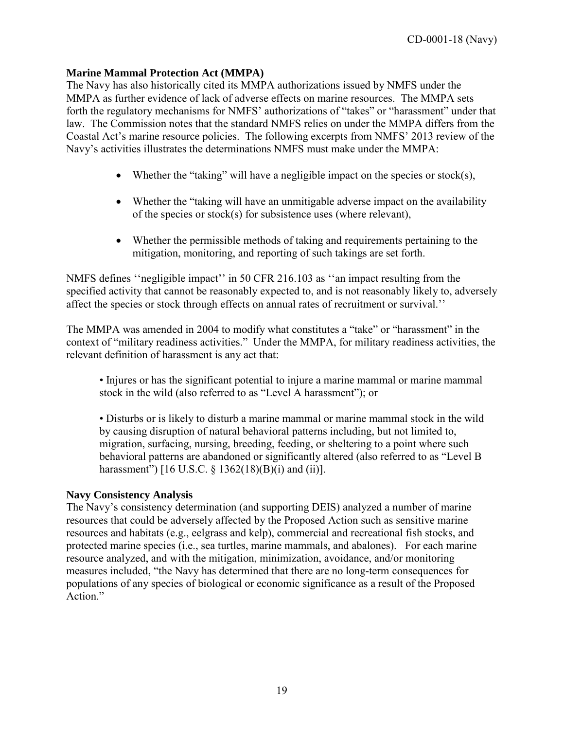**Marine Mammal Protection Act (MMPA)**

The Navy has also historically cited its MMPA authorizations issued by NMFS under the MMPA as further evidence of lack of adverse effects on marine resources. The MMPA sets forth the regulatory mechanisms for NMFS' authorizations of "takes" or "harassment" under that law. The Commission notes that the standard NMFS relies on under the MMPA differs from the Coastal Act's marine resource policies. The following excerpts from NMFS' 2013 review of the Navy's activities illustrates the determinations NMFS must make under the MMPA:

- Whether the "taking" will have a negligible impact on the species or stock(s),
- Whether the "taking will have an unmitigable adverse impact on the availability of the species or stock(s) for subsistence uses (where relevant),
- Whether the permissible methods of taking and requirements pertaining to the mitigation, monitoring, and reporting of such takings are set forth.

NMFS defines ''negligible impact'' in 50 CFR 216.103 as ''an impact resulting from the specified activity that cannot be reasonably expected to, and is not reasonably likely to, adversely affect the species or stock through effects on annual rates of recruitment or survival.''

The MMPA was amended in 2004 to modify what constitutes a "take" or "harassment" in the context of "military readiness activities." Under the MMPA, for military readiness activities, the relevant definition of harassment is any act that:

> • Injures or has the significant potential to injure a marine mammal or marine mammal stock in the wild (also referred to as "Level A harassment"); or
>
> • Disturbs or is likely to disturb a marine mammal or marine mammal stock in the wild by causing disruption of natural behavioral patterns including, but not limited to, migration, surfacing, nursing, breeding, feeding, or sheltering to a point where such behavioral patterns are abandoned or significantly altered (also referred to as "Level B harassment") [16 U.S.C. § 1362(18)(B)(i) and (ii)].

**Navy Consistency Analysis**

The Navy's consistency determination (and supporting DEIS) analyzed a number of marine resources that could be adversely affected by the Proposed Action such as sensitive marine resources and habitats (e.g., eelgrass and kelp), commercial and recreational fish stocks, and protected marine species (i.e., sea turtles, marine mammals, and abalones). For each marine resource analyzed, and with the mitigation, minimization, avoidance, and/or monitoring measures included, "the Navy has determined that there are no long-term consequences for populations of any species of biological or economic significance as a result of the Proposed Action."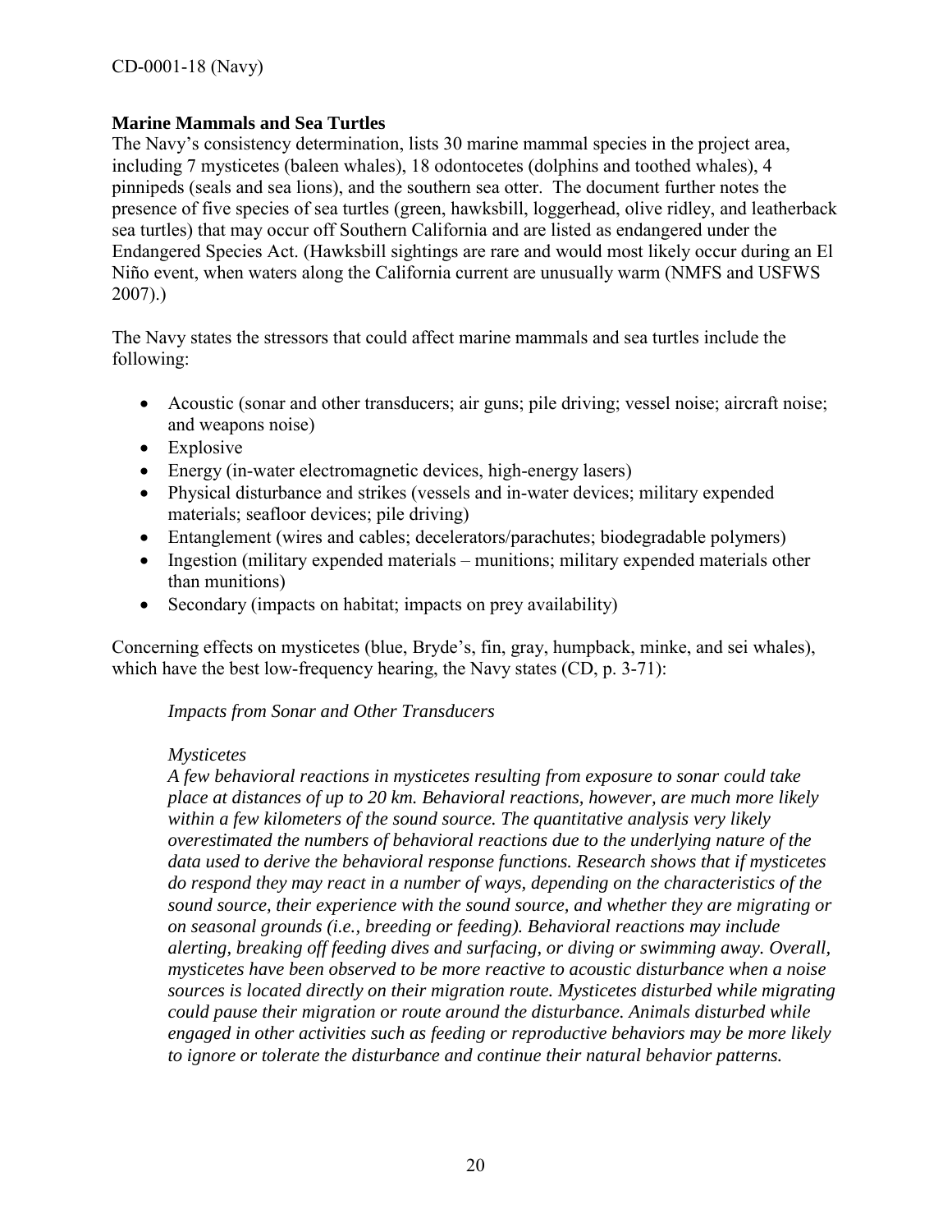**Marine Mammals and Sea Turtles**

The Navy's consistency determination, lists 30 marine mammal species in the project area, including 7 mysticetes (baleen whales), 18 odontocetes (dolphins and toothed whales), 4 pinnipeds (seals and sea lions), and the southern sea otter. The document further notes the presence of five species of sea turtles (green, hawksbill, loggerhead, olive ridley, and leatherback sea turtles) that may occur off Southern California and are listed as endangered under the Endangered Species Act. (Hawksbill sightings are rare and would most likely occur during an El Niño event, when waters along the California current are unusually warm (NMFS and USFWS 2007).)

The Navy states the stressors that could affect marine mammals and sea turtles include the following:

- Acoustic (sonar and other transducers; air guns; pile driving; vessel noise; aircraft noise; and weapons noise)
- Explosive
- Energy (in-water electromagnetic devices, high-energy lasers)
- Physical disturbance and strikes (vessels and in-water devices; military expended materials; seafloor devices; pile driving)
- Entanglement (wires and cables; decelerators/parachutes; biodegradable polymers)
- Ingestion (military expended materials – munitions; military expended materials other than munitions)
- Secondary (impacts on habitat; impacts on prey availability)

Concerning effects on mysticetes (blue, Bryde's, fin, gray, humpback, minke, and sei whales), which have the best low-frequency hearing, the Navy states (CD, p. 3-71):

> *Impacts from Sonar and Other Transducers*
>
> *Mysticetes*
>
> *A few behavioral reactions in mysticetes resulting from exposure to sonar could take place at distances of up to 20 km. Behavioral reactions, however, are much more likely within a few kilometers of the sound source. The quantitative analysis very likely overestimated the numbers of behavioral reactions due to the underlying nature of the data used to derive the behavioral response functions. Research shows that if mysticetes do respond they may react in a number of ways, depending on the characteristics of the sound source, their experience with the sound source, and whether they are migrating or on seasonal grounds (i.e., breeding or feeding). Behavioral reactions may include alerting, breaking off feeding dives and surfacing, or diving or swimming away. Overall, mysticetes have been observed to be more reactive to acoustic disturbance when a noise sources is located directly on their migration route. Mysticetes disturbed while migrating could pause their migration or route around the disturbance. Animals disturbed while engaged in other activities such as feeding or reproductive behaviors may be more likely to ignore or tolerate the disturbance and continue their natural behavior patterns.*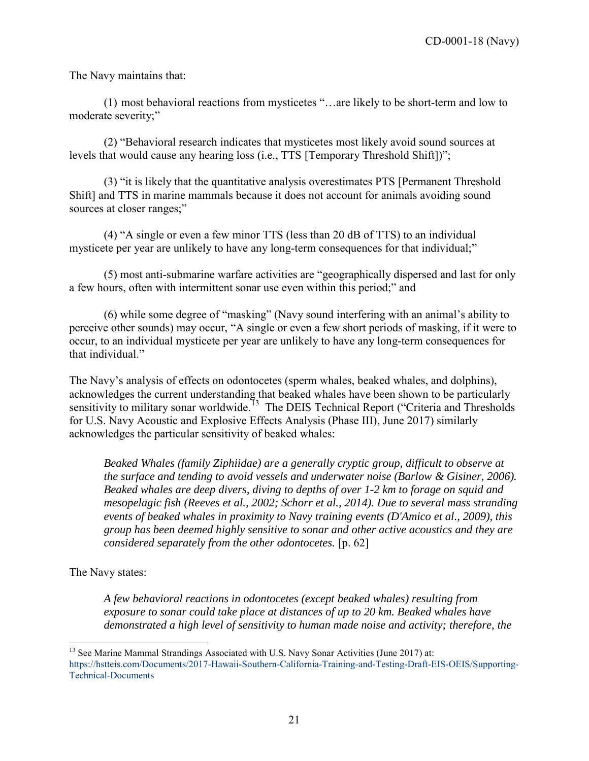The Navy maintains that:

(1) most behavioral reactions from mysticetes "…are likely to be short-term and low to moderate severity;"

(2) "Behavioral research indicates that mysticetes most likely avoid sound sources at levels that would cause any hearing loss (i.e., TTS [Temporary Threshold Shift])";

(3) "it is likely that the quantitative analysis overestimates PTS [Permanent Threshold Shift] and TTS in marine mammals because it does not account for animals avoiding sound sources at closer ranges;"

(4) "A single or even a few minor TTS (less than 20 dB of TTS) to an individual mysticete per year are unlikely to have any long-term consequences for that individual;"

(5) most anti-submarine warfare activities are "geographically dispersed and last for only a few hours, often with intermittent sonar use even within this period;" and

(6) while some degree of "masking" (Navy sound interfering with an animal's ability to perceive other sounds) may occur, "A single or even a few short periods of masking, if it were to occur, to an individual mysticete per year are unlikely to have any long-term consequences for that individual."

The Navy's analysis of effects on odontocetes (sperm whales, beaked whales, and dolphins), acknowledges the current understanding that beaked whales have been shown to be particularly sensitivity to military sonar worldwide.[13] The DEIS Technical Report ("Criteria and Thresholds for U.S. Navy Acoustic and Explosive Effects Analysis (Phase III), June 2017) similarly acknowledges the particular sensitivity of beaked whales:

> *Beaked Whales (family Ziphiidae) are a generally cryptic group, difficult to observe at the surface and tending to avoid vessels and underwater noise (Barlow & Gisiner, 2006). Beaked whales are deep divers, diving to depths of over 1-2 km to forage on squid and mesopelagic fish (Reeves et al., 2002; Schorr et al., 2014). Due to several mass stranding events of beaked whales in proximity to Navy training events (D'Amico et al., 2009), this group has been deemed highly sensitive to sonar and other active acoustics and they are considered separately from the other odontocetes.* [p. 62]

The Navy states:

> *A few behavioral reactions in odontocetes (except beaked whales) resulting from exposure to sonar could take place at distances of up to 20 km. Beaked whales have demonstrated a high level of sensitivity to human made noise and activity; therefore, the*

[13] See Marine Mammal Strandings Associated with U.S. Navy Sonar Activities (June 2017) at: https://hstteis.com/Documents/2017-Hawaii-Southern-California-Training-and-Testing-Draft-EIS-OEIS/Supporting-Technical-Documents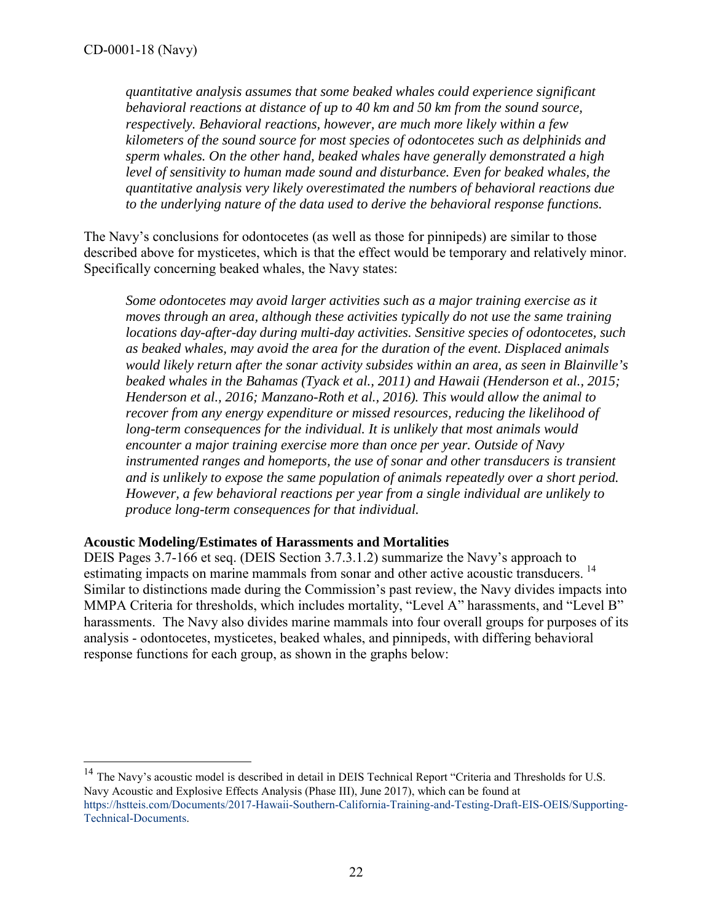*quantitative analysis assumes that some beaked whales could experience significant behavioral reactions at distance of up to 40 km and 50 km from the sound source, respectively. Behavioral reactions, however, are much more likely within a few kilometers of the sound source for most species of odontocetes such as delphinids and sperm whales. On the other hand, beaked whales have generally demonstrated a high level of sensitivity to human made sound and disturbance. Even for beaked whales, the quantitative analysis very likely overestimated the numbers of behavioral reactions due to the underlying nature of the data used to derive the behavioral response functions.*

The Navy's conclusions for odontocetes (as well as those for pinnipeds) are similar to those described above for mysticetes, which is that the effect would be temporary and relatively minor. Specifically concerning beaked whales, the Navy states:

*Some odontocetes may avoid larger activities such as a major training exercise as it moves through an area, although these activities typically do not use the same training locations day-after-day during multi-day activities. Sensitive species of odontocetes, such as beaked whales, may avoid the area for the duration of the event. Displaced animals would likely return after the sonar activity subsides within an area, as seen in Blainville's beaked whales in the Bahamas (Tyack et al., 2011) and Hawaii (Henderson et al., 2015; Henderson et al., 2016; Manzano-Roth et al., 2016). This would allow the animal to recover from any energy expenditure or missed resources, reducing the likelihood of long-term consequences for the individual. It is unlikely that most animals would encounter a major training exercise more than once per year. Outside of Navy instrumented ranges and homeports, the use of sonar and other transducers is transient and is unlikely to expose the same population of animals repeatedly over a short period. However, a few behavioral reactions per year from a single individual are unlikely to produce long-term consequences for that individual.*

**Acoustic Modeling/Estimates of Harassments and Mortalities**

DEIS Pages 3.7-166 et seq. (DEIS Section 3.7.3.1.2) summarize the Navy's approach to estimating impacts on marine mammals from sonar and other active acoustic transducers. [14] Similar to distinctions made during the Commission's past review, the Navy divides impacts into MMPA Criteria for thresholds, which includes mortality, "Level A" harassments, and "Level B" harassments. The Navy also divides marine mammals into four overall groups for purposes of its analysis - odontocetes, mysticetes, beaked whales, and pinnipeds, with differing behavioral response functions for each group, as shown in the graphs below:

[14] The Navy's acoustic model is described in detail in DEIS Technical Report "Criteria and Thresholds for U.S. Navy Acoustic and Explosive Effects Analysis (Phase III), June 2017), which can be found at https://hstteis.com/Documents/2017-Hawaii-Southern-California-Training-and-Testing-Draft-EIS-OEIS/Supporting-Technical-Documents.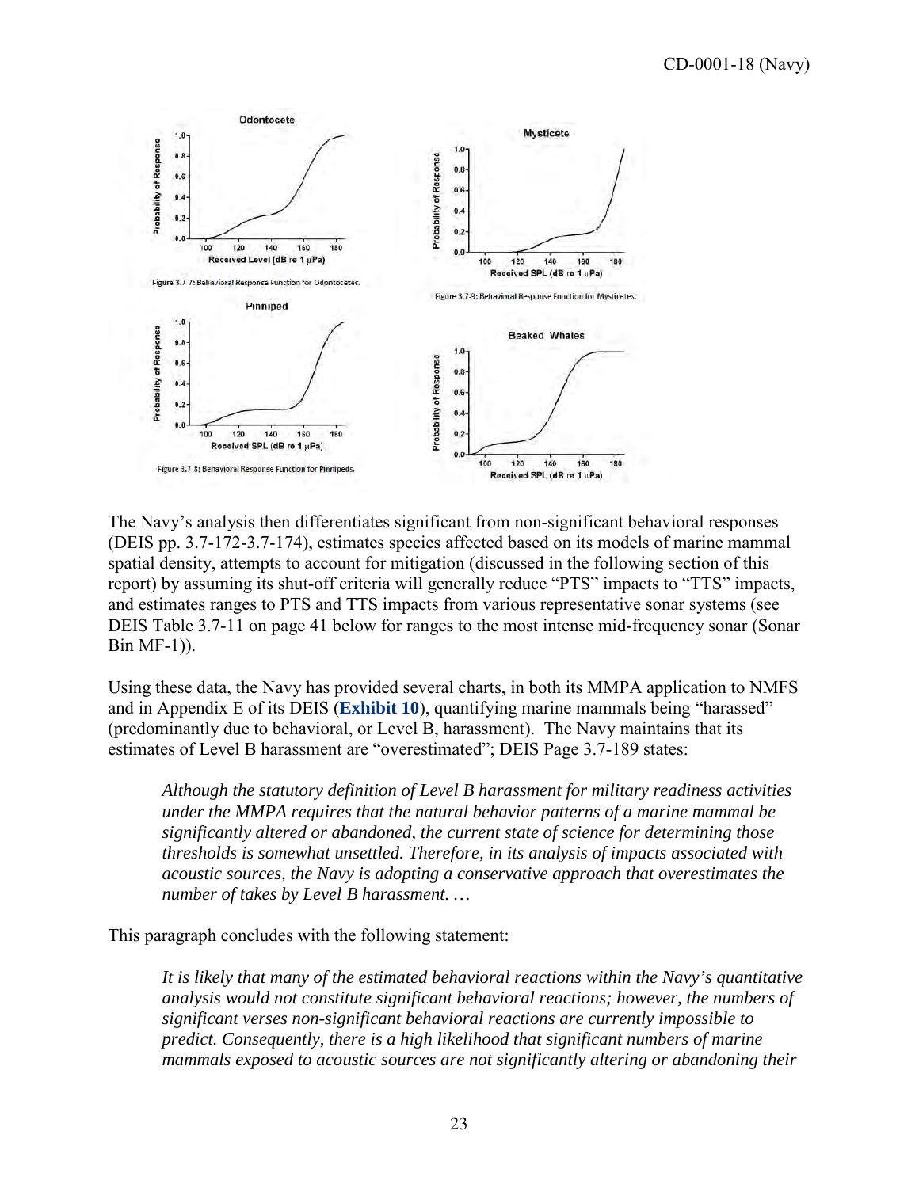Figure 3.7-7: Behavioral Response Function for Odontocetes.

Figure 3.7-9: Behavioral Response Function for Mysticetes.

Figure 3.7-8: Behavioral Response Function for Pinnipeds.

The Navy's analysis then differentiates significant from non-significant behavioral responses (DEIS pp. 3.7-172-3.7-174), estimates species affected based on its models of marine mammal spatial density, attempts to account for mitigation (discussed in the following section of this report) by assuming its shut-off criteria will generally reduce "PTS" impacts to "TTS" impacts, and estimates ranges to PTS and TTS impacts from various representative sonar systems (see DEIS Table 3.7-11 on page 41 below for ranges to the most intense mid-frequency sonar (Sonar Bin MF-1)).

Using these data, the Navy has provided several charts, in both its MMPA application to NMFS and in Appendix E of its DEIS (**Exhibit 10**), quantifying marine mammals being "harassed" (predominantly due to behavioral, or Level B, harassment). The Navy maintains that its estimates of Level B harassment are "overestimated"; DEIS Page 3.7-189 states:

> *Although the statutory definition of Level B harassment for military readiness activities under the MMPA requires that the natural behavior patterns of a marine mammal be significantly altered or abandoned, the current state of science for determining those thresholds is somewhat unsettled. Therefore, in its analysis of impacts associated with acoustic sources, the Navy is adopting a conservative approach that overestimates the number of takes by Level B harassment. …*

This paragraph concludes with the following statement:

> *It is likely that many of the estimated behavioral reactions within the Navy's quantitative analysis would not constitute significant behavioral reactions; however, the numbers of significant verses non-significant behavioral reactions are currently impossible to predict. Consequently, there is a high likelihood that significant numbers of marine mammals exposed to acoustic sources are not significantly altering or abandoning their*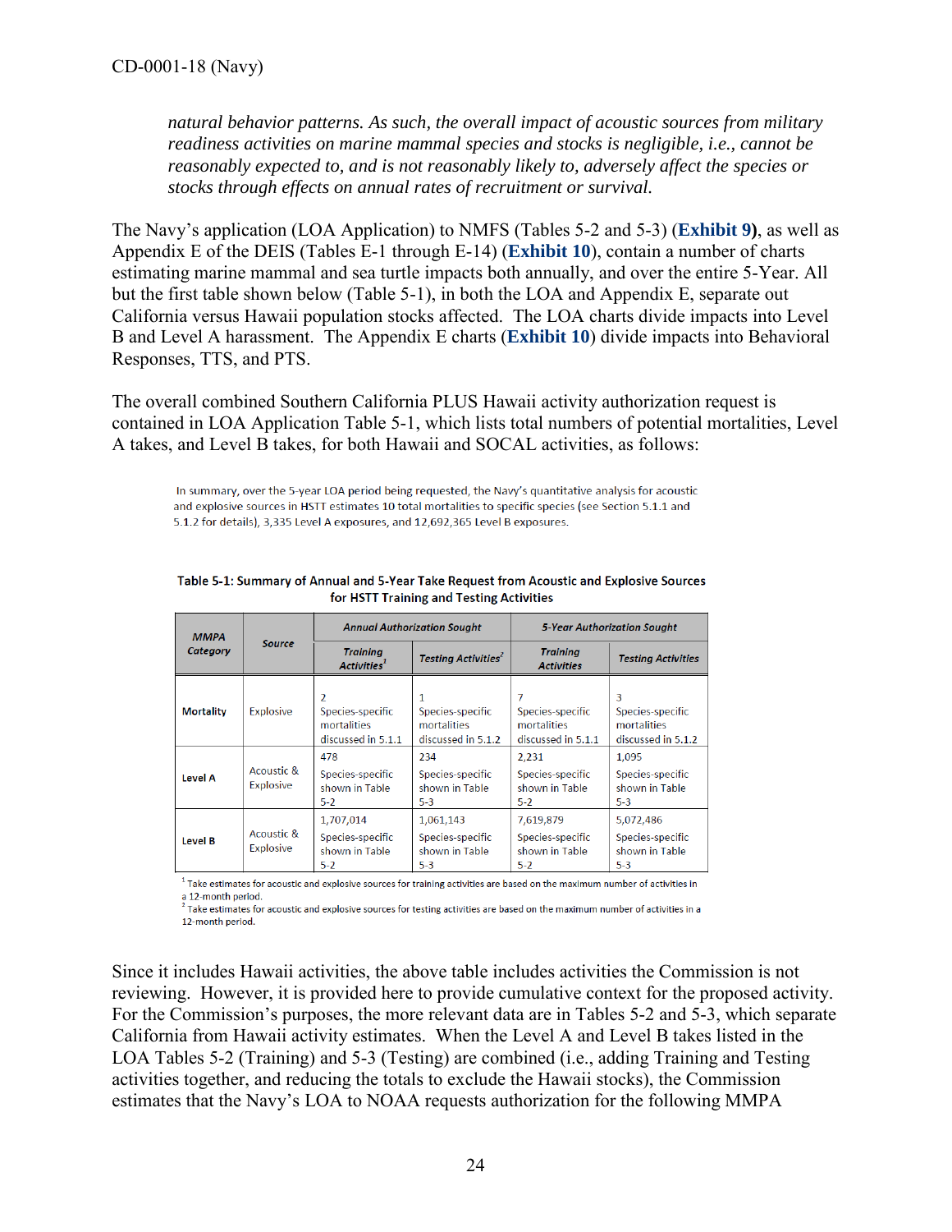*natural behavior patterns. As such, the overall impact of acoustic sources from military readiness activities on marine mammal species and stocks is negligible, i.e., cannot be reasonably expected to, and is not reasonably likely to, adversely affect the species or stocks through effects on annual rates of recruitment or survival.*

The Navy's application (LOA Application) to NMFS (Tables 5-2 and 5-3) (**Exhibit 9**), as well as Appendix E of the DEIS (Tables E-1 through E-14) (**Exhibit 10**), contain a number of charts estimating marine mammal and sea turtle impacts both annually, and over the entire 5-Year. All but the first table shown below (Table 5-1), in both the LOA and Appendix E, separate out California versus Hawaii population stocks affected. The LOA charts divide impacts into Level B and Level A harassment. The Appendix E charts (**Exhibit 10**) divide impacts into Behavioral Responses, TTS, and PTS.

The overall combined Southern California PLUS Hawaii activity authorization request is contained in LOA Application Table 5-1, which lists total numbers of potential mortalities, Level A takes, and Level B takes, for both Hawaii and SOCAL activities, as follows:

In summary, over the 5-year LOA period being requested, the Navy's quantitative analysis for acoustic and explosive sources in HSTT estimates 10 total mortalities to specific species (see Section 5.1.1 and 5.1.2 for details), 3,335 Level A exposures, and 12,692,365 Level B exposures.

**Table 5-1: Summary of Annual and 5-Year Take Request from Acoustic and Explosive Sources for HSTT Training and Testing Activities**

| MMPA Category | Source | *Annual Authorization Sought* | | *5-Year Authorization Sought* | |
|---|---|---|---|---|---|
| | | Training Activities[1] | Testing Activities[2] | Training Activities | Testing Activities |
| **Mortality** | Explosive | 2 Species-specific mortalities discussed in 5.1.1 | 1 Species-specific mortalities discussed in 5.1.2 | 7 Species-specific mortalities discussed in 5.1.1 | 3 Species-specific mortalities discussed in 5.1.2 |
| **Level A** | Acoustic & Explosive | 478 Species-specific shown in Table 5-2 | 234 Species-specific shown in Table 5-3 | 2,231 Species-specific shown in Table 5-2 | 1,095 Species-specific shown in Table 5-3 |
| **Level B** | Acoustic & Explosive | 1,707,014 Species-specific shown in Table 5-2 | 1,061,143 Species-specific shown in Table 5-3 | 7,619,879 Species-specific shown in Table 5-2 | 5,072,486 Species-specific shown in Table 5-3 |

[1] Take estimates for acoustic and explosive sources for training activities are based on the maximum number of activities in a 12-month period.
[2] Take estimates for acoustic and explosive sources for testing activities are based on the maximum number of activities in a 12-month period.

Since it includes Hawaii activities, the above table includes activities the Commission is not reviewing. However, it is provided here to provide cumulative context for the proposed activity. For the Commission's purposes, the more relevant data are in Tables 5-2 and 5-3, which separate California from Hawaii activity estimates. When the Level A and Level B takes listed in the LOA Tables 5-2 (Training) and 5-3 (Testing) are combined (i.e., adding Training and Testing activities together, and reducing the totals to exclude the Hawaii stocks), the Commission estimates that the Navy's LOA to NOAA requests authorization for the following MMPA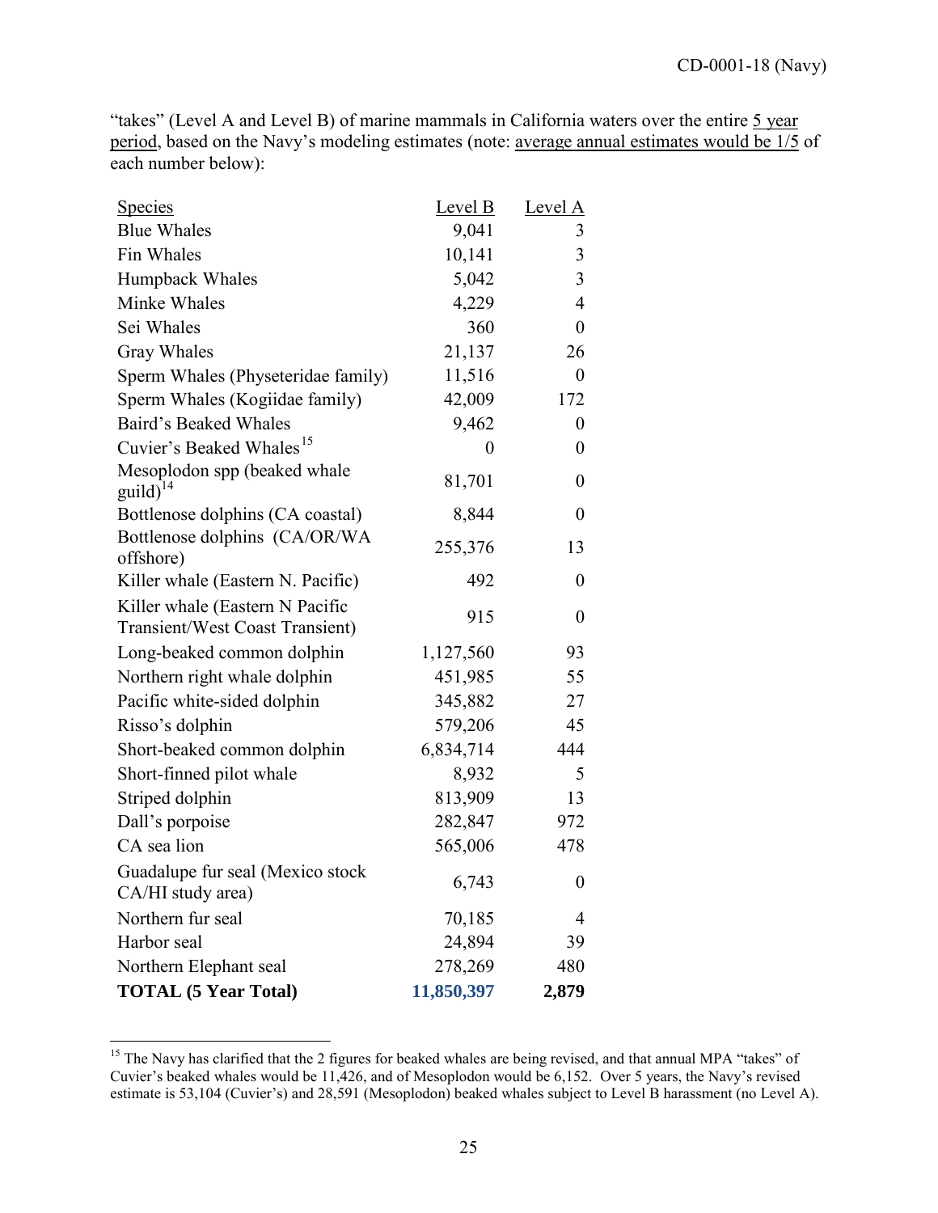"takes" (Level A and Level B) of marine mammals in California waters over the entire 5 year period, based on the Navy's modeling estimates (note: average annual estimates would be 1/5 of each number below):

| Species | Level B | Level A |
|---|---|---|
| Blue Whales | 9,041 | 3 |
| Fin Whales | 10,141 | 3 |
| Humpback Whales | 5,042 | 3 |
| Minke Whales | 4,229 | 4 |
| Sei Whales | 360 | 0 |
| Gray Whales | 21,137 | 26 |
| Sperm Whales (Physeteridae family) | 11,516 | 0 |
| Sperm Whales (Kogiidae family) | 42,009 | 172 |
| Baird's Beaked Whales | 9,462 | 0 |
| Cuvier's Beaked Whales[15] | 0 | 0 |
| Mesoplodon spp (beaked whale guild)[14] | 81,701 | 0 |
| Bottlenose dolphins (CA coastal) | 8,844 | 0 |
| Bottlenose dolphins (CA/OR/WA offshore) | 255,376 | 13 |
| Killer whale (Eastern N. Pacific) | 492 | 0 |
| Killer whale (Eastern N Pacific Transient/West Coast Transient) | 915 | 0 |
| Long-beaked common dolphin | 1,127,560 | 93 |
| Northern right whale dolphin | 451,985 | 55 |
| Pacific white-sided dolphin | 345,882 | 27 |
| Risso's dolphin | 579,206 | 45 |
| Short-beaked common dolphin | 6,834,714 | 444 |
| Short-finned pilot whale | 8,932 | 5 |
| Striped dolphin | 813,909 | 13 |
| Dall's porpoise | 282,847 | 972 |
| CA sea lion | 565,006 | 478 |
| Guadalupe fur seal (Mexico stock CA/HI study area) | 6,743 | 0 |
| Northern fur seal | 70,185 | 4 |
| Harbor seal | 24,894 | 39 |
| Northern Elephant seal | 278,269 | 480 |
| **TOTAL (5 Year Total)** | **11,850,397** | **2,879** |

[15] The Navy has clarified that the 2 figures for beaked whales are being revised, and that annual MPA "takes" of Cuvier's beaked whales would be 11,426, and of Mesoplodon would be 6,152. Over 5 years, the Navy's revised estimate is 53,104 (Cuvier's) and 28,591 (Mesoplodon) beaked whales subject to Level B harassment (no Level A).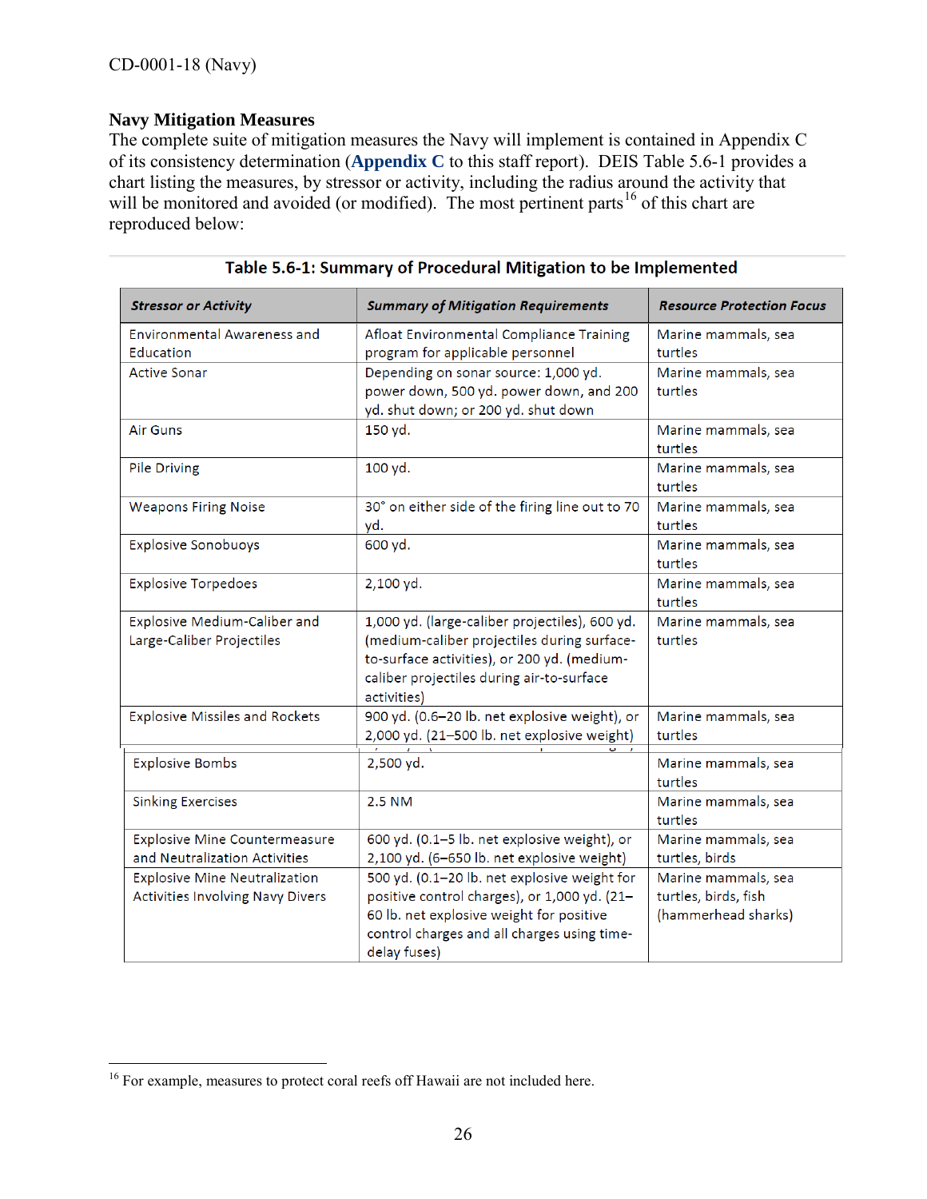## Navy Mitigation Measures

The complete suite of mitigation measures the Navy will implement is contained in Appendix C of its consistency determination (**Appendix C** to this staff report). DEIS Table 5.6-1 provides a chart listing the measures, by stressor or activity, including the radius around the activity that will be monitored and avoided (or modified). The most pertinent parts[16] of this chart are reproduced below:

**Table 5.6-1: Summary of Procedural Mitigation to be Implemented**

| *Stressor or Activity* | *Summary of Mitigation Requirements* | *Resource Protection Focus* |
|---|---|---|
| Environmental Awareness and Education | Afloat Environmental Compliance Training program for applicable personnel | Marine mammals, sea turtles |
| Active Sonar | Depending on sonar source: 1,000 yd. power down, 500 yd. power down, and 200 yd. shut down; or 200 yd. shut down | Marine mammals, sea turtles |
| Air Guns | 150 yd. | Marine mammals, sea turtles |
| Pile Driving | 100 yd. | Marine mammals, sea turtles |
| Weapons Firing Noise | 30° on either side of the firing line out to 70 yd. | Marine mammals, sea turtles |
| Explosive Sonobuoys | 600 yd. | Marine mammals, sea turtles |
| Explosive Torpedoes | 2,100 yd. | Marine mammals, sea turtles |
| Explosive Medium-Caliber and Large-Caliber Projectiles | 1,000 yd. (large-caliber projectiles), 600 yd. (medium-caliber projectiles during surface-to-surface activities), or 200 yd. (medium-caliber projectiles during air-to-surface activities) | Marine mammals, sea turtles |
| Explosive Missiles and Rockets | 900 yd. (0.6–20 lb. net explosive weight), or 2,000 yd. (21–500 lb. net explosive weight) | Marine mammals, sea turtles |
| Explosive Bombs | 2,500 yd. | Marine mammals, sea turtles |
| Sinking Exercises | 2.5 NM | Marine mammals, sea turtles |
| Explosive Mine Countermeasure and Neutralization Activities | 600 yd. (0.1–5 lb. net explosive weight), or 2,100 yd. (6–650 lb. net explosive weight) | Marine mammals, sea turtles, birds |
| Explosive Mine Neutralization Activities Involving Navy Divers | 500 yd. (0.1–20 lb. net explosive weight for positive control charges), or 1,000 yd. (21–60 lb. net explosive weight for positive control charges and all charges using time-delay fuses) | Marine mammals, sea turtles, birds, fish (hammerhead sharks) |

[16] For example, measures to protect coral reefs off Hawaii are not included here.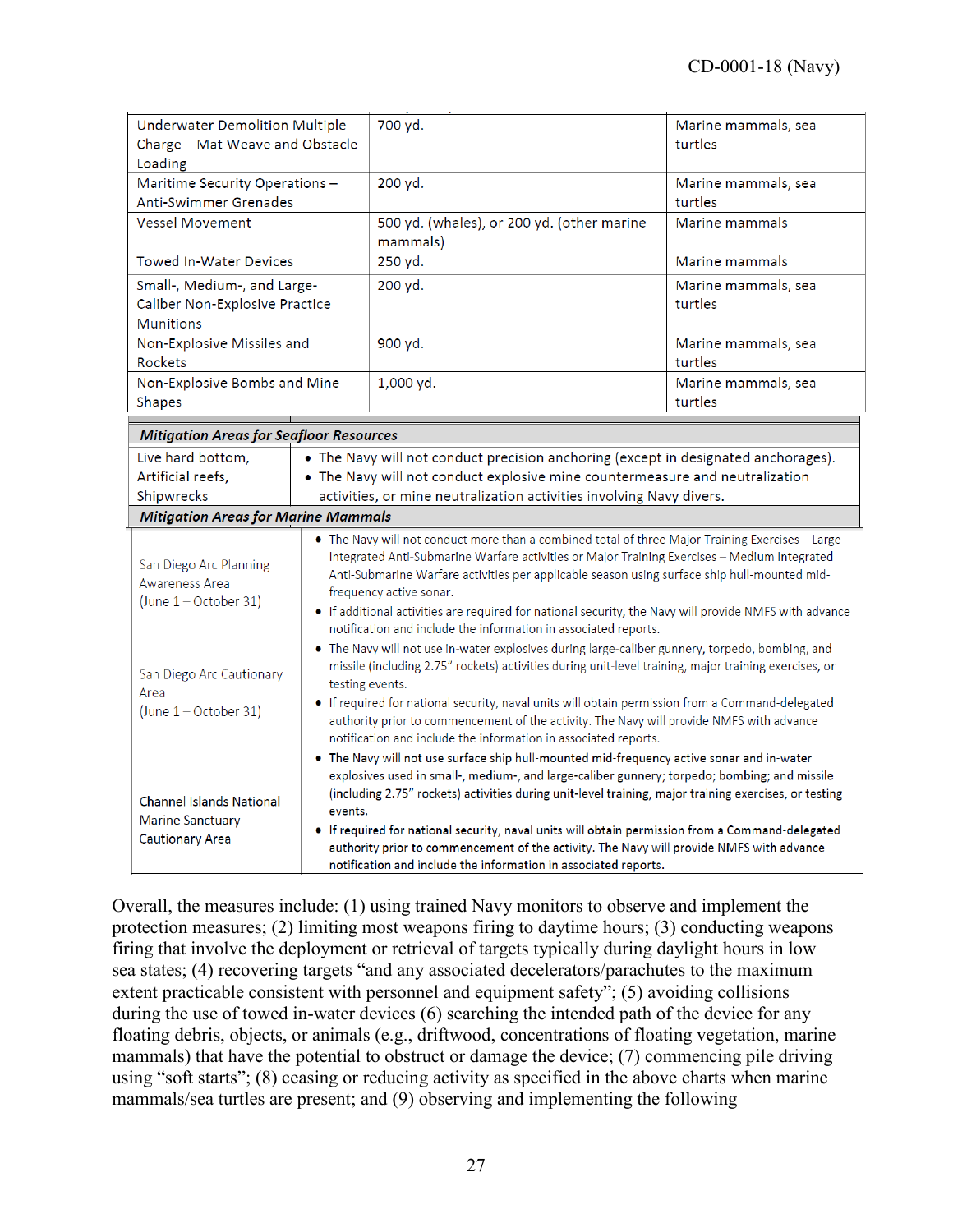| | | |
|---|---|---|
| Underwater Demolition Multiple Charge – Mat Weave and Obstacle Loading | 700 yd. | Marine mammals, sea turtles |
| Maritime Security Operations – Anti-Swimmer Grenades | 200 yd. | Marine mammals, sea turtles |
| Vessel Movement | 500 yd. (whales), or 200 yd. (other marine mammals) | Marine mammals |
| Towed In-Water Devices | 250 yd. | Marine mammals |
| Small-, Medium-, and Large-Caliber Non-Explosive Practice Munitions | 200 yd. | Marine mammals, sea turtles |
| Non-Explosive Missiles and Rockets | 900 yd. | Marine mammals, sea turtles |
| Non-Explosive Bombs and Mine Shapes | 1,000 yd. | Marine mammals, sea turtles |

| ***Mitigation Areas for Seafloor Resources*** | |
|---|---|
| Live hard bottom, Artificial reefs, Shipwrecks | • The Navy will not conduct precision anchoring (except in designated anchorages).<br>• The Navy will not conduct explosive mine countermeasure and neutralization activities, or mine neutralization activities involving Navy divers. |
| ***Mitigation Areas for Marine Mammals*** | |
| San Diego Arc Planning Awareness Area (June 1 – October 31) | • The Navy will not conduct more than a combined total of three Major Training Exercises – Large Integrated Anti-Submarine Warfare activities or Major Training Exercises – Medium Integrated Anti-Submarine Warfare activities per applicable season using surface ship hull-mounted mid-frequency active sonar.<br>• If additional activities are required for national security, the Navy will provide NMFS with advance notification and include the information in associated reports. |
| San Diego Arc Cautionary Area (June 1 – October 31) | • The Navy will not use in-water explosives during large-caliber gunnery, torpedo, bombing, and missile (including 2.75" rockets) activities during unit-level training, major training exercises, or testing events.<br>• If required for national security, naval units will obtain permission from a Command-delegated authority prior to commencement of the activity. The Navy will provide NMFS with advance notification and include the information in associated reports. |
| Channel Islands National Marine Sanctuary Cautionary Area | • The Navy will not use surface ship hull-mounted mid-frequency active sonar and in-water explosives used in small-, medium-, and large-caliber gunnery; torpedo; bombing; and missile (including 2.75" rockets) activities during unit-level training, major training exercises, or testing events.<br>• If required for national security, naval units will obtain permission from a Command-delegated authority prior to commencement of the activity. The Navy will provide NMFS with advance notification and include the information in associated reports. |

Overall, the measures include: (1) using trained Navy monitors to observe and implement the protection measures; (2) limiting most weapons firing to daytime hours; (3) conducting weapons firing that involve the deployment or retrieval of targets typically during daylight hours in low sea states; (4) recovering targets "and any associated decelerators/parachutes to the maximum extent practicable consistent with personnel and equipment safety"; (5) avoiding collisions during the use of towed in-water devices (6) searching the intended path of the device for any floating debris, objects, or animals (e.g., driftwood, concentrations of floating vegetation, marine mammals) that have the potential to obstruct or damage the device; (7) commencing pile driving using "soft starts"; (8) ceasing or reducing activity as specified in the above charts when marine mammals/sea turtles are present; and (9) observing and implementing the following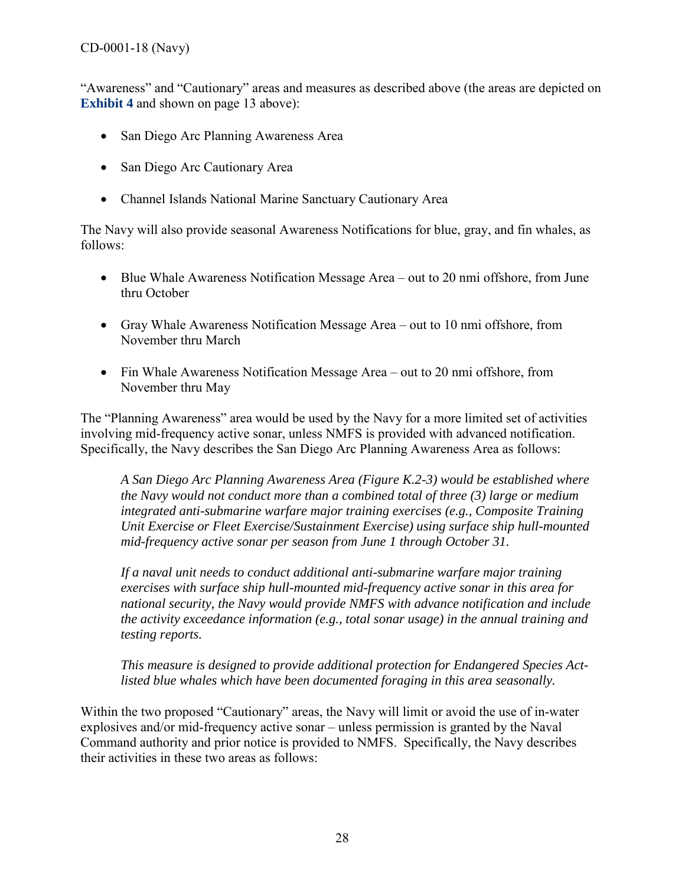"Awareness" and "Cautionary" areas and measures as described above (the areas are depicted on **Exhibit 4** and shown on page 13 above):

- San Diego Arc Planning Awareness Area
- San Diego Arc Cautionary Area
- Channel Islands National Marine Sanctuary Cautionary Area

The Navy will also provide seasonal Awareness Notifications for blue, gray, and fin whales, as follows:

- Blue Whale Awareness Notification Message Area – out to 20 nmi offshore, from June thru October
- Gray Whale Awareness Notification Message Area – out to 10 nmi offshore, from November thru March
- Fin Whale Awareness Notification Message Area – out to 20 nmi offshore, from November thru May

The "Planning Awareness" area would be used by the Navy for a more limited set of activities involving mid-frequency active sonar, unless NMFS is provided with advanced notification. Specifically, the Navy describes the San Diego Arc Planning Awareness Area as follows:

> *A San Diego Arc Planning Awareness Area (Figure K.2-3) would be established where the Navy would not conduct more than a combined total of three (3) large or medium integrated anti-submarine warfare major training exercises (e.g., Composite Training Unit Exercise or Fleet Exercise/Sustainment Exercise) using surface ship hull-mounted mid-frequency active sonar per season from June 1 through October 31.*
>
> *If a naval unit needs to conduct additional anti-submarine warfare major training exercises with surface ship hull-mounted mid-frequency active sonar in this area for national security, the Navy would provide NMFS with advance notification and include the activity exceedance information (e.g., total sonar usage) in the annual training and testing reports.*
>
> *This measure is designed to provide additional protection for Endangered Species Act-listed blue whales which have been documented foraging in this area seasonally.*

Within the two proposed "Cautionary" areas, the Navy will limit or avoid the use of in-water explosives and/or mid-frequency active sonar – unless permission is granted by the Naval Command authority and prior notice is provided to NMFS. Specifically, the Navy describes their activities in these two areas as follows: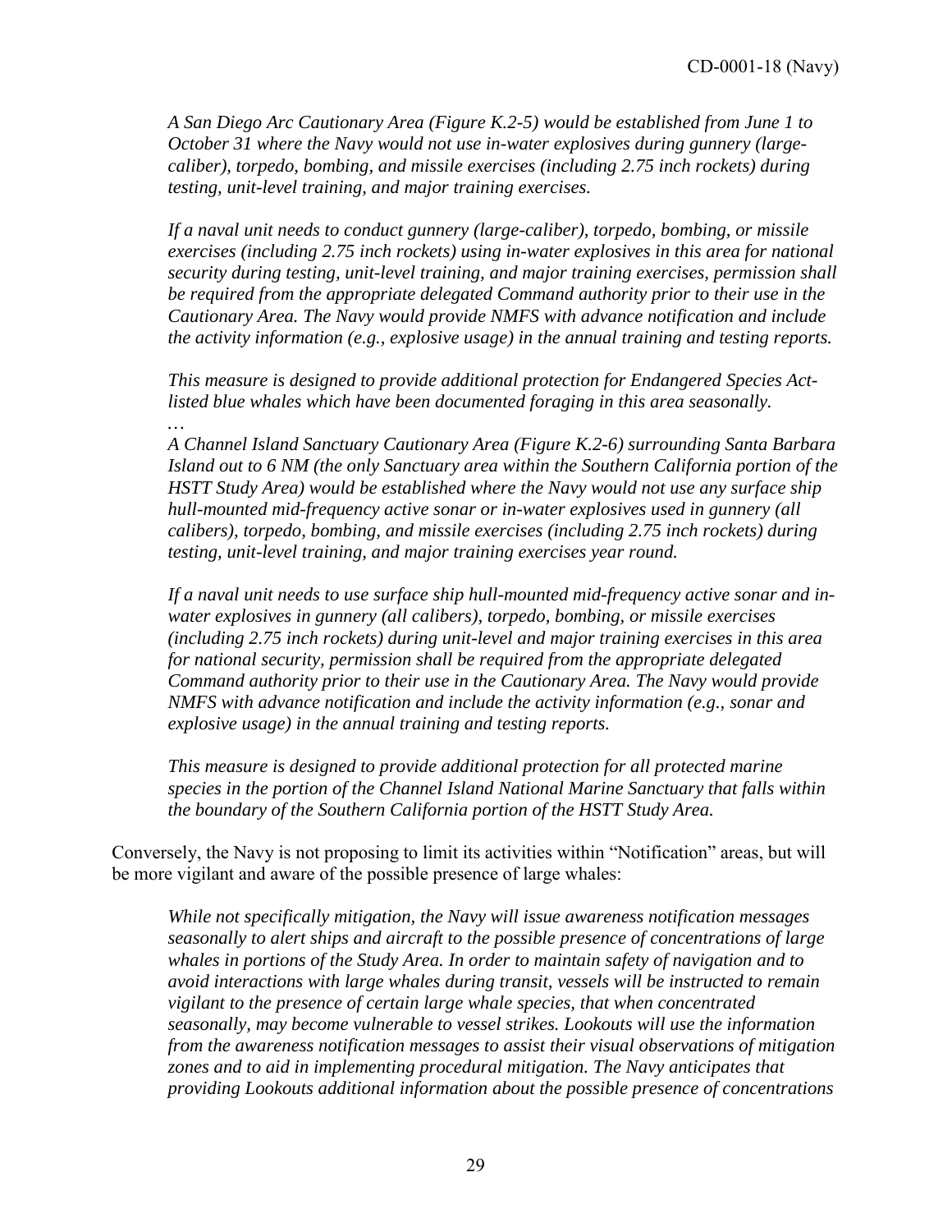> *A San Diego Arc Cautionary Area (Figure K.2-5) would be established from June 1 to October 31 where the Navy would not use in-water explosives during gunnery (large-caliber), torpedo, bombing, and missile exercises (including 2.75 inch rockets) during testing, unit-level training, and major training exercises.*
>
> *If a naval unit needs to conduct gunnery (large-caliber), torpedo, bombing, or missile exercises (including 2.75 inch rockets) using in-water explosives in this area for national security during testing, unit-level training, and major training exercises, permission shall be required from the appropriate delegated Command authority prior to their use in the Cautionary Area. The Navy would provide NMFS with advance notification and include the activity information (e.g., explosive usage) in the annual training and testing reports.*
>
> *This measure is designed to provide additional protection for Endangered Species Act-listed blue whales which have been documented foraging in this area seasonally.*
>
> *…*
>
> *A Channel Island Sanctuary Cautionary Area (Figure K.2-6) surrounding Santa Barbara Island out to 6 NM (the only Sanctuary area within the Southern California portion of the HSTT Study Area) would be established where the Navy would not use any surface ship hull-mounted mid-frequency active sonar or in-water explosives used in gunnery (all calibers), torpedo, bombing, and missile exercises (including 2.75 inch rockets) during testing, unit-level training, and major training exercises year round.*
>
> *If a naval unit needs to use surface ship hull-mounted mid-frequency active sonar and in-water explosives in gunnery (all calibers), torpedo, bombing, or missile exercises (including 2.75 inch rockets) during unit-level and major training exercises in this area for national security, permission shall be required from the appropriate delegated Command authority prior to their use in the Cautionary Area. The Navy would provide NMFS with advance notification and include the activity information (e.g., sonar and explosive usage) in the annual training and testing reports.*
>
> *This measure is designed to provide additional protection for all protected marine species in the portion of the Channel Island National Marine Sanctuary that falls within the boundary of the Southern California portion of the HSTT Study Area.*

Conversely, the Navy is not proposing to limit its activities within "Notification" areas, but will be more vigilant and aware of the possible presence of large whales:

> *While not specifically mitigation, the Navy will issue awareness notification messages seasonally to alert ships and aircraft to the possible presence of concentrations of large whales in portions of the Study Area. In order to maintain safety of navigation and to avoid interactions with large whales during transit, vessels will be instructed to remain vigilant to the presence of certain large whale species, that when concentrated seasonally, may become vulnerable to vessel strikes. Lookouts will use the information from the awareness notification messages to assist their visual observations of mitigation zones and to aid in implementing procedural mitigation. The Navy anticipates that providing Lookouts additional information about the possible presence of concentrations*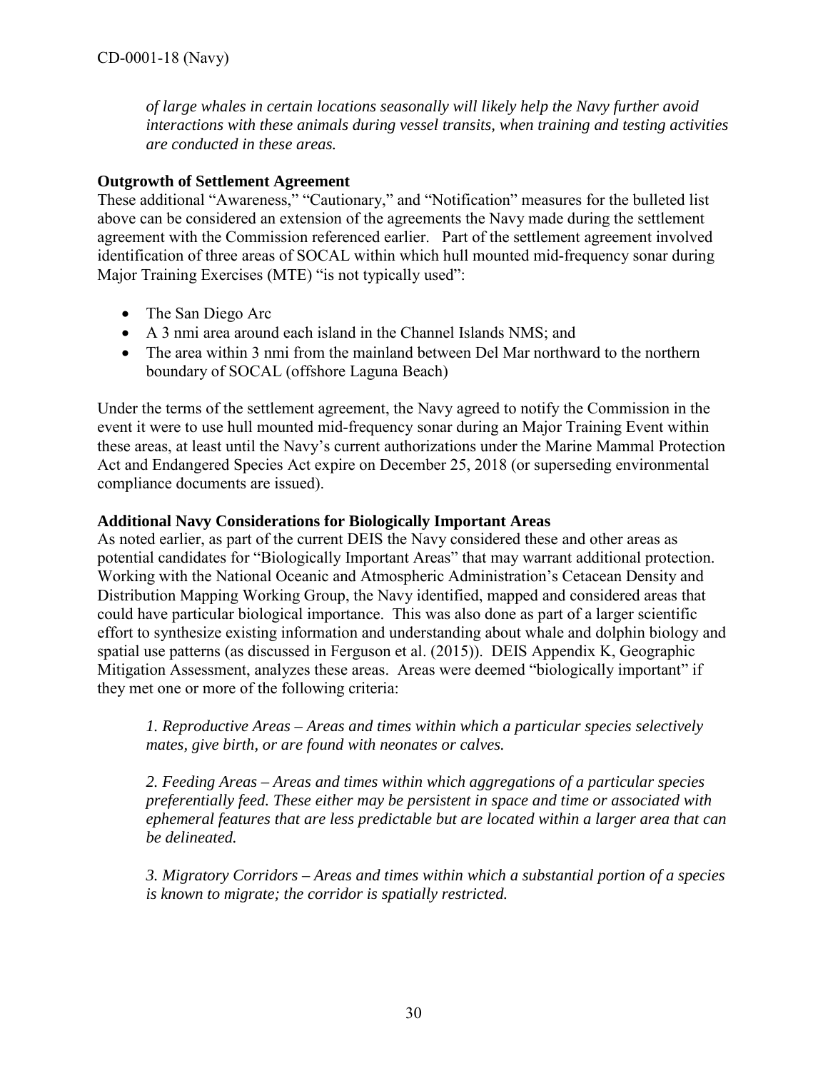*of large whales in certain locations seasonally will likely help the Navy further avoid interactions with these animals during vessel transits, when training and testing activities are conducted in these areas.*

**Outgrowth of Settlement Agreement**

These additional "Awareness," "Cautionary," and "Notification" measures for the bulleted list above can be considered an extension of the agreements the Navy made during the settlement agreement with the Commission referenced earlier. Part of the settlement agreement involved identification of three areas of SOCAL within which hull mounted mid-frequency sonar during Major Training Exercises (MTE) "is not typically used":

- The San Diego Arc
- A 3 nmi area around each island in the Channel Islands NMS; and
- The area within 3 nmi from the mainland between Del Mar northward to the northern boundary of SOCAL (offshore Laguna Beach)

Under the terms of the settlement agreement, the Navy agreed to notify the Commission in the event it were to use hull mounted mid-frequency sonar during an Major Training Event within these areas, at least until the Navy's current authorizations under the Marine Mammal Protection Act and Endangered Species Act expire on December 25, 2018 (or superseding environmental compliance documents are issued).

**Additional Navy Considerations for Biologically Important Areas**

As noted earlier, as part of the current DEIS the Navy considered these and other areas as potential candidates for "Biologically Important Areas" that may warrant additional protection. Working with the National Oceanic and Atmospheric Administration's Cetacean Density and Distribution Mapping Working Group, the Navy identified, mapped and considered areas that could have particular biological importance. This was also done as part of a larger scientific effort to synthesize existing information and understanding about whale and dolphin biology and spatial use patterns (as discussed in Ferguson et al. (2015)). DEIS Appendix K, Geographic Mitigation Assessment, analyzes these areas. Areas were deemed "biologically important" if they met one or more of the following criteria:

*1. Reproductive Areas – Areas and times within which a particular species selectively mates, give birth, or are found with neonates or calves.*

*2. Feeding Areas – Areas and times within which aggregations of a particular species preferentially feed. These either may be persistent in space and time or associated with ephemeral features that are less predictable but are located within a larger area that can be delineated.*

*3. Migratory Corridors – Areas and times within which a substantial portion of a species is known to migrate; the corridor is spatially restricted.*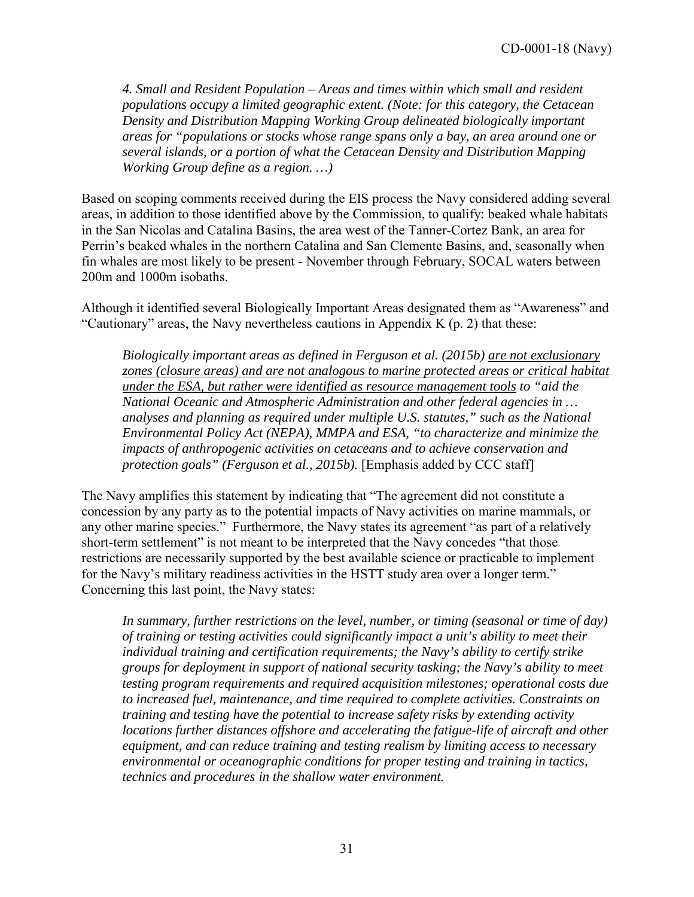*4. Small and Resident Population – Areas and times within which small and resident populations occupy a limited geographic extent. (Note: for this category, the Cetacean Density and Distribution Mapping Working Group delineated biologically important areas for "populations or stocks whose range spans only a bay, an area around one or several islands, or a portion of what the Cetacean Density and Distribution Mapping Working Group define as a region. …)*

Based on scoping comments received during the EIS process the Navy considered adding several areas, in addition to those identified above by the Commission, to qualify: beaked whale habitats in the San Nicolas and Catalina Basins, the area west of the Tanner-Cortez Bank, an area for Perrin's beaked whales in the northern Catalina and San Clemente Basins, and, seasonally when fin whales are most likely to be present - November through February, SOCAL waters between 200m and 1000m isobaths.

Although it identified several Biologically Important Areas designated them as "Awareness" and "Cautionary" areas, the Navy nevertheless cautions in Appendix K (p. 2) that these:

> *Biologically important areas as defined in Ferguson et al. (2015b) <u>are not exclusionary zones (closure areas) and are not analogous to marine protected areas or critical habitat under the ESA, but rather were identified as resource management tools</u> to "aid the National Oceanic and Atmospheric Administration and other federal agencies in … analyses and planning as required under multiple U.S. statutes," such as the National Environmental Policy Act (NEPA), MMPA and ESA, "to characterize and minimize the impacts of anthropogenic activities on cetaceans and to achieve conservation and protection goals" (Ferguson et al., 2015b).* [Emphasis added by CCC staff]

The Navy amplifies this statement by indicating that "The agreement did not constitute a concession by any party as to the potential impacts of Navy activities on marine mammals, or any other marine species." Furthermore, the Navy states its agreement "as part of a relatively short-term settlement" is not meant to be interpreted that the Navy concedes "that those restrictions are necessarily supported by the best available science or practicable to implement for the Navy's military readiness activities in the HSTT study area over a longer term." Concerning this last point, the Navy states:

> *In summary, further restrictions on the level, number, or timing (seasonal or time of day) of training or testing activities could significantly impact a unit's ability to meet their individual training and certification requirements; the Navy's ability to certify strike groups for deployment in support of national security tasking; the Navy's ability to meet testing program requirements and required acquisition milestones; operational costs due to increased fuel, maintenance, and time required to complete activities. Constraints on training and testing have the potential to increase safety risks by extending activity locations further distances offshore and accelerating the fatigue-life of aircraft and other equipment, and can reduce training and testing realism by limiting access to necessary environmental or oceanographic conditions for proper testing and training in tactics, technics and procedures in the shallow water environment.*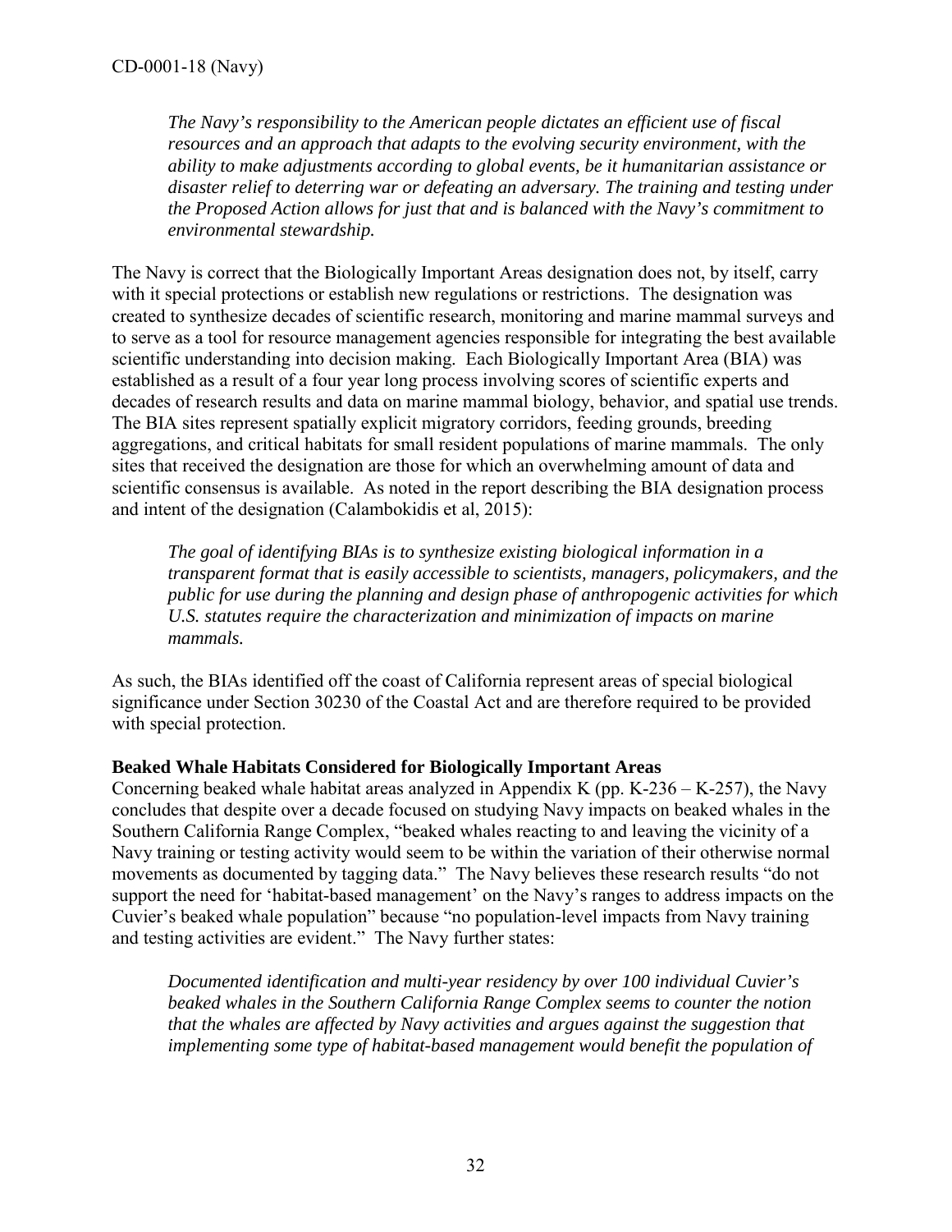*The Navy's responsibility to the American people dictates an efficient use of fiscal resources and an approach that adapts to the evolving security environment, with the ability to make adjustments according to global events, be it humanitarian assistance or disaster relief to deterring war or defeating an adversary. The training and testing under the Proposed Action allows for just that and is balanced with the Navy's commitment to environmental stewardship.*

The Navy is correct that the Biologically Important Areas designation does not, by itself, carry with it special protections or establish new regulations or restrictions. The designation was created to synthesize decades of scientific research, monitoring and marine mammal surveys and to serve as a tool for resource management agencies responsible for integrating the best available scientific understanding into decision making. Each Biologically Important Area (BIA) was established as a result of a four year long process involving scores of scientific experts and decades of research results and data on marine mammal biology, behavior, and spatial use trends. The BIA sites represent spatially explicit migratory corridors, feeding grounds, breeding aggregations, and critical habitats for small resident populations of marine mammals. The only sites that received the designation are those for which an overwhelming amount of data and scientific consensus is available. As noted in the report describing the BIA designation process and intent of the designation (Calambokidis et al, 2015):

*The goal of identifying BIAs is to synthesize existing biological information in a transparent format that is easily accessible to scientists, managers, policymakers, and the public for use during the planning and design phase of anthropogenic activities for which U.S. statutes require the characterization and minimization of impacts on marine mammals.*

As such, the BIAs identified off the coast of California represent areas of special biological significance under Section 30230 of the Coastal Act and are therefore required to be provided with special protection.

**Beaked Whale Habitats Considered for Biologically Important Areas**

Concerning beaked whale habitat areas analyzed in Appendix K (pp. K-236 – K-257), the Navy concludes that despite over a decade focused on studying Navy impacts on beaked whales in the Southern California Range Complex, "beaked whales reacting to and leaving the vicinity of a Navy training or testing activity would seem to be within the variation of their otherwise normal movements as documented by tagging data." The Navy believes these research results "do not support the need for 'habitat-based management' on the Navy's ranges to address impacts on the Cuvier's beaked whale population" because "no population-level impacts from Navy training and testing activities are evident." The Navy further states:

*Documented identification and multi-year residency by over 100 individual Cuvier's beaked whales in the Southern California Range Complex seems to counter the notion that the whales are affected by Navy activities and argues against the suggestion that implementing some type of habitat-based management would benefit the population of*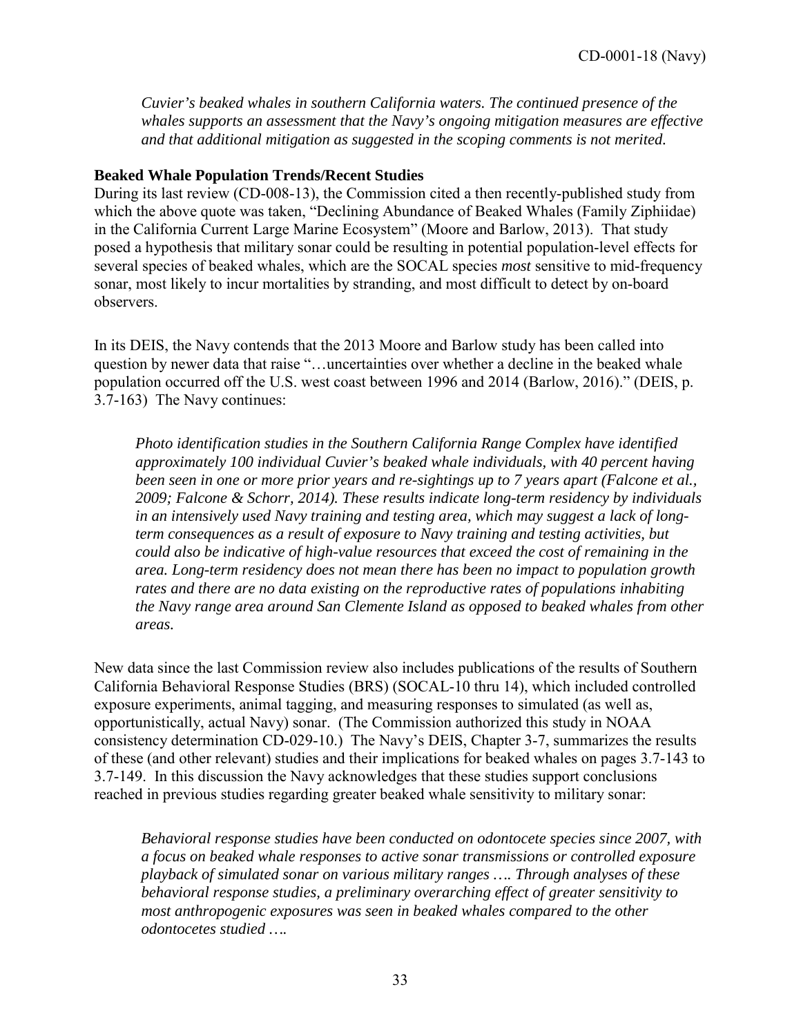*Cuvier's beaked whales in southern California waters. The continued presence of the whales supports an assessment that the Navy's ongoing mitigation measures are effective and that additional mitigation as suggested in the scoping comments is not merited.*

**Beaked Whale Population Trends/Recent Studies**

During its last review (CD-008-13), the Commission cited a then recently-published study from which the above quote was taken, "Declining Abundance of Beaked Whales (Family Ziphiidae) in the California Current Large Marine Ecosystem" (Moore and Barlow, 2013). That study posed a hypothesis that military sonar could be resulting in potential population-level effects for several species of beaked whales, which are the SOCAL species *most* sensitive to mid-frequency sonar, most likely to incur mortalities by stranding, and most difficult to detect by on-board observers.

In its DEIS, the Navy contends that the 2013 Moore and Barlow study has been called into question by newer data that raise "…uncertainties over whether a decline in the beaked whale population occurred off the U.S. west coast between 1996 and 2014 (Barlow, 2016)." (DEIS, p. 3.7-163) The Navy continues:

> *Photo identification studies in the Southern California Range Complex have identified approximately 100 individual Cuvier's beaked whale individuals, with 40 percent having been seen in one or more prior years and re-sightings up to 7 years apart (Falcone et al., 2009; Falcone & Schorr, 2014). These results indicate long-term residency by individuals in an intensively used Navy training and testing area, which may suggest a lack of long-term consequences as a result of exposure to Navy training and testing activities, but could also be indicative of high-value resources that exceed the cost of remaining in the area. Long-term residency does not mean there has been no impact to population growth rates and there are no data existing on the reproductive rates of populations inhabiting the Navy range area around San Clemente Island as opposed to beaked whales from other areas.*

New data since the last Commission review also includes publications of the results of Southern California Behavioral Response Studies (BRS) (SOCAL-10 thru 14), which included controlled exposure experiments, animal tagging, and measuring responses to simulated (as well as, opportunistically, actual Navy) sonar. (The Commission authorized this study in NOAA consistency determination CD-029-10.) The Navy's DEIS, Chapter 3-7, summarizes the results of these (and other relevant) studies and their implications for beaked whales on pages 3.7-143 to 3.7-149. In this discussion the Navy acknowledges that these studies support conclusions reached in previous studies regarding greater beaked whale sensitivity to military sonar:

> *Behavioral response studies have been conducted on odontocete species since 2007, with a focus on beaked whale responses to active sonar transmissions or controlled exposure playback of simulated sonar on various military ranges …. Through analyses of these behavioral response studies, a preliminary overarching effect of greater sensitivity to most anthropogenic exposures was seen in beaked whales compared to the other odontocetes studied ….*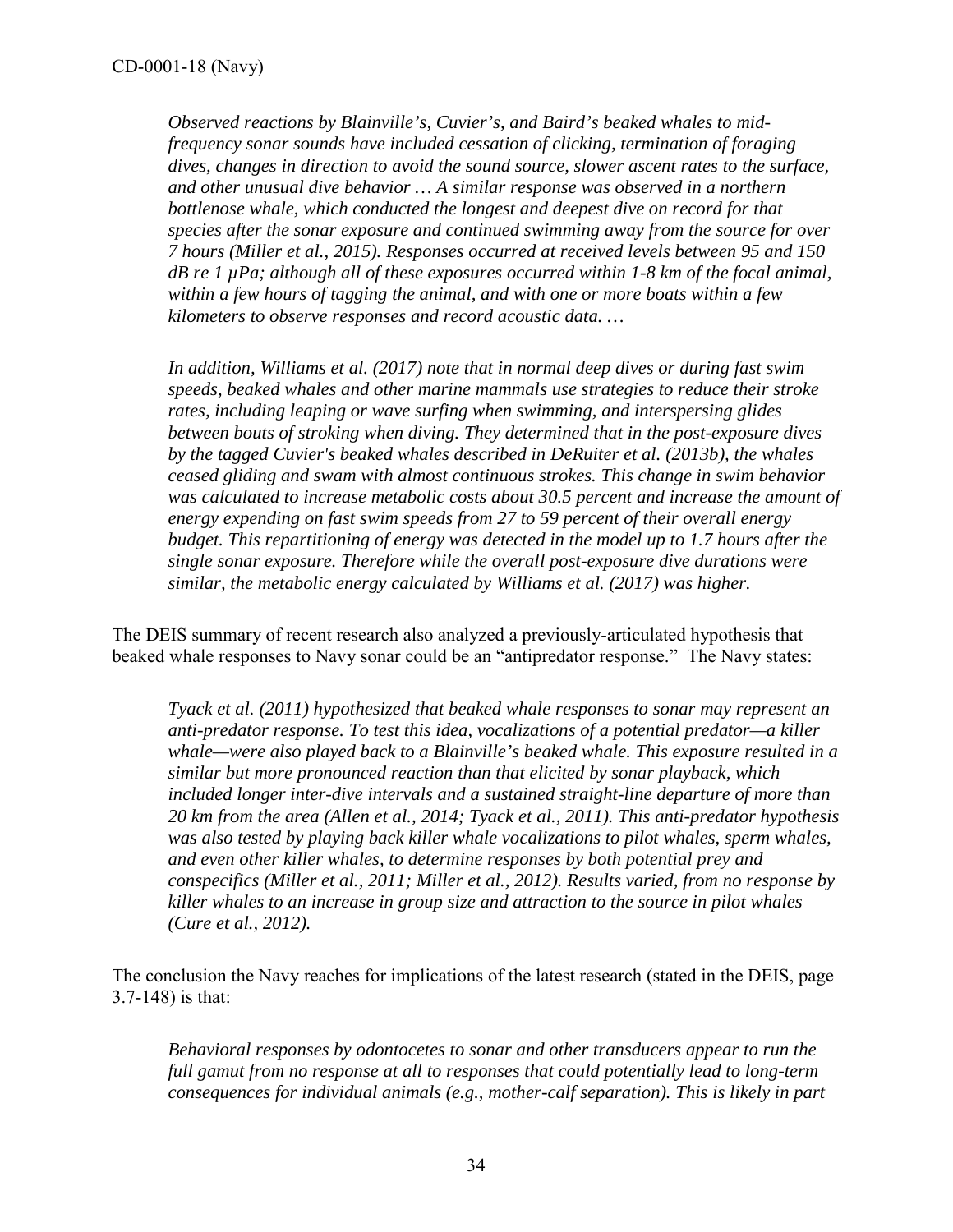*Observed reactions by Blainville's, Cuvier's, and Baird's beaked whales to mid-frequency sonar sounds have included cessation of clicking, termination of foraging dives, changes in direction to avoid the sound source, slower ascent rates to the surface, and other unusual dive behavior … A similar response was observed in a northern bottlenose whale, which conducted the longest and deepest dive on record for that species after the sonar exposure and continued swimming away from the source for over 7 hours (Miller et al., 2015). Responses occurred at received levels between 95 and 150 dB re 1 µPa; although all of these exposures occurred within 1-8 km of the focal animal, within a few hours of tagging the animal, and with one or more boats within a few kilometers to observe responses and record acoustic data. …*

*In addition, Williams et al. (2017) note that in normal deep dives or during fast swim speeds, beaked whales and other marine mammals use strategies to reduce their stroke rates, including leaping or wave surfing when swimming, and interspersing glides between bouts of stroking when diving. They determined that in the post-exposure dives by the tagged Cuvier's beaked whales described in DeRuiter et al. (2013b), the whales ceased gliding and swam with almost continuous strokes. This change in swim behavior was calculated to increase metabolic costs about 30.5 percent and increase the amount of energy expending on fast swim speeds from 27 to 59 percent of their overall energy budget. This repartitioning of energy was detected in the model up to 1.7 hours after the single sonar exposure. Therefore while the overall post-exposure dive durations were similar, the metabolic energy calculated by Williams et al. (2017) was higher.*

The DEIS summary of recent research also analyzed a previously-articulated hypothesis that beaked whale responses to Navy sonar could be an "antipredator response." The Navy states:

*Tyack et al. (2011) hypothesized that beaked whale responses to sonar may represent an anti-predator response. To test this idea, vocalizations of a potential predator—a killer whale—were also played back to a Blainville's beaked whale. This exposure resulted in a similar but more pronounced reaction than that elicited by sonar playback, which included longer inter-dive intervals and a sustained straight-line departure of more than 20 km from the area (Allen et al., 2014; Tyack et al., 2011). This anti-predator hypothesis was also tested by playing back killer whale vocalizations to pilot whales, sperm whales, and even other killer whales, to determine responses by both potential prey and conspecifics (Miller et al., 2011; Miller et al., 2012). Results varied, from no response by killer whales to an increase in group size and attraction to the source in pilot whales (Cure et al., 2012).*

The conclusion the Navy reaches for implications of the latest research (stated in the DEIS, page 3.7-148) is that:

*Behavioral responses by odontocetes to sonar and other transducers appear to run the full gamut from no response at all to responses that could potentially lead to long-term consequences for individual animals (e.g., mother-calf separation). This is likely in part*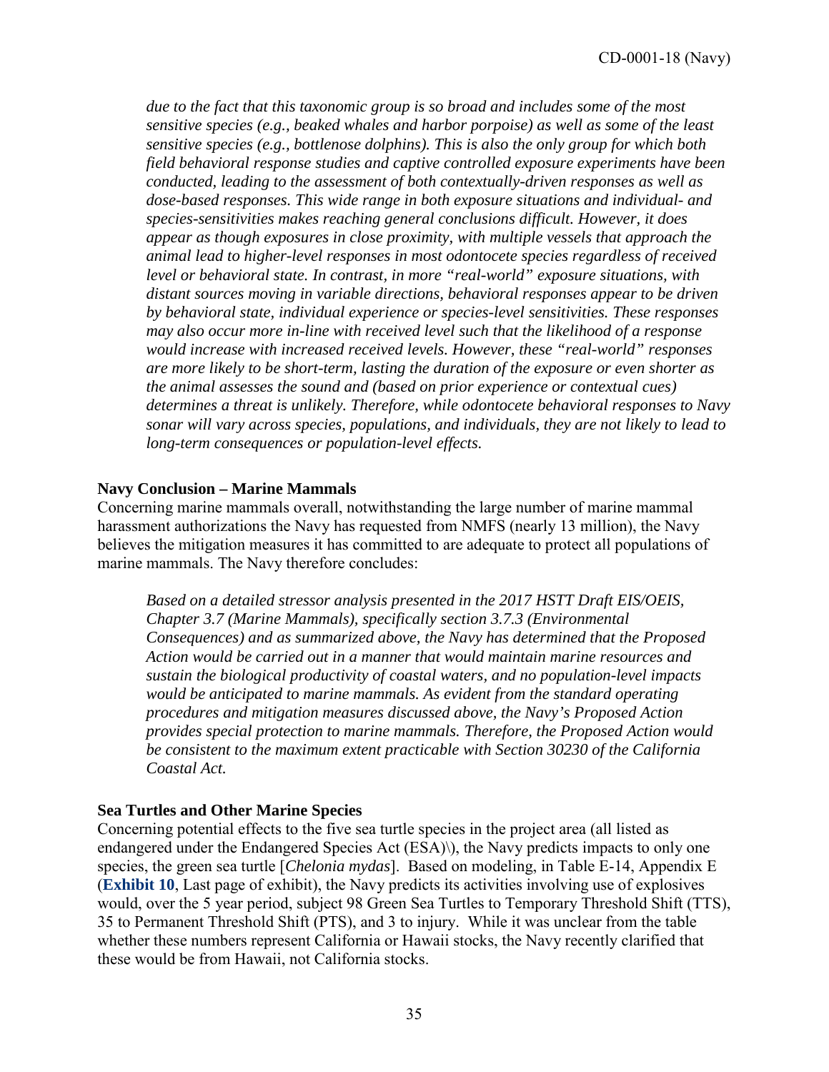*due to the fact that this taxonomic group is so broad and includes some of the most sensitive species (e.g., beaked whales and harbor porpoise) as well as some of the least sensitive species (e.g., bottlenose dolphins). This is also the only group for which both field behavioral response studies and captive controlled exposure experiments have been conducted, leading to the assessment of both contextually-driven responses as well as dose-based responses. This wide range in both exposure situations and individual- and species-sensitivities makes reaching general conclusions difficult. However, it does appear as though exposures in close proximity, with multiple vessels that approach the animal lead to higher-level responses in most odontocete species regardless of received level or behavioral state. In contrast, in more "real-world" exposure situations, with distant sources moving in variable directions, behavioral responses appear to be driven by behavioral state, individual experience or species-level sensitivities. These responses may also occur more in-line with received level such that the likelihood of a response would increase with increased received levels. However, these "real-world" responses are more likely to be short-term, lasting the duration of the exposure or even shorter as the animal assesses the sound and (based on prior experience or contextual cues) determines a threat is unlikely. Therefore, while odontocete behavioral responses to Navy sonar will vary across species, populations, and individuals, they are not likely to lead to long-term consequences or population-level effects.*

**Navy Conclusion – Marine Mammals**

Concerning marine mammals overall, notwithstanding the large number of marine mammal harassment authorizations the Navy has requested from NMFS (nearly 13 million), the Navy believes the mitigation measures it has committed to are adequate to protect all populations of marine mammals. The Navy therefore concludes:

*Based on a detailed stressor analysis presented in the 2017 HSTT Draft EIS/OEIS, Chapter 3.7 (Marine Mammals), specifically section 3.7.3 (Environmental Consequences) and as summarized above, the Navy has determined that the Proposed Action would be carried out in a manner that would maintain marine resources and sustain the biological productivity of coastal waters, and no population-level impacts would be anticipated to marine mammals. As evident from the standard operating procedures and mitigation measures discussed above, the Navy's Proposed Action provides special protection to marine mammals. Therefore, the Proposed Action would be consistent to the maximum extent practicable with Section 30230 of the California Coastal Act.*

**Sea Turtles and Other Marine Species**

Concerning potential effects to the five sea turtle species in the project area (all listed as endangered under the Endangered Species Act (ESA)\), the Navy predicts impacts to only one species, the green sea turtle [*Chelonia mydas*]. Based on modeling, in Table E-14, Appendix E (**Exhibit 10**, Last page of exhibit), the Navy predicts its activities involving use of explosives would, over the 5 year period, subject 98 Green Sea Turtles to Temporary Threshold Shift (TTS), 35 to Permanent Threshold Shift (PTS), and 3 to injury. While it was unclear from the table whether these numbers represent California or Hawaii stocks, the Navy recently clarified that these would be from Hawaii, not California stocks.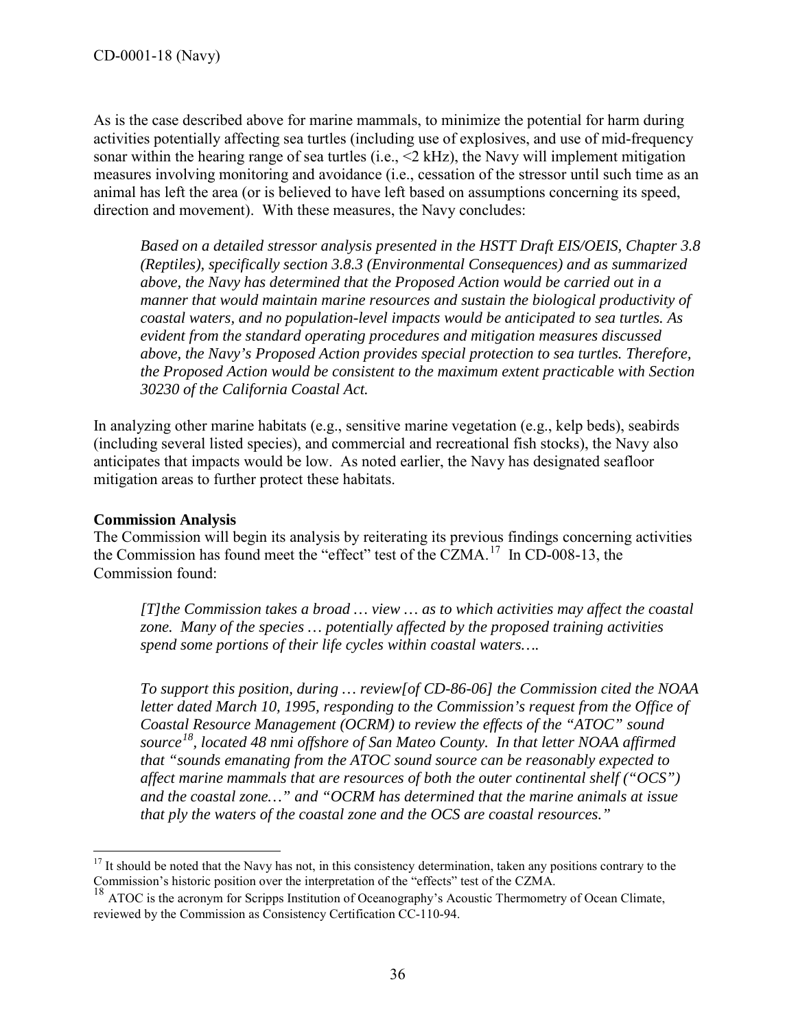As is the case described above for marine mammals, to minimize the potential for harm during activities potentially affecting sea turtles (including use of explosives, and use of mid-frequency sonar within the hearing range of sea turtles (i.e., <2 kHz), the Navy will implement mitigation measures involving monitoring and avoidance (i.e., cessation of the stressor until such time as an animal has left the area (or is believed to have left based on assumptions concerning its speed, direction and movement). With these measures, the Navy concludes:

> *Based on a detailed stressor analysis presented in the HSTT Draft EIS/OEIS, Chapter 3.8 (Reptiles), specifically section 3.8.3 (Environmental Consequences) and as summarized above, the Navy has determined that the Proposed Action would be carried out in a manner that would maintain marine resources and sustain the biological productivity of coastal waters, and no population-level impacts would be anticipated to sea turtles. As evident from the standard operating procedures and mitigation measures discussed above, the Navy's Proposed Action provides special protection to sea turtles. Therefore, the Proposed Action would be consistent to the maximum extent practicable with Section 30230 of the California Coastal Act.*

In analyzing other marine habitats (e.g., sensitive marine vegetation (e.g., kelp beds), seabirds (including several listed species), and commercial and recreational fish stocks), the Navy also anticipates that impacts would be low. As noted earlier, the Navy has designated seafloor mitigation areas to further protect these habitats.

**Commission Analysis**

The Commission will begin its analysis by reiterating its previous findings concerning activities the Commission has found meet the "effect" test of the CZMA.[17] In CD-008-13, the Commission found:

> *[T]the Commission takes a broad … view … as to which activities may affect the coastal zone. Many of the species … potentially affected by the proposed training activities spend some portions of their life cycles within coastal waters….*
>
> *To support this position, during … review[of CD-86-06] the Commission cited the NOAA letter dated March 10, 1995, responding to the Commission's request from the Office of Coastal Resource Management (OCRM) to review the effects of the "ATOC" sound source[18], located 48 nmi offshore of San Mateo County. In that letter NOAA affirmed that "sounds emanating from the ATOC sound source can be reasonably expected to affect marine mammals that are resources of both the outer continental shelf ("OCS") and the coastal zone…" and "OCRM has determined that the marine animals at issue that ply the waters of the coastal zone and the OCS are coastal resources."*

[17] It should be noted that the Navy has not, in this consistency determination, taken any positions contrary to the Commission's historic position over the interpretation of the "effects" test of the CZMA.

[18] ATOC is the acronym for Scripps Institution of Oceanography's Acoustic Thermometry of Ocean Climate, reviewed by the Commission as Consistency Certification CC-110-94.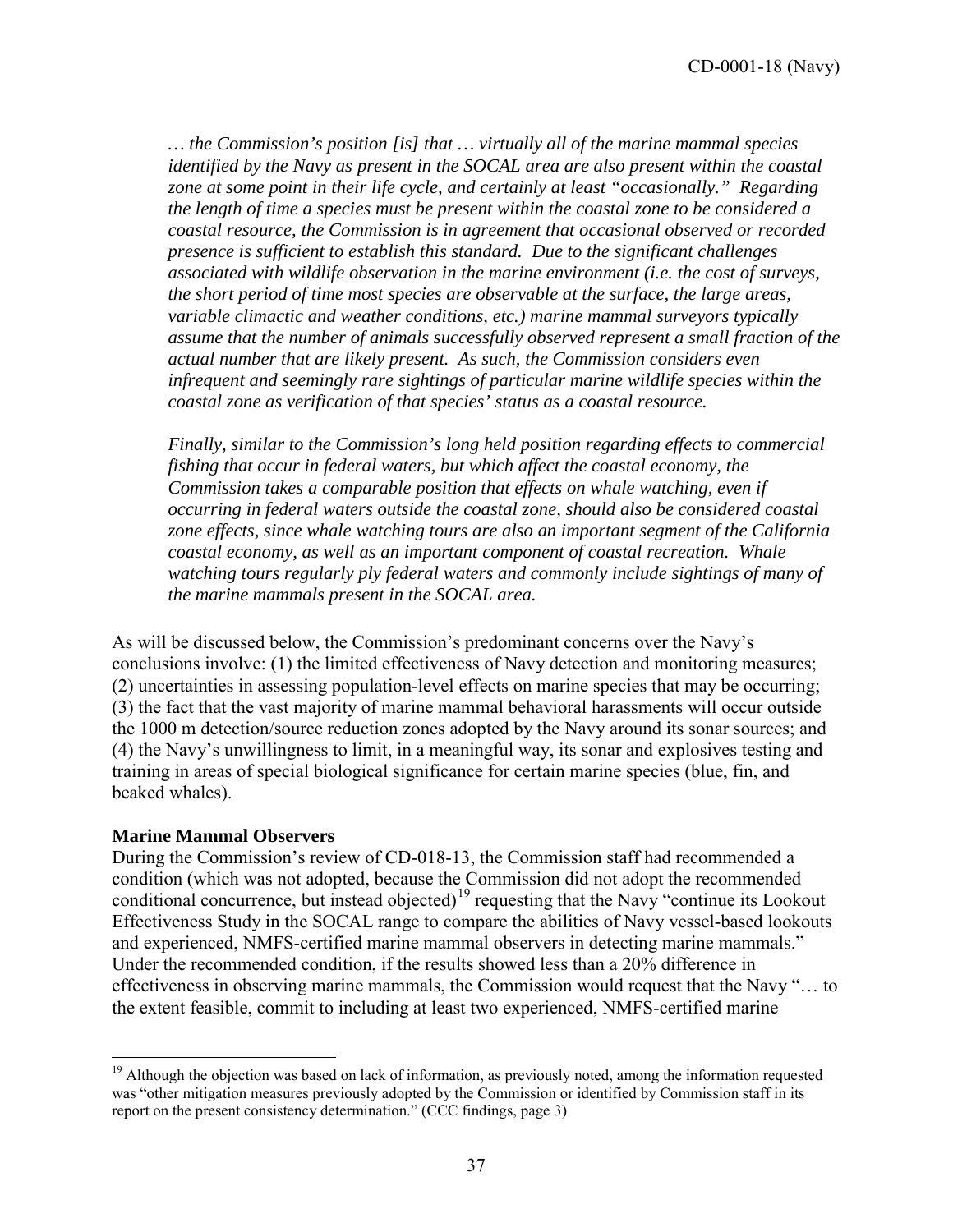*… the Commission's position [is] that … virtually all of the marine mammal species identified by the Navy as present in the SOCAL area are also present within the coastal zone at some point in their life cycle, and certainly at least "occasionally." Regarding the length of time a species must be present within the coastal zone to be considered a coastal resource, the Commission is in agreement that occasional observed or recorded presence is sufficient to establish this standard. Due to the significant challenges associated with wildlife observation in the marine environment (i.e. the cost of surveys, the short period of time most species are observable at the surface, the large areas, variable climactic and weather conditions, etc.) marine mammal surveyors typically assume that the number of animals successfully observed represent a small fraction of the actual number that are likely present. As such, the Commission considers even infrequent and seemingly rare sightings of particular marine wildlife species within the coastal zone as verification of that species' status as a coastal resource.*

*Finally, similar to the Commission's long held position regarding effects to commercial fishing that occur in federal waters, but which affect the coastal economy, the Commission takes a comparable position that effects on whale watching, even if occurring in federal waters outside the coastal zone, should also be considered coastal zone effects, since whale watching tours are also an important segment of the California coastal economy, as well as an important component of coastal recreation. Whale watching tours regularly ply federal waters and commonly include sightings of many of the marine mammals present in the SOCAL area.*

As will be discussed below, the Commission's predominant concerns over the Navy's conclusions involve: (1) the limited effectiveness of Navy detection and monitoring measures; (2) uncertainties in assessing population-level effects on marine species that may be occurring; (3) the fact that the vast majority of marine mammal behavioral harassments will occur outside the 1000 m detection/source reduction zones adopted by the Navy around its sonar sources; and (4) the Navy's unwillingness to limit, in a meaningful way, its sonar and explosives testing and training in areas of special biological significance for certain marine species (blue, fin, and beaked whales).

**Marine Mammal Observers**

During the Commission's review of CD-018-13, the Commission staff had recommended a condition (which was not adopted, because the Commission did not adopt the recommended conditional concurrence, but instead objected)[19] requesting that the Navy "continue its Lookout Effectiveness Study in the SOCAL range to compare the abilities of Navy vessel-based lookouts and experienced, NMFS-certified marine mammal observers in detecting marine mammals." Under the recommended condition, if the results showed less than a 20% difference in effectiveness in observing marine mammals, the Commission would request that the Navy "… to the extent feasible, commit to including at least two experienced, NMFS-certified marine

[19] Although the objection was based on lack of information, as previously noted, among the information requested was "other mitigation measures previously adopted by the Commission or identified by Commission staff in its report on the present consistency determination." (CCC findings, page 3)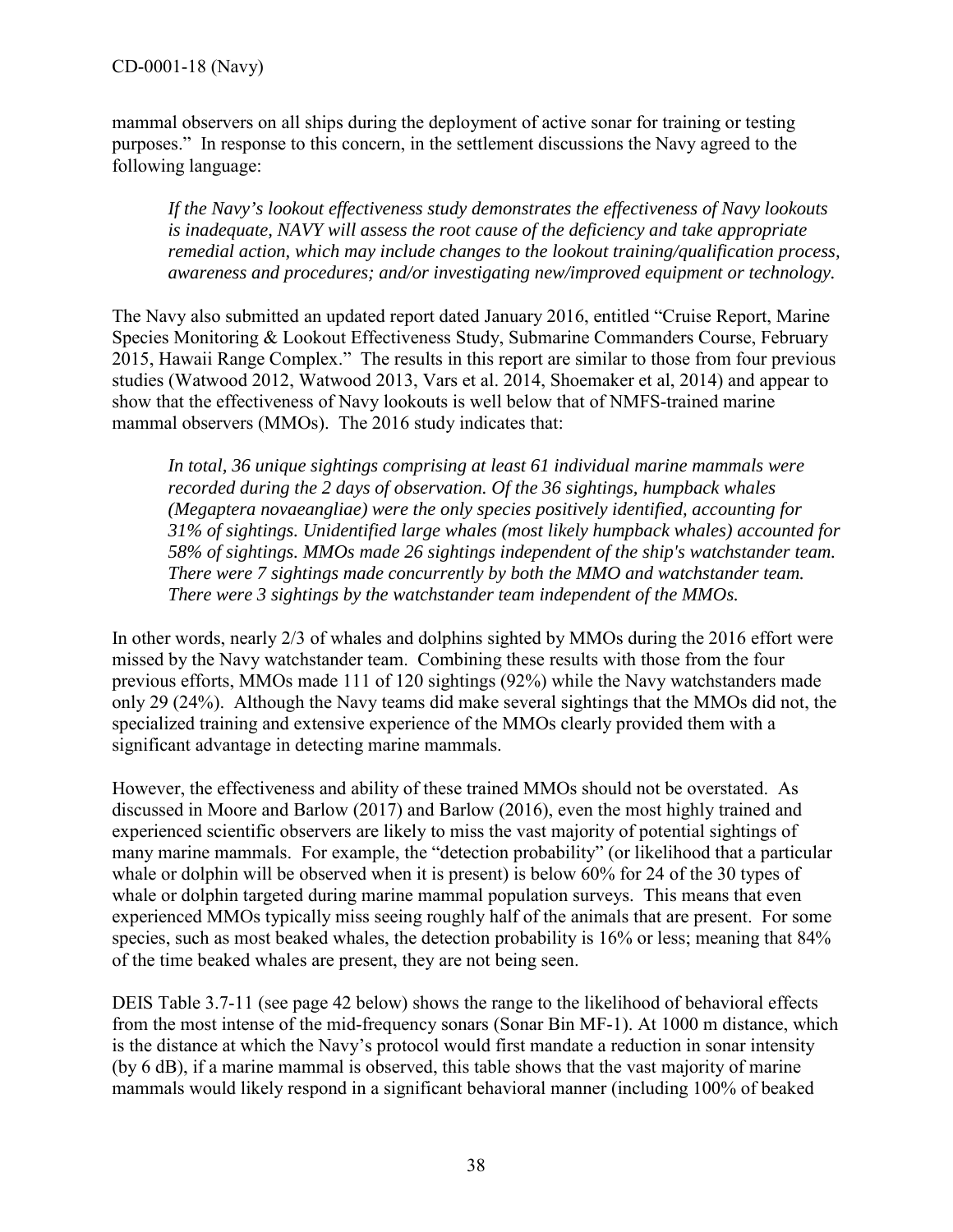mammal observers on all ships during the deployment of active sonar for training or testing purposes." In response to this concern, in the settlement discussions the Navy agreed to the following language:

> *If the Navy's lookout effectiveness study demonstrates the effectiveness of Navy lookouts is inadequate, NAVY will assess the root cause of the deficiency and take appropriate remedial action, which may include changes to the lookout training/qualification process, awareness and procedures; and/or investigating new/improved equipment or technology.*

The Navy also submitted an updated report dated January 2016, entitled "Cruise Report, Marine Species Monitoring & Lookout Effectiveness Study, Submarine Commanders Course, February 2015, Hawaii Range Complex." The results in this report are similar to those from four previous studies (Watwood 2012, Watwood 2013, Vars et al. 2014, Shoemaker et al, 2014) and appear to show that the effectiveness of Navy lookouts is well below that of NMFS-trained marine mammal observers (MMOs). The 2016 study indicates that:

> *In total, 36 unique sightings comprising at least 61 individual marine mammals were recorded during the 2 days of observation. Of the 36 sightings, humpback whales (Megaptera novaeangliae) were the only species positively identified, accounting for 31% of sightings. Unidentified large whales (most likely humpback whales) accounted for 58% of sightings. MMOs made 26 sightings independent of the ship's watchstander team. There were 7 sightings made concurrently by both the MMO and watchstander team. There were 3 sightings by the watchstander team independent of the MMOs.*

In other words, nearly 2/3 of whales and dolphins sighted by MMOs during the 2016 effort were missed by the Navy watchstander team. Combining these results with those from the four previous efforts, MMOs made 111 of 120 sightings (92%) while the Navy watchstanders made only 29 (24%). Although the Navy teams did make several sightings that the MMOs did not, the specialized training and extensive experience of the MMOs clearly provided them with a significant advantage in detecting marine mammals.

However, the effectiveness and ability of these trained MMOs should not be overstated. As discussed in Moore and Barlow (2017) and Barlow (2016), even the most highly trained and experienced scientific observers are likely to miss the vast majority of potential sightings of many marine mammals. For example, the "detection probability" (or likelihood that a particular whale or dolphin will be observed when it is present) is below 60% for 24 of the 30 types of whale or dolphin targeted during marine mammal population surveys. This means that even experienced MMOs typically miss seeing roughly half of the animals that are present. For some species, such as most beaked whales, the detection probability is 16% or less; meaning that 84% of the time beaked whales are present, they are not being seen.

DEIS Table 3.7-11 (see page 42 below) shows the range to the likelihood of behavioral effects from the most intense of the mid-frequency sonars (Sonar Bin MF-1). At 1000 m distance, which is the distance at which the Navy's protocol would first mandate a reduction in sonar intensity (by 6 dB), if a marine mammal is observed, this table shows that the vast majority of marine mammals would likely respond in a significant behavioral manner (including 100% of beaked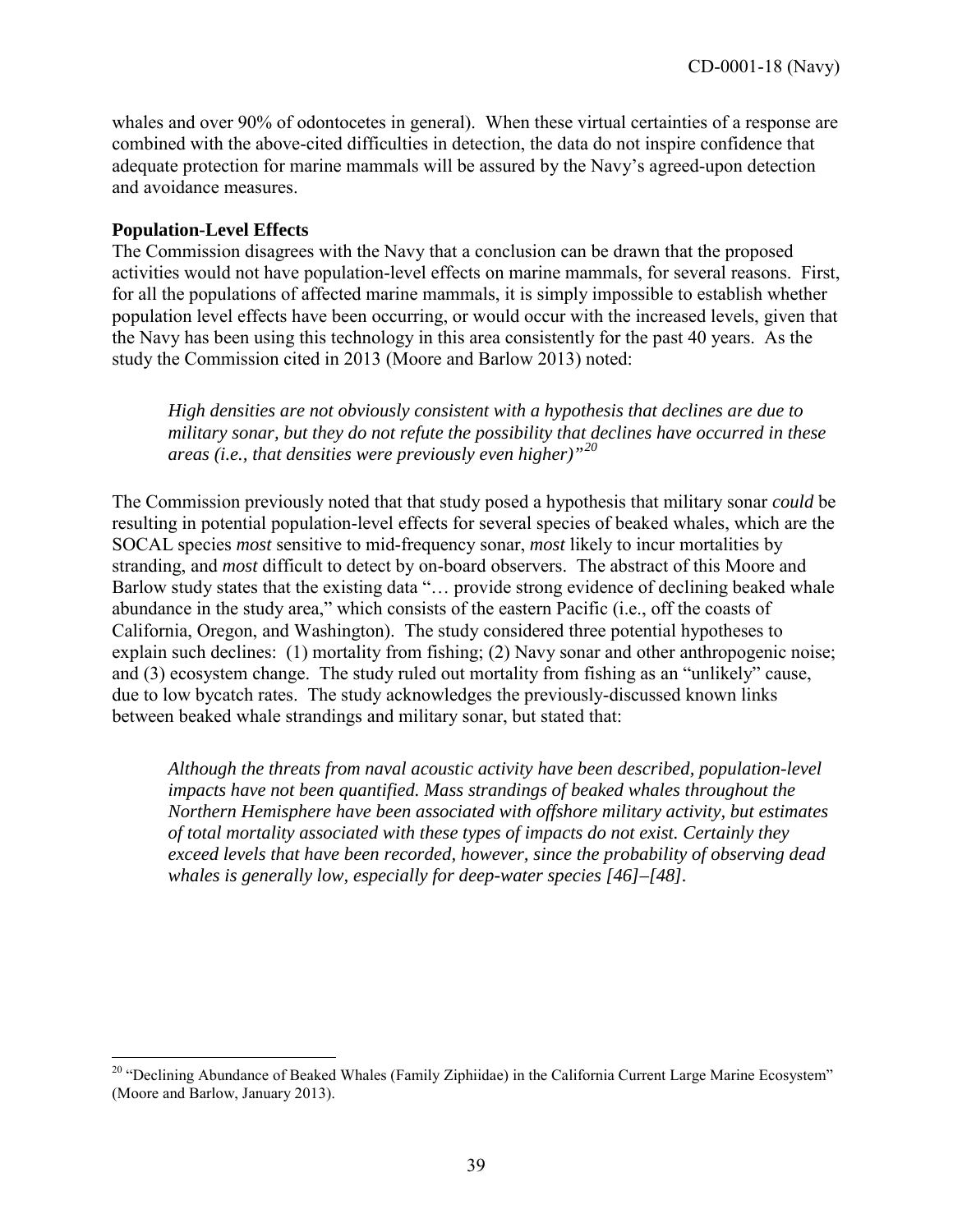whales and over 90% of odontocetes in general). When these virtual certainties of a response are combined with the above-cited difficulties in detection, the data do not inspire confidence that adequate protection for marine mammals will be assured by the Navy's agreed-upon detection and avoidance measures.

**Population-Level Effects**

The Commission disagrees with the Navy that a conclusion can be drawn that the proposed activities would not have population-level effects on marine mammals, for several reasons. First, for all the populations of affected marine mammals, it is simply impossible to establish whether population level effects have been occurring, or would occur with the increased levels, given that the Navy has been using this technology in this area consistently for the past 40 years. As the study the Commission cited in 2013 (Moore and Barlow 2013) noted:

> *High densities are not obviously consistent with a hypothesis that declines are due to military sonar, but they do not refute the possibility that declines have occurred in these areas (i.e., that densities were previously even higher)"*[20]

The Commission previously noted that that study posed a hypothesis that military sonar *could* be resulting in potential population-level effects for several species of beaked whales, which are the SOCAL species *most* sensitive to mid-frequency sonar, *most* likely to incur mortalities by stranding, and *most* difficult to detect by on-board observers. The abstract of this Moore and Barlow study states that the existing data "… provide strong evidence of declining beaked whale abundance in the study area," which consists of the eastern Pacific (i.e., off the coasts of California, Oregon, and Washington). The study considered three potential hypotheses to explain such declines: (1) mortality from fishing; (2) Navy sonar and other anthropogenic noise; and (3) ecosystem change. The study ruled out mortality from fishing as an "unlikely" cause, due to low bycatch rates. The study acknowledges the previously-discussed known links between beaked whale strandings and military sonar, but stated that:

> *Although the threats from naval acoustic activity have been described, population-level impacts have not been quantified. Mass strandings of beaked whales throughout the Northern Hemisphere have been associated with offshore military activity, but estimates of total mortality associated with these types of impacts do not exist. Certainly they exceed levels that have been recorded, however, since the probability of observing dead whales is generally low, especially for deep-water species [46]–[48].*

---

[20] "Declining Abundance of Beaked Whales (Family Ziphiidae) in the California Current Large Marine Ecosystem" (Moore and Barlow, January 2013).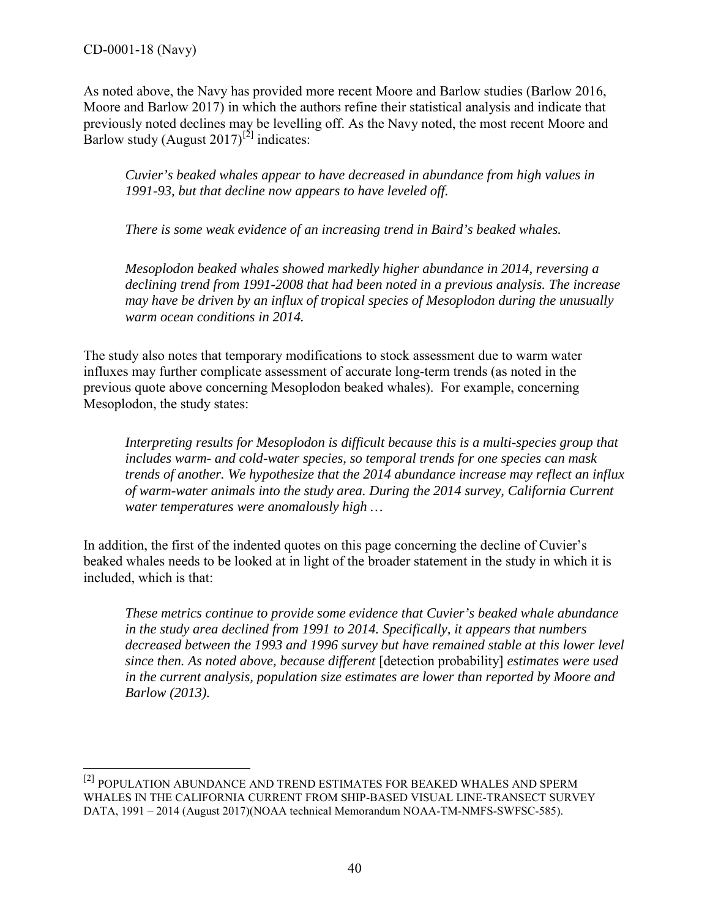As noted above, the Navy has provided more recent Moore and Barlow studies (Barlow 2016, Moore and Barlow 2017) in which the authors refine their statistical analysis and indicate that previously noted declines may be levelling off. As the Navy noted, the most recent Moore and Barlow study (August 2017)[2] indicates:

> *Cuvier's beaked whales appear to have decreased in abundance from high values in 1991-93, but that decline now appears to have leveled off.*
>
> *There is some weak evidence of an increasing trend in Baird's beaked whales.*
>
> *Mesoplodon beaked whales showed markedly higher abundance in 2014, reversing a declining trend from 1991-2008 that had been noted in a previous analysis. The increase may have be driven by an influx of tropical species of Mesoplodon during the unusually warm ocean conditions in 2014.*

The study also notes that temporary modifications to stock assessment due to warm water influxes may further complicate assessment of accurate long-term trends (as noted in the previous quote above concerning Mesoplodon beaked whales). For example, concerning Mesoplodon, the study states:

> *Interpreting results for Mesoplodon is difficult because this is a multi-species group that includes warm- and cold-water species, so temporal trends for one species can mask trends of another. We hypothesize that the 2014 abundance increase may reflect an influx of warm-water animals into the study area. During the 2014 survey, California Current water temperatures were anomalously high …*

In addition, the first of the indented quotes on this page concerning the decline of Cuvier's beaked whales needs to be looked at in light of the broader statement in the study in which it is included, which is that:

> *These metrics continue to provide some evidence that Cuvier's beaked whale abundance in the study area declined from 1991 to 2014. Specifically, it appears that numbers decreased between the 1993 and 1996 survey but have remained stable at this lower level since then. As noted above, because different* [detection probability] *estimates were used in the current analysis, population size estimates are lower than reported by Moore and Barlow (2013).*

---

[2] POPULATION ABUNDANCE AND TREND ESTIMATES FOR BEAKED WHALES AND SPERM WHALES IN THE CALIFORNIA CURRENT FROM SHIP-BASED VISUAL LINE-TRANSECT SURVEY DATA, 1991 – 2014 (August 2017)(NOAA technical Memorandum NOAA-TM-NMFS-SWFSC-585).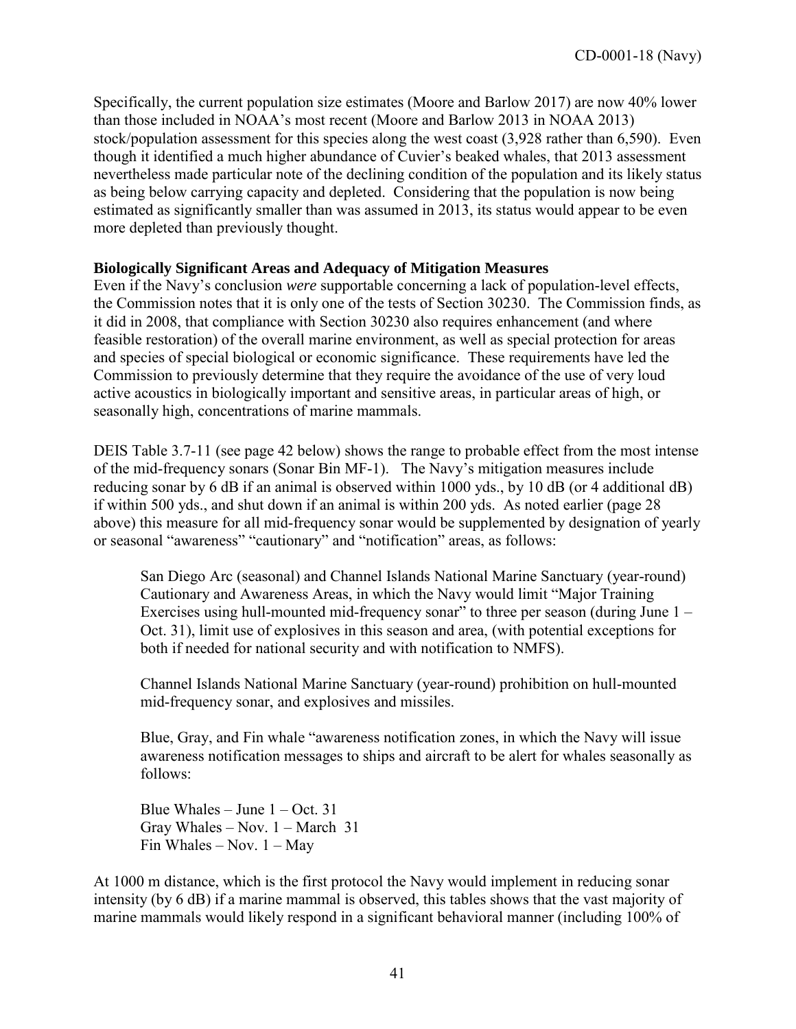Specifically, the current population size estimates (Moore and Barlow 2017) are now 40% lower than those included in NOAA's most recent (Moore and Barlow 2013 in NOAA 2013) stock/population assessment for this species along the west coast (3,928 rather than 6,590). Even though it identified a much higher abundance of Cuvier's beaked whales, that 2013 assessment nevertheless made particular note of the declining condition of the population and its likely status as being below carrying capacity and depleted. Considering that the population is now being estimated as significantly smaller than was assumed in 2013, its status would appear to be even more depleted than previously thought.

**Biologically Significant Areas and Adequacy of Mitigation Measures**

Even if the Navy's conclusion *were* supportable concerning a lack of population-level effects, the Commission notes that it is only one of the tests of Section 30230. The Commission finds, as it did in 2008, that compliance with Section 30230 also requires enhancement (and where feasible restoration) of the overall marine environment, as well as special protection for areas and species of special biological or economic significance. These requirements have led the Commission to previously determine that they require the avoidance of the use of very loud active acoustics in biologically important and sensitive areas, in particular areas of high, or seasonally high, concentrations of marine mammals.

DEIS Table 3.7-11 (see page 42 below) shows the range to probable effect from the most intense of the mid-frequency sonars (Sonar Bin MF-1). The Navy's mitigation measures include reducing sonar by 6 dB if an animal is observed within 1000 yds., by 10 dB (or 4 additional dB) if within 500 yds., and shut down if an animal is within 200 yds. As noted earlier (page 28 above) this measure for all mid-frequency sonar would be supplemented by designation of yearly or seasonal "awareness" "cautionary" and "notification" areas, as follows:

> San Diego Arc (seasonal) and Channel Islands National Marine Sanctuary (year-round) Cautionary and Awareness Areas, in which the Navy would limit "Major Training Exercises using hull-mounted mid-frequency sonar" to three per season (during June 1 – Oct. 31), limit use of explosives in this season and area, (with potential exceptions for both if needed for national security and with notification to NMFS).
>
> Channel Islands National Marine Sanctuary (year-round) prohibition on hull-mounted mid-frequency sonar, and explosives and missiles.
>
> Blue, Gray, and Fin whale "awareness notification zones, in which the Navy will issue awareness notification messages to ships and aircraft to be alert for whales seasonally as follows:
>
> Blue Whales – June 1 – Oct. 31
> Gray Whales – Nov. 1 – March 31
> Fin Whales – Nov. 1 – May

At 1000 m distance, which is the first protocol the Navy would implement in reducing sonar intensity (by 6 dB) if a marine mammal is observed, this tables shows that the vast majority of marine mammals would likely respond in a significant behavioral manner (including 100% of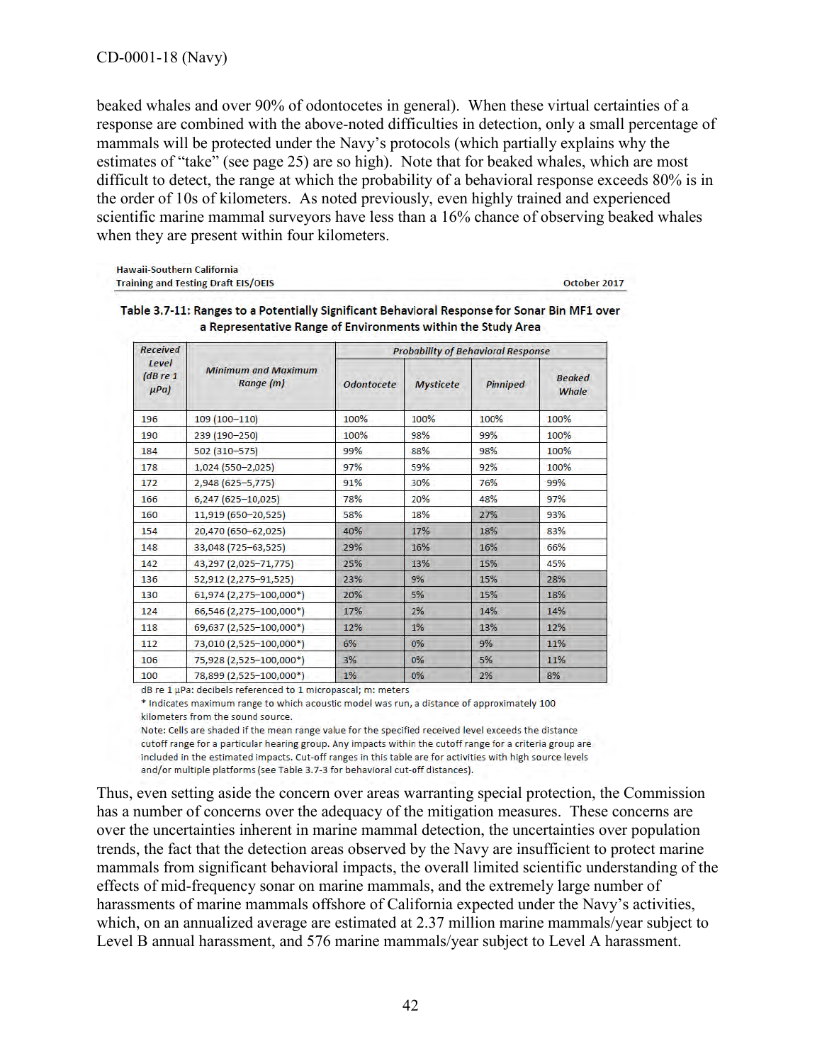beaked whales and over 90% of odontocetes in general). When these virtual certainties of a response are combined with the above-noted difficulties in detection, only a small percentage of mammals will be protected under the Navy's protocols (which partially explains why the estimates of "take" (see page 25) are so high). Note that for beaked whales, which are most difficult to detect, the range at which the probability of a behavioral response exceeds 80% is in the order of 10s of kilometers. As noted previously, even highly trained and experienced scientific marine mammal surveyors have less than a 16% chance of observing beaked whales when they are present within four kilometers.

**Hawaii-Southern California Training and Testing Draft EIS/OEIS** — October 2017

**Table 3.7-11: Ranges to a Potentially Significant Behavioral Response for Sonar Bin MF1 over a Representative Range of Environments within the Study Area**

| Received Level (dB re 1 µPa) | Minimum and Maximum Range (m) | Probability of Behavioral Response | | | |
|---|---|---|---|---|---|
| | | Odontocete | Mysticete | Pinniped | Beaked Whale |
| 196 | 109 (100–110) | 100% | 100% | 100% | 100% |
| 190 | 239 (190–250) | 100% | 98% | 99% | 100% |
| 184 | 502 (310–575) | 99% | 88% | 98% | 100% |
| 178 | 1,024 (550–2,025) | 97% | 59% | 92% | 100% |
| 172 | 2,948 (625–5,775) | 91% | 30% | 76% | 99% |
| 166 | 6,247 (625–10,025) | 78% | 20% | 48% | 97% |
| 160 | 11,919 (650–20,525) | 58% | 18% | 27% | 93% |
| 154 | 20,470 (650–62,025) | 40% | 17% | 18% | 83% |
| 148 | 33,048 (725–63,525) | 29% | 16% | 16% | 66% |
| 142 | 43,297 (2,025–71,775) | 25% | 13% | 15% | 45% |
| 136 | 52,912 (2,275–91,525) | 23% | 9% | 15% | 28% |
| 130 | 61,974 (2,275–100,000*) | 20% | 5% | 15% | 18% |
| 124 | 66,546 (2,275–100,000*) | 17% | 2% | 14% | 14% |
| 118 | 69,637 (2,525–100,000*) | 12% | 1% | 13% | 12% |
| 112 | 73,010 (2,525–100,000*) | 6% | 0% | 9% | 11% |
| 106 | 75,928 (2,525–100,000*) | 3% | 0% | 5% | 11% |
| 100 | 78,899 (2,525–100,000*) | 1% | 0% | 2% | 8% |

dB re 1 µPa: decibels referenced to 1 micropascal; m: meters
* Indicates maximum range to which acoustic model was run, a distance of approximately 100 kilometers from the sound source.
Note: Cells are shaded if the mean range value for the specified received level exceeds the distance cutoff range for a particular hearing group. Any impacts within the cutoff range for a criteria group are included in the estimated impacts. Cut-off ranges in this table are for activities with high source levels and/or multiple platforms (see Table 3.7-3 for behavioral cut-off distances).

Thus, even setting aside the concern over areas warranting special protection, the Commission has a number of concerns over the adequacy of the mitigation measures. These concerns are over the uncertainties inherent in marine mammal detection, the uncertainties over population trends, the fact that the detection areas observed by the Navy are insufficient to protect marine mammals from significant behavioral impacts, the overall limited scientific understanding of the effects of mid-frequency sonar on marine mammals, and the extremely large number of harassments of marine mammals offshore of California expected under the Navy's activities, which, on an annualized average are estimated at 2.37 million marine mammals/year subject to Level B annual harassment, and 576 marine mammals/year subject to Level A harassment.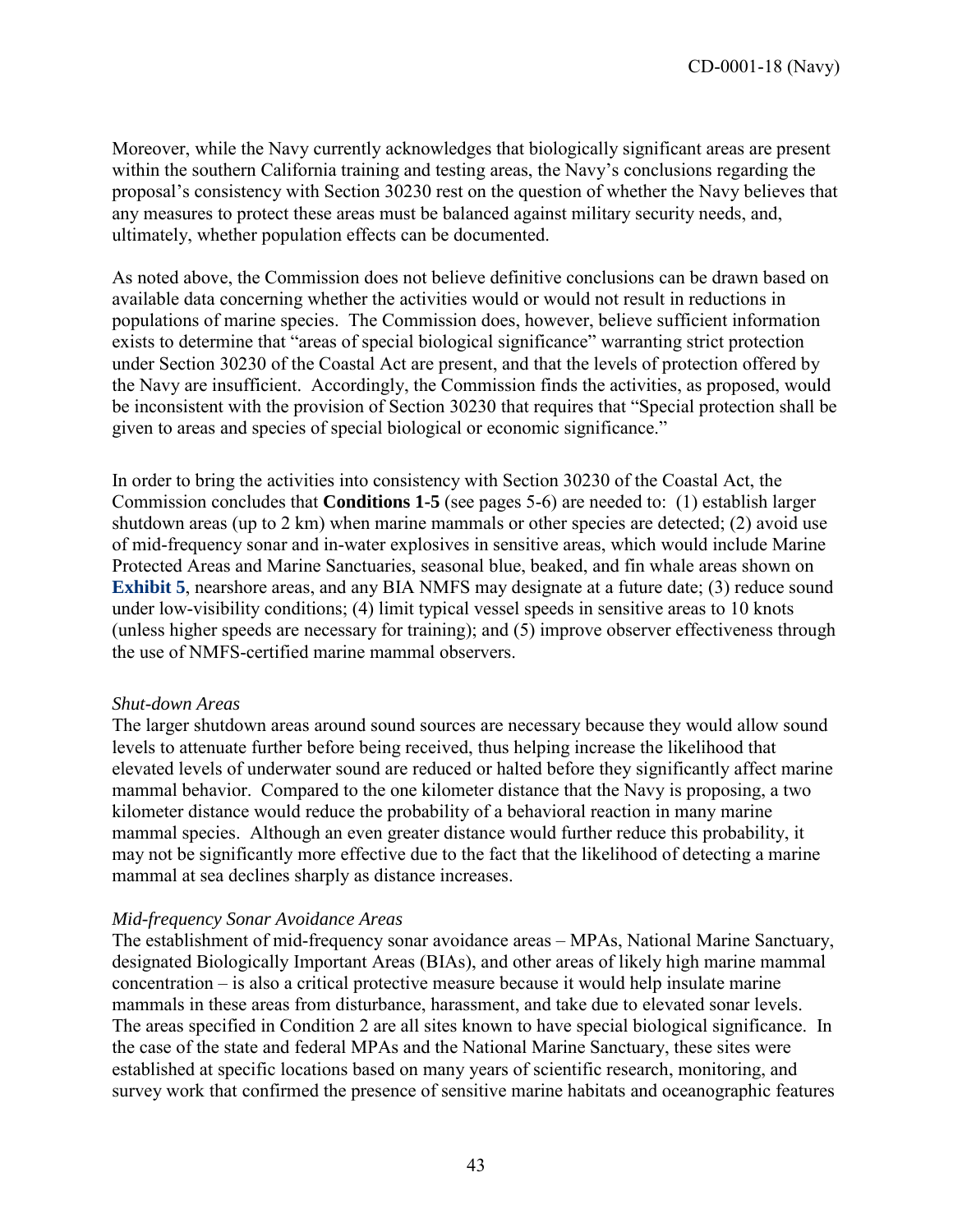Moreover, while the Navy currently acknowledges that biologically significant areas are present within the southern California training and testing areas, the Navy's conclusions regarding the proposal's consistency with Section 30230 rest on the question of whether the Navy believes that any measures to protect these areas must be balanced against military security needs, and, ultimately, whether population effects can be documented.

As noted above, the Commission does not believe definitive conclusions can be drawn based on available data concerning whether the activities would or would not result in reductions in populations of marine species. The Commission does, however, believe sufficient information exists to determine that "areas of special biological significance" warranting strict protection under Section 30230 of the Coastal Act are present, and that the levels of protection offered by the Navy are insufficient. Accordingly, the Commission finds the activities, as proposed, would be inconsistent with the provision of Section 30230 that requires that "Special protection shall be given to areas and species of special biological or economic significance."

In order to bring the activities into consistency with Section 30230 of the Coastal Act, the Commission concludes that **Conditions 1-5** (see pages 5-6) are needed to: (1) establish larger shutdown areas (up to 2 km) when marine mammals or other species are detected; (2) avoid use of mid-frequency sonar and in-water explosives in sensitive areas, which would include Marine Protected Areas and Marine Sanctuaries, seasonal blue, beaked, and fin whale areas shown on **Exhibit 5**, nearshore areas, and any BIA NMFS may designate at a future date; (3) reduce sound under low-visibility conditions; (4) limit typical vessel speeds in sensitive areas to 10 knots (unless higher speeds are necessary for training); and (5) improve observer effectiveness through the use of NMFS-certified marine mammal observers.

*Shut-down Areas*

The larger shutdown areas around sound sources are necessary because they would allow sound levels to attenuate further before being received, thus helping increase the likelihood that elevated levels of underwater sound are reduced or halted before they significantly affect marine mammal behavior. Compared to the one kilometer distance that the Navy is proposing, a two kilometer distance would reduce the probability of a behavioral reaction in many marine mammal species. Although an even greater distance would further reduce this probability, it may not be significantly more effective due to the fact that the likelihood of detecting a marine mammal at sea declines sharply as distance increases.

*Mid-frequency Sonar Avoidance Areas*

The establishment of mid-frequency sonar avoidance areas – MPAs, National Marine Sanctuary, designated Biologically Important Areas (BIAs), and other areas of likely high marine mammal concentration – is also a critical protective measure because it would help insulate marine mammals in these areas from disturbance, harassment, and take due to elevated sonar levels. The areas specified in Condition 2 are all sites known to have special biological significance. In the case of the state and federal MPAs and the National Marine Sanctuary, these sites were established at specific locations based on many years of scientific research, monitoring, and survey work that confirmed the presence of sensitive marine habitats and oceanographic features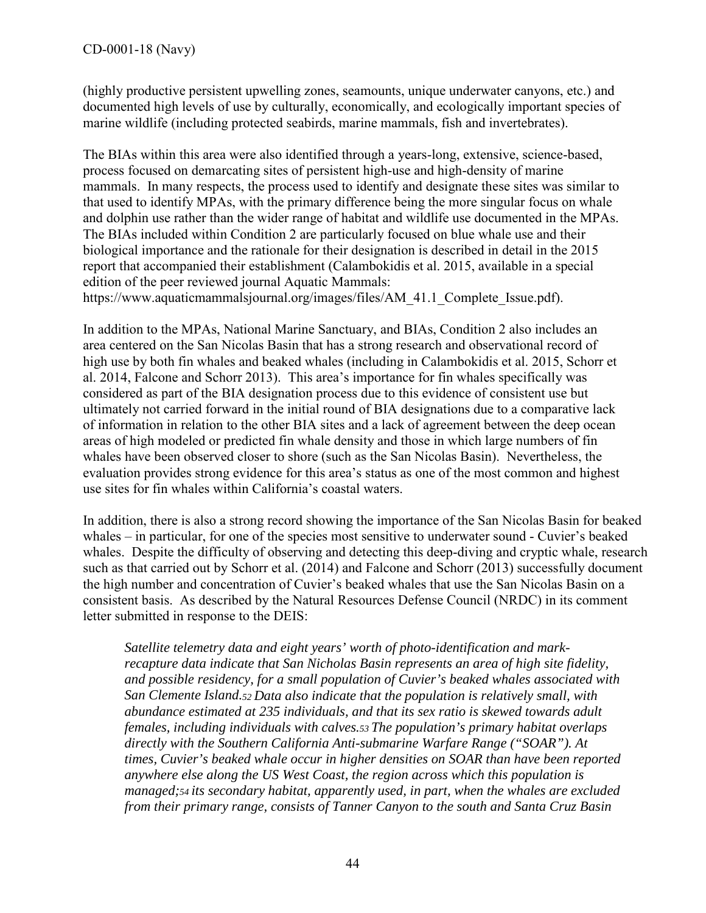(highly productive persistent upwelling zones, seamounts, unique underwater canyons, etc.) and documented high levels of use by culturally, economically, and ecologically important species of marine wildlife (including protected seabirds, marine mammals, fish and invertebrates).

The BIAs within this area were also identified through a years-long, extensive, science-based, process focused on demarcating sites of persistent high-use and high-density of marine mammals. In many respects, the process used to identify and designate these sites was similar to that used to identify MPAs, with the primary difference being the more singular focus on whale and dolphin use rather than the wider range of habitat and wildlife use documented in the MPAs. The BIAs included within Condition 2 are particularly focused on blue whale use and their biological importance and the rationale for their designation is described in detail in the 2015 report that accompanied their establishment (Calambokidis et al. 2015, available in a special edition of the peer reviewed journal Aquatic Mammals: https://www.aquaticmammalsjournal.org/images/files/AM_41.1_Complete_Issue.pdf).

In addition to the MPAs, National Marine Sanctuary, and BIAs, Condition 2 also includes an area centered on the San Nicolas Basin that has a strong research and observational record of high use by both fin whales and beaked whales (including in Calambokidis et al. 2015, Schorr et al. 2014, Falcone and Schorr 2013). This area's importance for fin whales specifically was considered as part of the BIA designation process due to this evidence of consistent use but ultimately not carried forward in the initial round of BIA designations due to a comparative lack of information in relation to the other BIA sites and a lack of agreement between the deep ocean areas of high modeled or predicted fin whale density and those in which large numbers of fin whales have been observed closer to shore (such as the San Nicolas Basin). Nevertheless, the evaluation provides strong evidence for this area's status as one of the most common and highest use sites for fin whales within California's coastal waters.

In addition, there is also a strong record showing the importance of the San Nicolas Basin for beaked whales – in particular, for one of the species most sensitive to underwater sound - Cuvier's beaked whales. Despite the difficulty of observing and detecting this deep-diving and cryptic whale, research such as that carried out by Schorr et al. (2014) and Falcone and Schorr (2013) successfully document the high number and concentration of Cuvier's beaked whales that use the San Nicolas Basin on a consistent basis. As described by the Natural Resources Defense Council (NRDC) in its comment letter submitted in response to the DEIS:

> *Satellite telemetry data and eight years' worth of photo-identification and mark-recapture data indicate that San Nicholas Basin represents an area of high site fidelity, and possible residency, for a small population of Cuvier's beaked whales associated with San Clemente Island.*[52] *Data also indicate that the population is relatively small, with abundance estimated at 235 individuals, and that its sex ratio is skewed towards adult females, including individuals with calves.*[53] *The population's primary habitat overlaps directly with the Southern California Anti-submarine Warfare Range ("SOAR"). At times, Cuvier's beaked whale occur in higher densities on SOAR than have been reported anywhere else along the US West Coast, the region across which this population is managed;*[54] *its secondary habitat, apparently used, in part, when the whales are excluded from their primary range, consists of Tanner Canyon to the south and Santa Cruz Basin*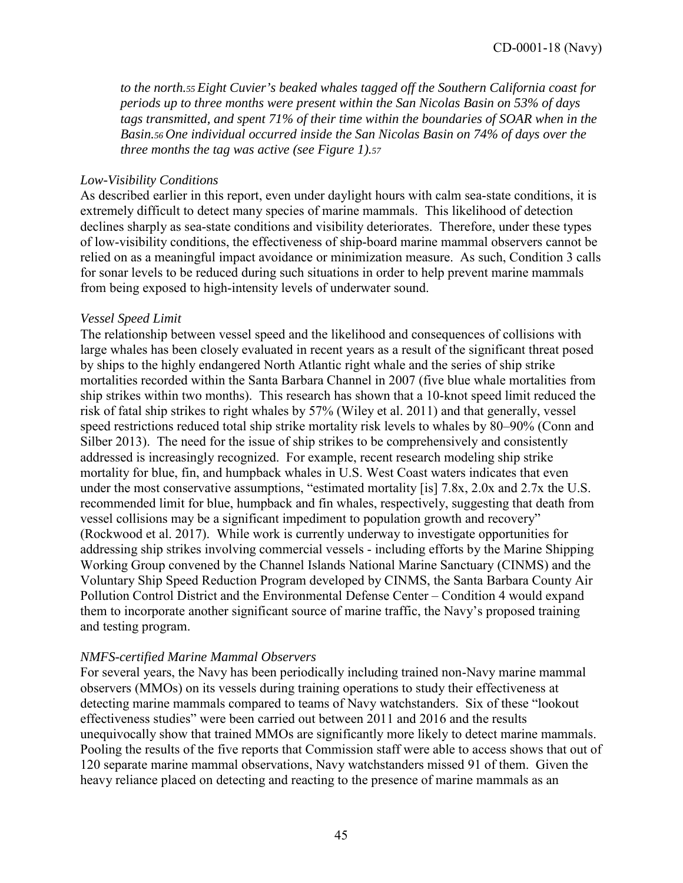*to the north.[55] Eight Cuvier's beaked whales tagged off the Southern California coast for periods up to three months were present within the San Nicolas Basin on 53% of days tags transmitted, and spent 71% of their time within the boundaries of SOAR when in the Basin.[56] One individual occurred inside the San Nicolas Basin on 74% of days over the three months the tag was active (see Figure 1).[57]*

*Low-Visibility Conditions*

As described earlier in this report, even under daylight hours with calm sea-state conditions, it is extremely difficult to detect many species of marine mammals. This likelihood of detection declines sharply as sea-state conditions and visibility deteriorates. Therefore, under these types of low-visibility conditions, the effectiveness of ship-board marine mammal observers cannot be relied on as a meaningful impact avoidance or minimization measure. As such, Condition 3 calls for sonar levels to be reduced during such situations in order to help prevent marine mammals from being exposed to high-intensity levels of underwater sound.

*Vessel Speed Limit*

The relationship between vessel speed and the likelihood and consequences of collisions with large whales has been closely evaluated in recent years as a result of the significant threat posed by ships to the highly endangered North Atlantic right whale and the series of ship strike mortalities recorded within the Santa Barbara Channel in 2007 (five blue whale mortalities from ship strikes within two months). This research has shown that a 10-knot speed limit reduced the risk of fatal ship strikes to right whales by 57% (Wiley et al. 2011) and that generally, vessel speed restrictions reduced total ship strike mortality risk levels to whales by 80–90% (Conn and Silber 2013). The need for the issue of ship strikes to be comprehensively and consistently addressed is increasingly recognized. For example, recent research modeling ship strike mortality for blue, fin, and humpback whales in U.S. West Coast waters indicates that even under the most conservative assumptions, "estimated mortality [is] 7.8x, 2.0x and 2.7x the U.S. recommended limit for blue, humpback and fin whales, respectively, suggesting that death from vessel collisions may be a significant impediment to population growth and recovery" (Rockwood et al. 2017). While work is currently underway to investigate opportunities for addressing ship strikes involving commercial vessels - including efforts by the Marine Shipping Working Group convened by the Channel Islands National Marine Sanctuary (CINMS) and the Voluntary Ship Speed Reduction Program developed by CINMS, the Santa Barbara County Air Pollution Control District and the Environmental Defense Center – Condition 4 would expand them to incorporate another significant source of marine traffic, the Navy's proposed training and testing program.

*NMFS-certified Marine Mammal Observers*

For several years, the Navy has been periodically including trained non-Navy marine mammal observers (MMOs) on its vessels during training operations to study their effectiveness at detecting marine mammals compared to teams of Navy watchstanders. Six of these "lookout effectiveness studies" were been carried out between 2011 and 2016 and the results unequivocally show that trained MMOs are significantly more likely to detect marine mammals. Pooling the results of the five reports that Commission staff were able to access shows that out of 120 separate marine mammal observations, Navy watchstanders missed 91 of them. Given the heavy reliance placed on detecting and reacting to the presence of marine mammals as an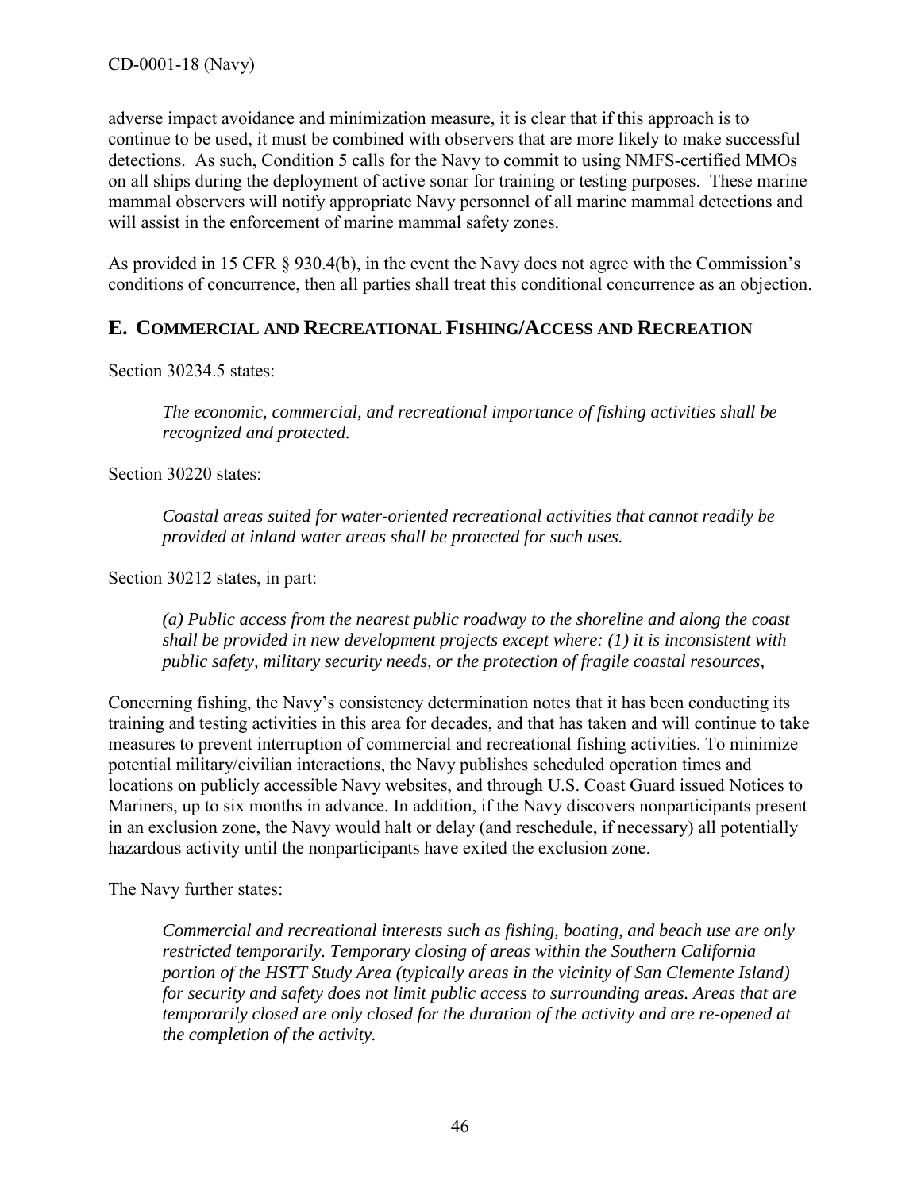adverse impact avoidance and minimization measure, it is clear that if this approach is to continue to be used, it must be combined with observers that are more likely to make successful detections. As such, Condition 5 calls for the Navy to commit to using NMFS-certified MMOs on all ships during the deployment of active sonar for training or testing purposes. These marine mammal observers will notify appropriate Navy personnel of all marine mammal detections and will assist in the enforcement of marine mammal safety zones.

As provided in 15 CFR § 930.4(b), in the event the Navy does not agree with the Commission's conditions of concurrence, then all parties shall treat this conditional concurrence as an objection.

## E. Commercial and Recreational Fishing/Access and Recreation

Section 30234.5 states:

> *The economic, commercial, and recreational importance of fishing activities shall be recognized and protected.*

Section 30220 states:

> *Coastal areas suited for water-oriented recreational activities that cannot readily be provided at inland water areas shall be protected for such uses.*

Section 30212 states, in part:

> *(a) Public access from the nearest public roadway to the shoreline and along the coast shall be provided in new development projects except where: (1) it is inconsistent with public safety, military security needs, or the protection of fragile coastal resources,*

Concerning fishing, the Navy's consistency determination notes that it has been conducting its training and testing activities in this area for decades, and that has taken and will continue to take measures to prevent interruption of commercial and recreational fishing activities. To minimize potential military/civilian interactions, the Navy publishes scheduled operation times and locations on publicly accessible Navy websites, and through U.S. Coast Guard issued Notices to Mariners, up to six months in advance. In addition, if the Navy discovers nonparticipants present in an exclusion zone, the Navy would halt or delay (and reschedule, if necessary) all potentially hazardous activity until the nonparticipants have exited the exclusion zone.

The Navy further states:

> *Commercial and recreational interests such as fishing, boating, and beach use are only restricted temporarily. Temporary closing of areas within the Southern California portion of the HSTT Study Area (typically areas in the vicinity of San Clemente Island) for security and safety does not limit public access to surrounding areas. Areas that are temporarily closed are only closed for the duration of the activity and are re-opened at the completion of the activity.*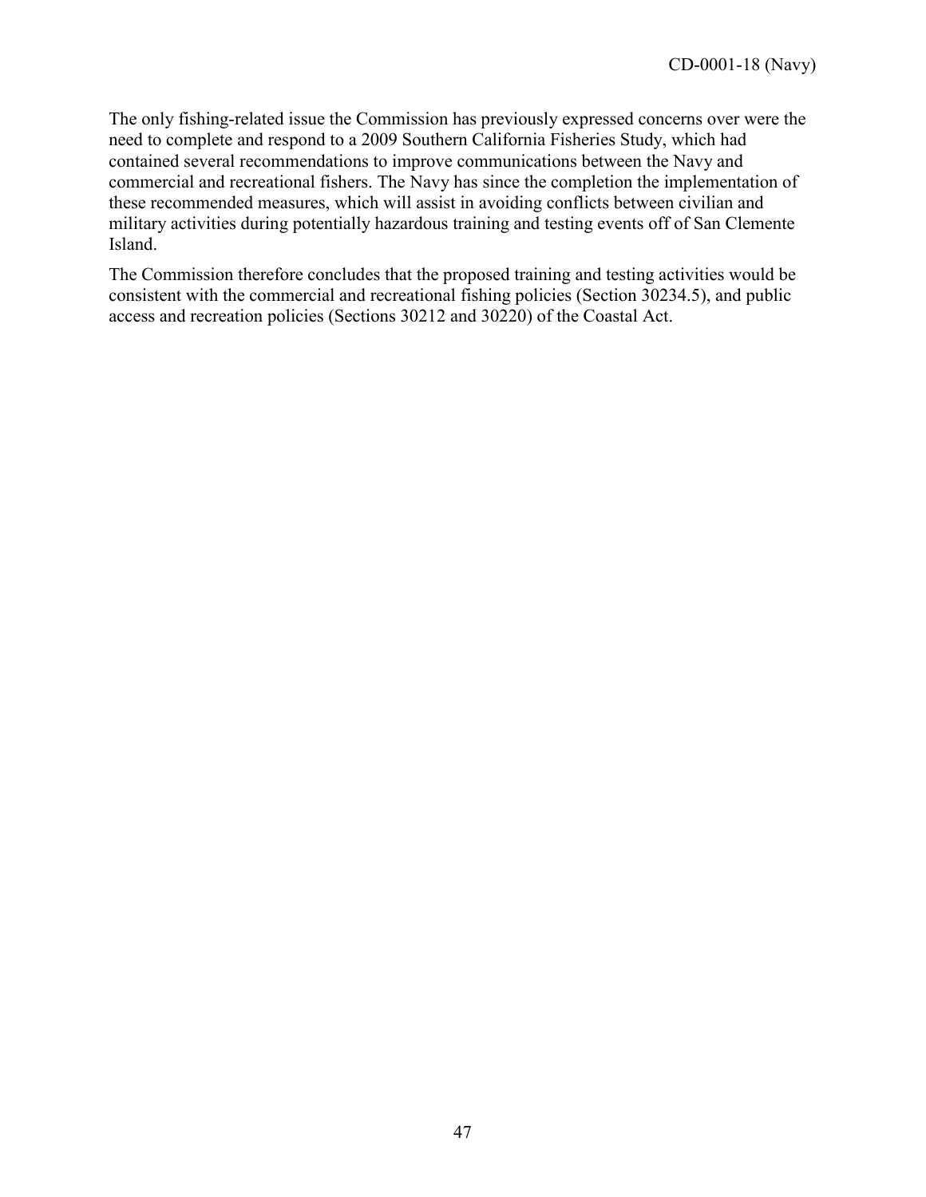The only fishing-related issue the Commission has previously expressed concerns over were the need to complete and respond to a 2009 Southern California Fisheries Study, which had contained several recommendations to improve communications between the Navy and commercial and recreational fishers. The Navy has since the completion the implementation of these recommended measures, which will assist in avoiding conflicts between civilian and military activities during potentially hazardous training and testing events off of San Clemente Island.

The Commission therefore concludes that the proposed training and testing activities would be consistent with the commercial and recreational fishing policies (Section 30234.5), and public access and recreation policies (Sections 30212 and 30220) of the Coastal Act.